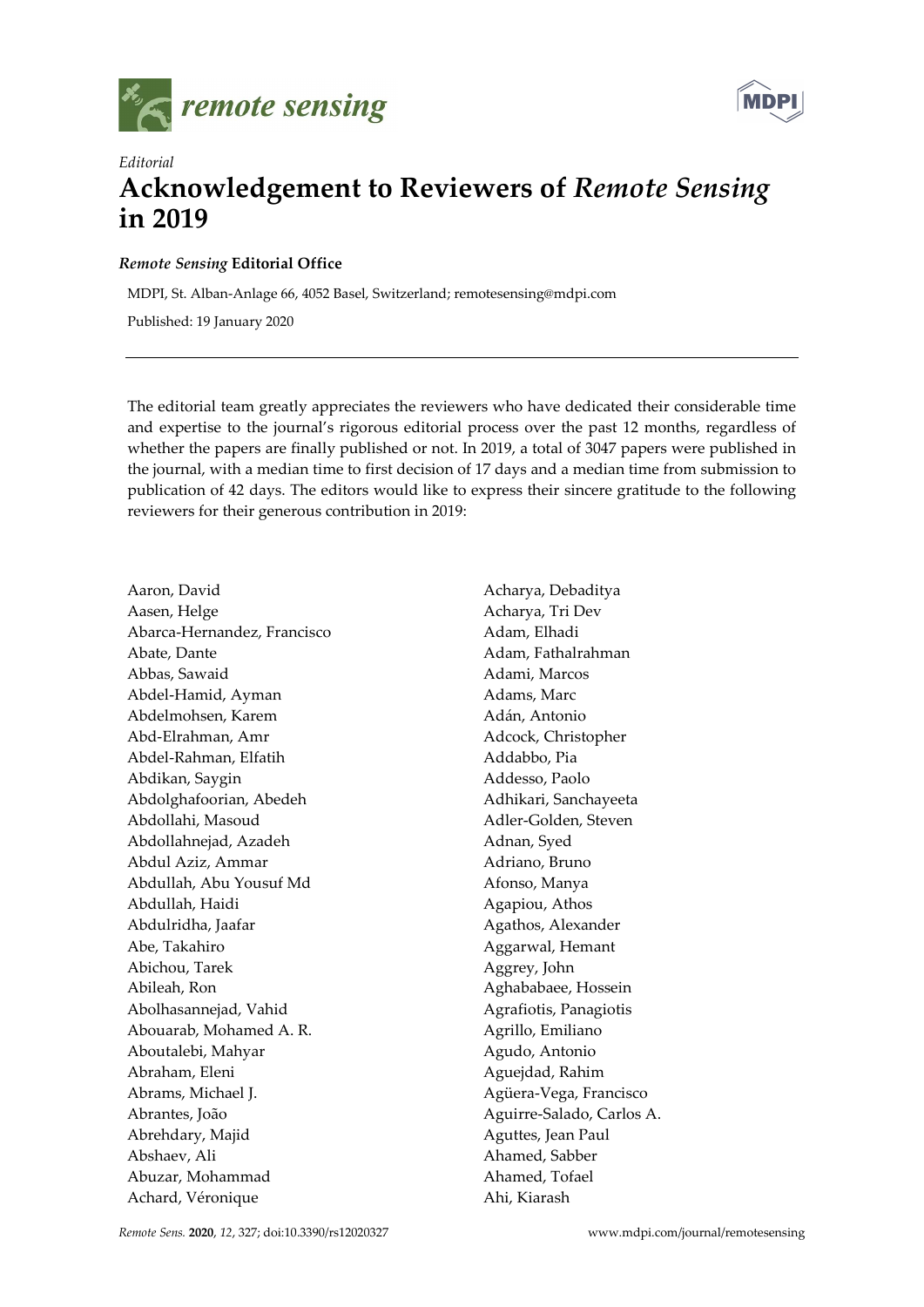*Editorial*

# Acknowledgement to Reviewers of *Remote Sensing* in 2019

***Remote Sensing* Editorial Office**

MDPI, St. Alban-Anlage 66, 4052 Basel, Switzerland; remotesensing@mdpi.com

Published: 19 January 2020

---

The editorial team greatly appreciates the reviewers who have dedicated their considerable time and expertise to the journal's rigorous editorial process over the past 12 months, regardless of whether the papers are finally published or not. In 2019, a total of 3047 papers were published in the journal, with a median time to first decision of 17 days and a median time from submission to publication of 42 days. The editors would like to express their sincere gratitude to the following reviewers for their generous contribution in 2019:

Aaron, David
Aasen, Helge
Abarca-Hernandez, Francisco
Abate, Dante
Abbas, Sawaid
Abdel-Hamid, Ayman
Abdelmohsen, Karem
Abd-Elrahman, Amr
Abdel-Rahman, Elfatih
Abdikan, Saygin
Abdolghafoorian, Abedeh
Abdollahi, Masoud
Abdollahnejad, Azadeh
Abdul Aziz, Ammar
Abdullah, Abu Yousuf Md
Abdullah, Haidi
Abdulridha, Jaafar
Abe, Takahiro
Abichou, Tarek
Abileah, Ron
Abolhasannejad, Vahid
Abouarab, Mohamed A. R.
Aboutalebi, Mahyar
Abraham, Eleni
Abrams, Michael J.
Abrantes, João
Abrehdary, Majid
Abshaev, Ali
Abuzar, Mohammad
Achard, Véronique
Acharya, Debaditya
Acharya, Tri Dev
Adam, Elhadi
Adam, Fathalrahman
Adami, Marcos
Adams, Marc
Adán, Antonio
Adcock, Christopher
Addabbo, Pia
Addesso, Paolo
Adhikari, Sanchayeeta
Adler-Golden, Steven
Adnan, Syed
Adriano, Bruno
Afonso, Manya
Agapiou, Athos
Agathos, Alexander
Aggarwal, Hemant
Aggrey, John
Aghababaee, Hossein
Agrafiotis, Panagiotis
Agrillo, Emiliano
Agudo, Antonio
Aguejdad, Rahim
Agüera-Vega, Francisco
Aguirre-Salado, Carlos A.
Aguttes, Jean Paul
Ahamed, Sabber
Ahamed, Tofael
Ahi, Kiarash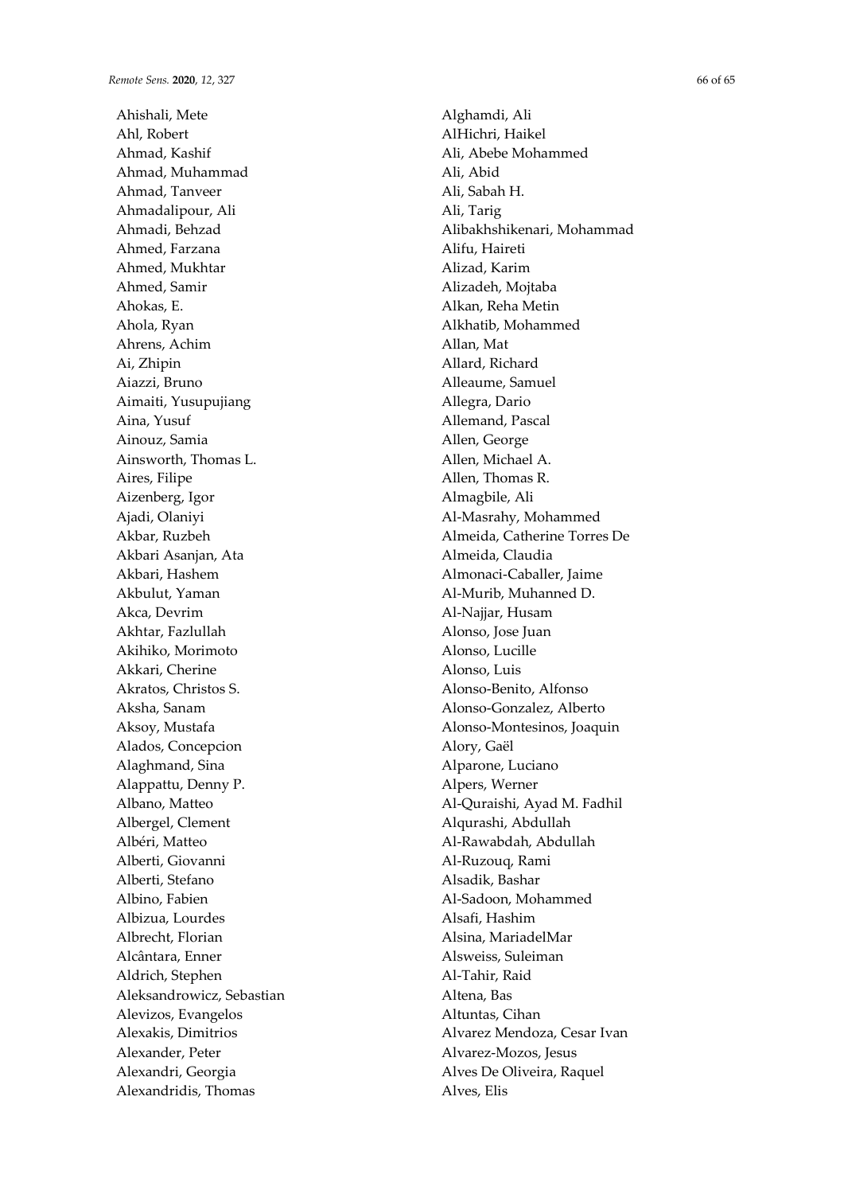Ahishali, Mete
Ahl, Robert
Ahmad, Kashif
Ahmad, Muhammad
Ahmad, Tanveer
Ahmadalipour, Ali
Ahmadi, Behzad
Ahmed, Farzana
Ahmed, Mukhtar
Ahmed, Samir
Ahokas, E.
Ahola, Ryan
Ahrens, Achim
Ai, Zhipin
Aiazzi, Bruno
Aimaiti, Yusupujiang
Aina, Yusuf
Ainouz, Samia
Ainsworth, Thomas L.
Aires, Filipe
Aizenberg, Igor
Ajadi, Olaniyi
Akbar, Ruzbeh
Akbari Asanjan, Ata
Akbari, Hashem
Akbulut, Yaman
Akca, Devrim
Akhtar, Fazlullah
Akihiko, Morimoto
Akkari, Cherine
Akratos, Christos S.
Aksha, Sanam
Aksoy, Mustafa
Alados, Concepcion
Alaghmand, Sina
Alappattu, Denny P.
Albano, Matteo
Albergel, Clement
Albéri, Matteo
Alberti, Giovanni
Alberti, Stefano
Albino, Fabien
Albizua, Lourdes
Albrecht, Florian
Alcântara, Enner
Aldrich, Stephen
Aleksandrowicz, Sebastian
Alevizos, Evangelos
Alexakis, Dimitrios
Alexander, Peter
Alexandri, Georgia
Alexandridis, Thomas
Alghamdi, Ali
AlHichri, Haikel
Ali, Abebe Mohammed
Ali, Abid
Ali, Sabah H.
Ali, Tarig
Alibakhshikenari, Mohammad
Alifu, Haireti
Alizad, Karim
Alizadeh, Mojtaba
Alkan, Reha Metin
Alkhatib, Mohammed
Allan, Mat
Allard, Richard
Alleaume, Samuel
Allegra, Dario
Allemand, Pascal
Allen, George
Allen, Michael A.
Allen, Thomas R.
Almagbile, Ali
Al-Masrahy, Mohammed
Almeida, Catherine Torres De
Almeida, Claudia
Almonaci-Caballer, Jaime
Al-Murib, Muhanned D.
Al-Najjar, Husam
Alonso, Jose Juan
Alonso, Lucille
Alonso, Luis
Alonso-Benito, Alfonso
Alonso-Gonzalez, Alberto
Alonso-Montesinos, Joaquin
Alory, Gaël
Alparone, Luciano
Alpers, Werner
Al-Quraishi, Ayad M. Fadhil
Alqurashi, Abdullah
Al-Rawabdah, Abdullah
Al-Ruzouq, Rami
Alsadik, Bashar
Al-Sadoon, Mohammed
Alsafi, Hashim
Alsina, MariadelMar
Alsweiss, Suleiman
Al-Tahir, Raid
Altena, Bas
Altuntas, Cihan
Alvarez Mendoza, Cesar Ivan
Alvarez-Mozos, Jesus
Alves De Oliveira, Raquel
Alves, Elis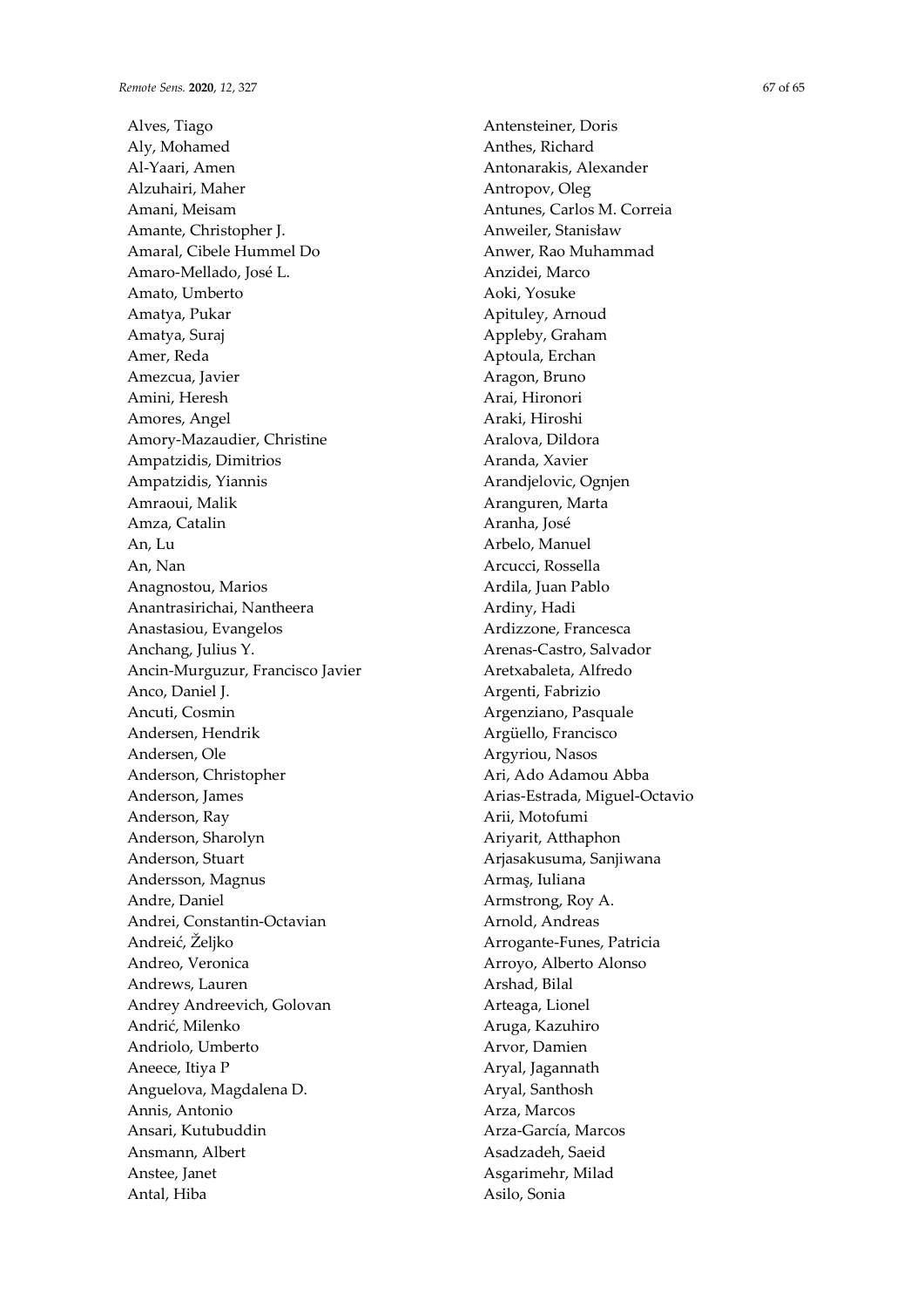Alves, Tiago
Aly, Mohamed
Al-Yaari, Amen
Alzuhairi, Maher
Amani, Meisam
Amante, Christopher J.
Amaral, Cibele Hummel Do
Amaro-Mellado, José L.
Amato, Umberto
Amatya, Pukar
Amatya, Suraj
Amer, Reda
Amezcua, Javier
Amini, Heresh
Amores, Angel
Amory-Mazaudier, Christine
Ampatzidis, Dimitrios
Ampatzidis, Yiannis
Amraoui, Malik
Amza, Catalin
An, Lu
An, Nan
Anagnostou, Marios
Anantrasirichai, Nantheera
Anastasiou, Evangelos
Anchang, Julius Y.
Ancin-Murguzur, Francisco Javier
Anco, Daniel J.
Ancuti, Cosmin
Andersen, Hendrik
Andersen, Ole
Anderson, Christopher
Anderson, James
Anderson, Ray
Anderson, Sharolyn
Anderson, Stuart
Andersson, Magnus
Andre, Daniel
Andrei, Constantin-Octavian
Andreić, Željko
Andreo, Veronica
Andrews, Lauren
Andrey Andreevich, Golovan
Andrić, Milenko
Andriolo, Umberto
Aneece, Itiya P
Anguelova, Magdalena D.
Annis, Antonio
Ansari, Kutubuddin
Ansmann, Albert
Anstee, Janet
Antal, Hiba
Antensteiner, Doris
Anthes, Richard
Antonarakis, Alexander
Antropov, Oleg
Antunes, Carlos M. Correia
Anweiler, Stanisław
Anwer, Rao Muhammad
Anzidei, Marco
Aoki, Yosuke
Apituley, Arnoud
Appleby, Graham
Aptoula, Erchan
Aragon, Bruno
Arai, Hironori
Araki, Hiroshi
Aralova, Dildora
Aranda, Xavier
Arandjelovic, Ognjen
Aranguren, Marta
Aranha, José
Arbelo, Manuel
Arcucci, Rossella
Ardila, Juan Pablo
Ardiny, Hadi
Ardizzone, Francesca
Arenas-Castro, Salvador
Aretxabaleta, Alfredo
Argenti, Fabrizio
Argenziano, Pasquale
Argüello, Francisco
Argyriou, Nasos
Ari, Ado Adamou Abba
Arias-Estrada, Miguel-Octavio
Arii, Motofumi
Ariyarit, Atthaphon
Arjasakusuma, Sanjiwana
Armaş, Iuliana
Armstrong, Roy A.
Arnold, Andreas
Arrogante-Funes, Patricia
Arroyo, Alberto Alonso
Arshad, Bilal
Arteaga, Lionel
Aruga, Kazuhiro
Arvor, Damien
Aryal, Jagannath
Aryal, Santhosh
Arza, Marcos
Arza-García, Marcos
Asadzadeh, Saeid
Asgarimehr, Milad
Asilo, Sonia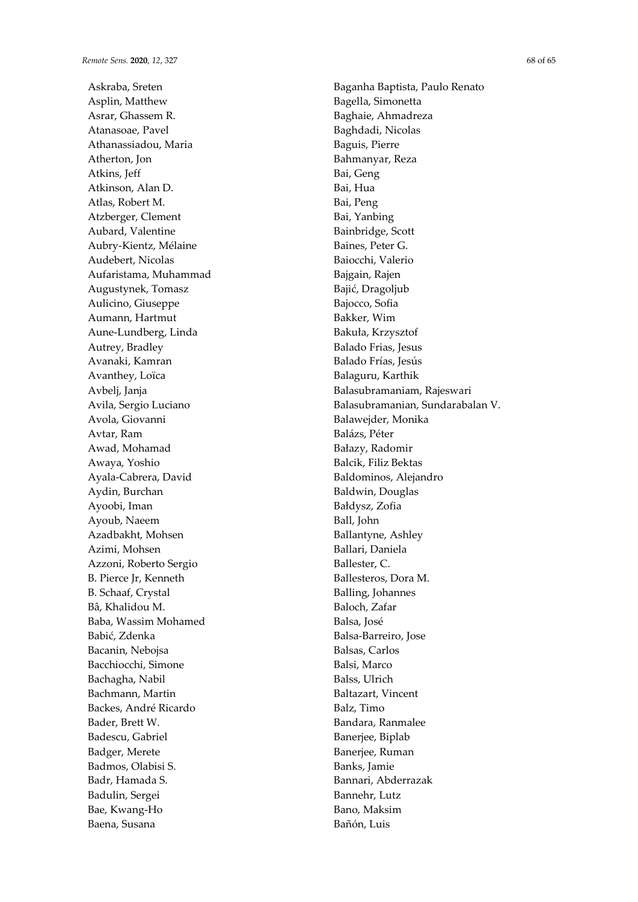Askraba, Sreten
Asplin, Matthew
Asrar, Ghassem R.
Atanasoae, Pavel
Athanassiadou, Maria
Atherton, Jon
Atkins, Jeff
Atkinson, Alan D.
Atlas, Robert M.
Atzberger, Clement
Aubard, Valentine
Aubry-Kientz, Mélaine
Audebert, Nicolas
Aufaristama, Muhammad
Augustynek, Tomasz
Aulicino, Giuseppe
Aumann, Hartmut
Aune-Lundberg, Linda
Autrey, Bradley
Avanaki, Kamran
Avanthey, Loïca
Avbelj, Janja
Avila, Sergio Luciano
Avola, Giovanni
Avtar, Ram
Awad, Mohamad
Awaya, Yoshio
Ayala-Cabrera, David
Aydin, Burchan
Ayoobi, Iman
Ayoub, Naeem
Azadbakht, Mohsen
Azimi, Mohsen
Azzoni, Roberto Sergio
B. Pierce Jr, Kenneth
B. Schaaf, Crystal
Bâ, Khalidou M.
Baba, Wassim Mohamed
Babić, Zdenka
Bacanin, Nebojsa
Bacchiocchi, Simone
Bachagha, Nabil
Bachmann, Martin
Backes, André Ricardo
Bader, Brett W.
Badescu, Gabriel
Badger, Merete
Badmos, Olabisi S.
Badr, Hamada S.
Badulin, Sergei
Bae, Kwang-Ho
Baena, Susana
Baganha Baptista, Paulo Renato
Bagella, Simonetta
Baghaie, Ahmadreza
Baghdadi, Nicolas
Baguis, Pierre
Bahmanyar, Reza
Bai, Geng
Bai, Hua
Bai, Peng
Bai, Yanbing
Bainbridge, Scott
Baines, Peter G.
Baiocchi, Valerio
Bajgain, Rajen
Bajić, Dragoljub
Bajocco, Sofia
Bakker, Wim
Bakuła, Krzysztof
Balado Frias, Jesus
Balado Frías, Jesús
Balaguru, Karthik
Balasubramaniam, Rajeswari
Balasubramanian, Sundarabalan V.
Balawejder, Monika
Balázs, Péter
Bałazy, Radomir
Balcik, Filiz Bektas
Baldominos, Alejandro
Baldwin, Douglas
Bałdysz, Zofia
Ball, John
Ballantyne, Ashley
Ballari, Daniela
Ballester, C.
Ballesteros, Dora M.
Balling, Johannes
Baloch, Zafar
Balsa, José
Balsa-Barreiro, Jose
Balsas, Carlos
Balsi, Marco
Balss, Ulrich
Baltazart, Vincent
Balz, Timo
Bandara, Ranmalee
Banerjee, Biplab
Banerjee, Ruman
Banks, Jamie
Bannari, Abderrazak
Bannehr, Lutz
Bano, Maksim
Bañón, Luis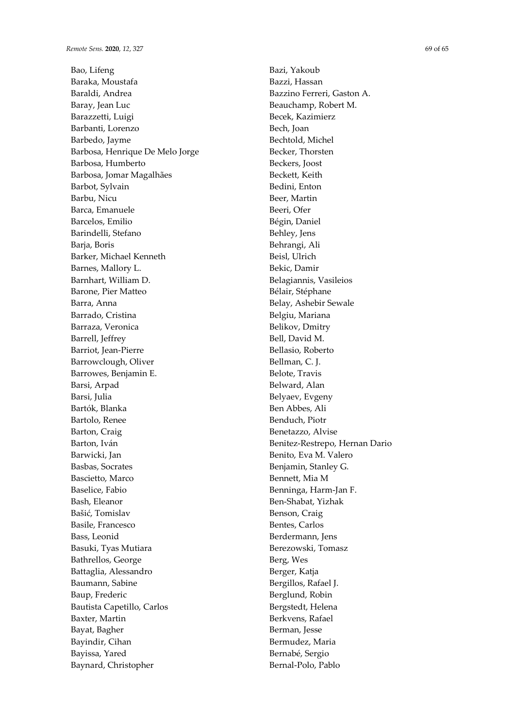Bao, Lifeng
Baraka, Moustafa
Baraldi, Andrea
Baray, Jean Luc
Barazzetti, Luigi
Barbanti, Lorenzo
Barbedo, Jayme
Barbosa, Henrique De Melo Jorge
Barbosa, Humberto
Barbosa, Jomar Magalhães
Barbot, Sylvain
Barbu, Nicu
Barca, Emanuele
Barcelos, Emilio
Barindelli, Stefano
Barja, Boris
Barker, Michael Kenneth
Barnes, Mallory L.
Barnhart, William D.
Barone, Pier Matteo
Barra, Anna
Barrado, Cristina
Barraza, Veronica
Barrell, Jeffrey
Barriot, Jean-Pierre
Barrowclough, Oliver
Barrowes, Benjamin E.
Barsi, Arpad
Barsi, Julia
Bartók, Blanka
Bartolo, Renee
Barton, Craig
Barton, Iván
Barwicki, Jan
Basbas, Socrates
Bascietto, Marco
Baselice, Fabio
Bash, Eleanor
Bašić, Tomislav
Basile, Francesco
Bass, Leonid
Basuki, Tyas Mutiara
Bathrellos, George
Battaglia, Alessandro
Baumann, Sabine
Baup, Frederic
Bautista Capetillo, Carlos
Baxter, Martin
Bayat, Bagher
Bayindir, Cihan
Bayissa, Yared
Baynard, Christopher
Bazi, Yakoub
Bazzi, Hassan
Bazzino Ferreri, Gaston A.
Beauchamp, Robert M.
Becek, Kazimierz
Bech, Joan
Bechtold, Michel
Becker, Thorsten
Beckers, Joost
Beckett, Keith
Bedini, Enton
Beer, Martin
Beeri, Ofer
Bégin, Daniel
Behley, Jens
Behrangi, Ali
Beisl, Ulrich
Bekic, Damir
Belagiannis, Vasileios
Bélair, Stéphane
Belay, Ashebir Sewale
Belgiu, Mariana
Belikov, Dmitry
Bell, David M.
Bellasio, Roberto
Bellman, C. J.
Belote, Travis
Belward, Alan
Belyaev, Evgeny
Ben Abbes, Ali
Benduch, Piotr
Benetazzo, Alvise
Benitez-Restrepo, Hernan Dario
Benito, Eva M. Valero
Benjamin, Stanley G.
Bennett, Mia M
Benninga, Harm-Jan F.
Ben-Shabat, Yizhak
Benson, Craig
Bentes, Carlos
Berdermann, Jens
Berezowski, Tomasz
Berg, Wes
Berger, Katja
Bergillos, Rafael J.
Berglund, Robin
Bergstedt, Helena
Berkvens, Rafael
Berman, Jesse
Bermudez, Maria
Bernabé, Sergio
Bernal-Polo, Pablo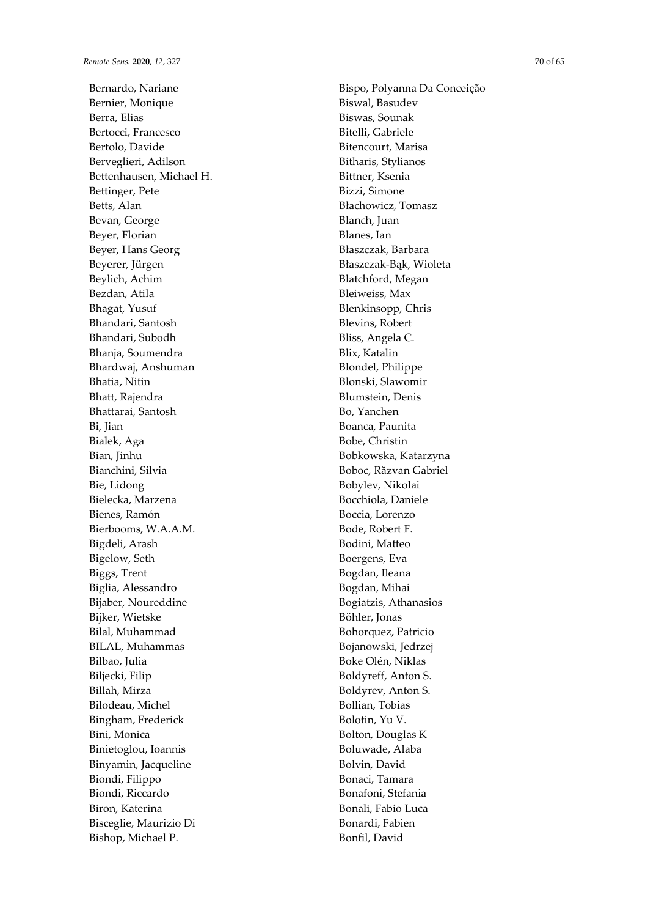Bernardo, Nariane
Bernier, Monique
Berra, Elias
Bertocci, Francesco
Bertolo, Davide
Berveglieri, Adilson
Bettenhausen, Michael H.
Bettinger, Pete
Betts, Alan
Bevan, George
Beyer, Florian
Beyer, Hans Georg
Beyerer, Jürgen
Beylich, Achim
Bezdan, Atila
Bhagat, Yusuf
Bhandari, Santosh
Bhandari, Subodh
Bhanja, Soumendra
Bhardwaj, Anshuman
Bhatia, Nitin
Bhatt, Rajendra
Bhattarai, Santosh
Bi, Jian
Bialek, Aga
Bian, Jinhu
Bianchini, Silvia
Bie, Lidong
Bielecka, Marzena
Bienes, Ramón
Bierbooms, W.A.A.M.
Bigdeli, Arash
Bigelow, Seth
Biggs, Trent
Biglia, Alessandro
Bijaber, Noureddine
Bijker, Wietske
Bilal, Muhammad
BILAL, Muhammas
Bilbao, Julia
Biljecki, Filip
Billah, Mirza
Bilodeau, Michel
Bingham, Frederick
Bini, Monica
Binietoglou, Ioannis
Binyamin, Jacqueline
Biondi, Filippo
Biondi, Riccardo
Biron, Katerina
Bisceglie, Maurizio Di
Bishop, Michael P.
Bispo, Polyanna Da Conceição
Biswal, Basudev
Biswas, Sounak
Bitelli, Gabriele
Bitencourt, Marisa
Bitharis, Stylianos
Bittner, Ksenia
Bizzi, Simone
Błachowicz, Tomasz
Blanch, Juan
Blanes, Ian
Błaszczak, Barbara
Błaszczak-Bąk, Wioleta
Blatchford, Megan
Bleiweiss, Max
Blenkinsopp, Chris
Blevins, Robert
Bliss, Angela C.
Blix, Katalin
Blondel, Philippe
Blonski, Slawomir
Blumstein, Denis
Bo, Yanchen
Boanca, Paunita
Bobe, Christin
Bobkowska, Katarzyna
Boboc, Răzvan Gabriel
Bobylev, Nikolai
Bocchiola, Daniele
Boccia, Lorenzo
Bode, Robert F.
Bodini, Matteo
Boergens, Eva
Bogdan, Ileana
Bogdan, Mihai
Bogiatzis, Athanasios
Böhler, Jonas
Bohorquez, Patricio
Bojanowski, Jedrzej
Boke Olén, Niklas
Boldyreff, Anton S.
Boldyrev, Anton S.
Bollian, Tobias
Bolotin, Yu V.
Bolton, Douglas K
Boluwade, Alaba
Bolvin, David
Bonaci, Tamara
Bonafoni, Stefania
Bonali, Fabio Luca
Bonardi, Fabien
Bonfil, David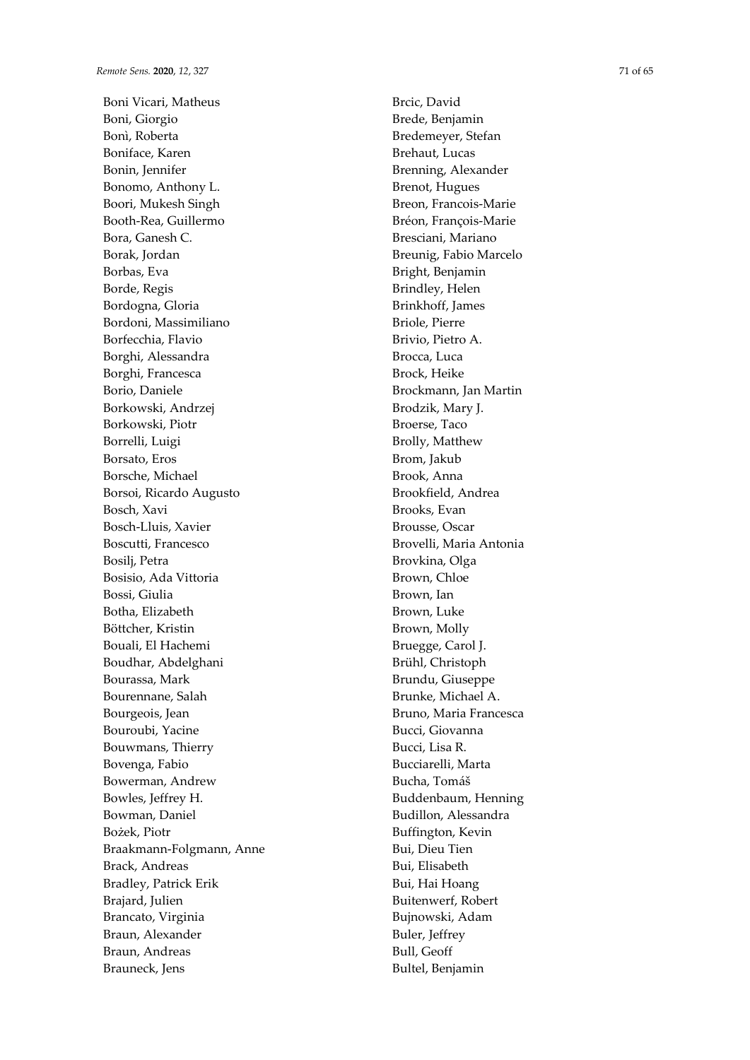Boni Vicari, Matheus
Boni, Giorgio
Bonì, Roberta
Boniface, Karen
Bonin, Jennifer
Bonomo, Anthony L.
Boori, Mukesh Singh
Booth-Rea, Guillermo
Bora, Ganesh C.
Borak, Jordan
Borbas, Eva
Borde, Regis
Bordogna, Gloria
Bordoni, Massimiliano
Borfecchia, Flavio
Borghi, Alessandra
Borghi, Francesca
Borio, Daniele
Borkowski, Andrzej
Borkowski, Piotr
Borrelli, Luigi
Borsato, Eros
Borsche, Michael
Borsoi, Ricardo Augusto
Bosch, Xavi
Bosch-Lluis, Xavier
Boscutti, Francesco
Bosilj, Petra
Bosisio, Ada Vittoria
Bossi, Giulia
Botha, Elizabeth
Böttcher, Kristin
Bouali, El Hachemi
Boudhar, Abdelghani
Bourassa, Mark
Bourennane, Salah
Bourgeois, Jean
Bouroubi, Yacine
Bouwmans, Thierry
Bovenga, Fabio
Bowerman, Andrew
Bowles, Jeffrey H.
Bowman, Daniel
Bożek, Piotr
Braakmann-Folgmann, Anne
Brack, Andreas
Bradley, Patrick Erik
Brajard, Julien
Brancato, Virginia
Braun, Alexander
Braun, Andreas
Brauneck, Jens
Brcic, David
Brede, Benjamin
Bredemeyer, Stefan
Brehaut, Lucas
Brenning, Alexander
Brenot, Hugues
Breon, Francois-Marie
Bréon, François-Marie
Bresciani, Mariano
Breunig, Fabio Marcelo
Bright, Benjamin
Brindley, Helen
Brinkhoff, James
Briole, Pierre
Brivio, Pietro A.
Brocca, Luca
Brock, Heike
Brockmann, Jan Martin
Brodzik, Mary J.
Broerse, Taco
Brolly, Matthew
Brom, Jakub
Brook, Anna
Brookfield, Andrea
Brooks, Evan
Brousse, Oscar
Brovelli, Maria Antonia
Brovkina, Olga
Brown, Chloe
Brown, Ian
Brown, Luke
Brown, Molly
Bruegge, Carol J.
Brühl, Christoph
Brundu, Giuseppe
Brunke, Michael A.
Bruno, Maria Francesca
Bucci, Giovanna
Bucci, Lisa R.
Bucciarelli, Marta
Bucha, Tomáš
Buddenbaum, Henning
Budillon, Alessandra
Buffington, Kevin
Bui, Dieu Tien
Bui, Elisabeth
Bui, Hai Hoang
Buitenwerf, Robert
Bujnowski, Adam
Buler, Jeffrey
Bull, Geoff
Bultel, Benjamin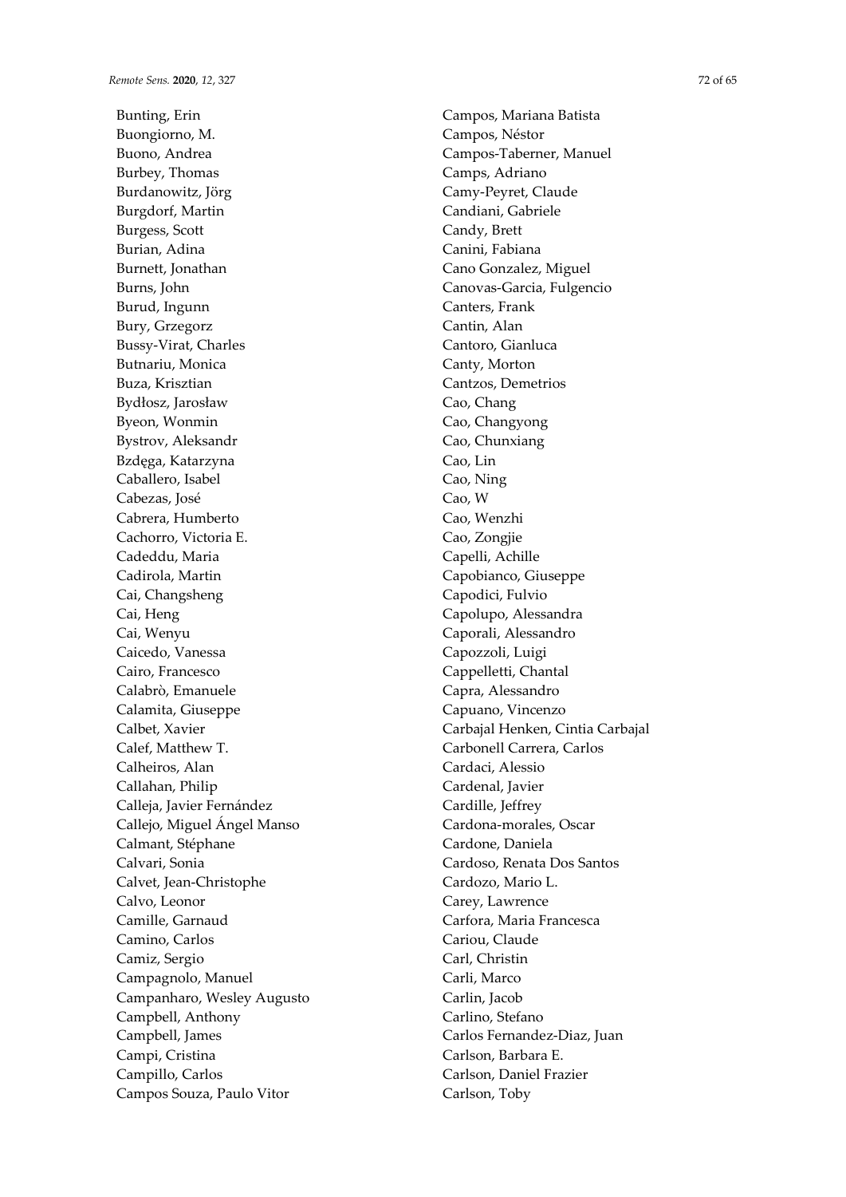Bunting, Erin
Buongiorno, M.
Buono, Andrea
Burbey, Thomas
Burdanowitz, Jörg
Burgdorf, Martin
Burgess, Scott
Burian, Adina
Burnett, Jonathan
Burns, John
Burud, Ingunn
Bury, Grzegorz
Bussy-Virat, Charles
Butnariu, Monica
Buza, Krisztian
Bydłosz, Jarosław
Byeon, Wonmin
Bystrov, Aleksandr
Bzdęga, Katarzyna
Caballero, Isabel
Cabezas, José
Cabrera, Humberto
Cachorro, Victoria E.
Cadeddu, Maria
Cadirola, Martin
Cai, Changsheng
Cai, Heng
Cai, Wenyu
Caicedo, Vanessa
Cairo, Francesco
Calabrò, Emanuele
Calamita, Giuseppe
Calbet, Xavier
Calef, Matthew T.
Calheiros, Alan
Callahan, Philip
Calleja, Javier Fernández
Callejo, Miguel Ángel Manso
Calmant, Stéphane
Calvari, Sonia
Calvet, Jean-Christophe
Calvo, Leonor
Camille, Garnaud
Camino, Carlos
Camiz, Sergio
Campagnolo, Manuel
Campanharo, Wesley Augusto
Campbell, Anthony
Campbell, James
Campi, Cristina
Campillo, Carlos
Campos Souza, Paulo Vitor
Campos, Mariana Batista
Campos, Néstor
Campos-Taberner, Manuel
Camps, Adriano
Camy-Peyret, Claude
Candiani, Gabriele
Candy, Brett
Canini, Fabiana
Cano Gonzalez, Miguel
Canovas-Garcia, Fulgencio
Canters, Frank
Cantin, Alan
Cantoro, Gianluca
Canty, Morton
Cantzos, Demetrios
Cao, Chang
Cao, Changyong
Cao, Chunxiang
Cao, Lin
Cao, Ning
Cao, W
Cao, Wenzhi
Cao, Zongjie
Capelli, Achille
Capobianco, Giuseppe
Capodici, Fulvio
Capolupo, Alessandra
Caporali, Alessandro
Capozzoli, Luigi
Cappelletti, Chantal
Capra, Alessandro
Capuano, Vincenzo
Carbajal Henken, Cintia Carbajal
Carbonell Carrera, Carlos
Cardaci, Alessio
Cardenal, Javier
Cardille, Jeffrey
Cardona-morales, Oscar
Cardone, Daniela
Cardoso, Renata Dos Santos
Cardozo, Mario L.
Carey, Lawrence
Carfora, Maria Francesca
Cariou, Claude
Carl, Christin
Carli, Marco
Carlin, Jacob
Carlino, Stefano
Carlos Fernandez-Diaz, Juan
Carlson, Barbara E.
Carlson, Daniel Frazier
Carlson, Toby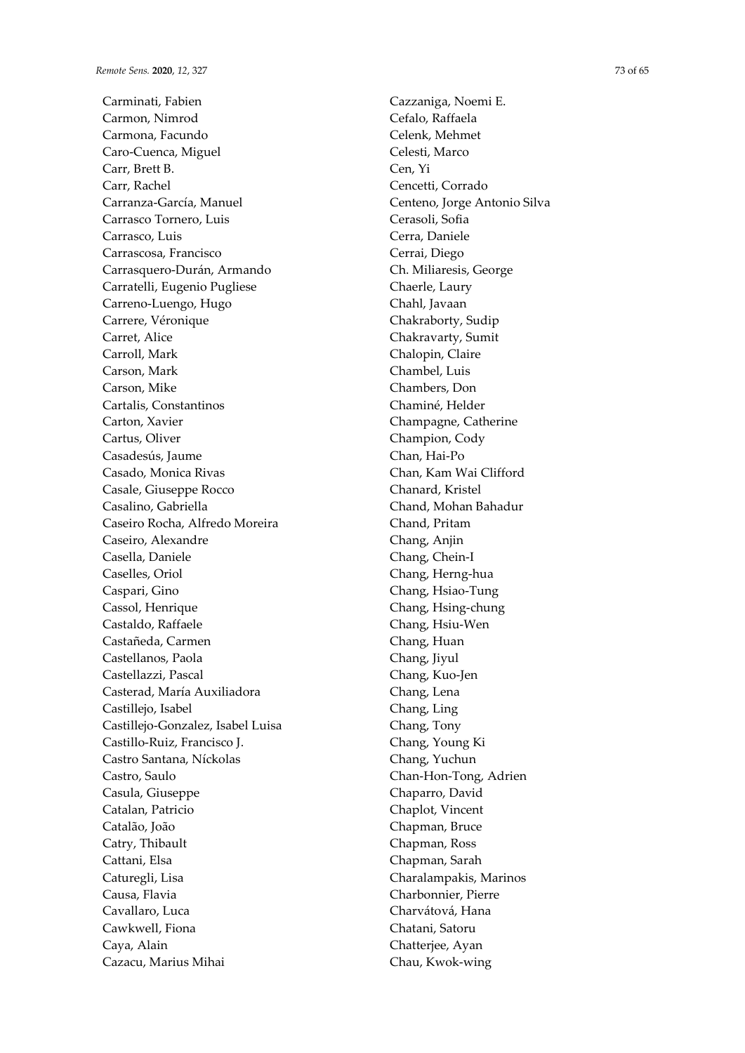Carminati, Fabien
Carmon, Nimrod
Carmona, Facundo
Caro-Cuenca, Miguel
Carr, Brett B.
Carr, Rachel
Carranza-García, Manuel
Carrasco Tornero, Luis
Carrasco, Luis
Carrascosa, Francisco
Carrasquero-Durán, Armando
Carratelli, Eugenio Pugliese
Carreno-Luengo, Hugo
Carrere, Véronique
Carret, Alice
Carroll, Mark
Carson, Mark
Carson, Mike
Cartalis, Constantinos
Carton, Xavier
Cartus, Oliver
Casadesús, Jaume
Casado, Monica Rivas
Casale, Giuseppe Rocco
Casalino, Gabriella
Caseiro Rocha, Alfredo Moreira
Caseiro, Alexandre
Casella, Daniele
Caselles, Oriol
Caspari, Gino
Cassol, Henrique
Castaldo, Raffaele
Castañeda, Carmen
Castellanos, Paola
Castellazzi, Pascal
Casterad, María Auxiliadora
Castillejo, Isabel
Castillejo-Gonzalez, Isabel Luisa
Castillo-Ruiz, Francisco J.
Castro Santana, Níckolas
Castro, Saulo
Casula, Giuseppe
Catalan, Patricio
Catalão, João
Catry, Thibault
Cattani, Elsa
Caturegli, Lisa
Causa, Flavia
Cavallaro, Luca
Cawkwell, Fiona
Caya, Alain
Cazacu, Marius Mihai
Cazzaniga, Noemi E.
Cefalo, Raffaela
Celenk, Mehmet
Celesti, Marco
Cen, Yi
Cencetti, Corrado
Centeno, Jorge Antonio Silva
Cerasoli, Sofia
Cerra, Daniele
Cerrai, Diego
Ch. Miliaresis, George
Chaerle, Laury
Chahl, Javaan
Chakraborty, Sudip
Chakravarty, Sumit
Chalopin, Claire
Chambel, Luis
Chambers, Don
Chaminé, Helder
Champagne, Catherine
Champion, Cody
Chan, Hai-Po
Chan, Kam Wai Clifford
Chanard, Kristel
Chand, Mohan Bahadur
Chand, Pritam
Chang, Anjin
Chang, Chein-I
Chang, Herng-hua
Chang, Hsiao-Tung
Chang, Hsing-chung
Chang, Hsiu-Wen
Chang, Huan
Chang, Jiyul
Chang, Kuo-Jen
Chang, Lena
Chang, Ling
Chang, Tony
Chang, Young Ki
Chang, Yuchun
Chan-Hon-Tong, Adrien
Chaparro, David
Chaplot, Vincent
Chapman, Bruce
Chapman, Ross
Chapman, Sarah
Charalampakis, Marinos
Charbonnier, Pierre
Charvátová, Hana
Chatani, Satoru
Chatterjee, Ayan
Chau, Kwok-wing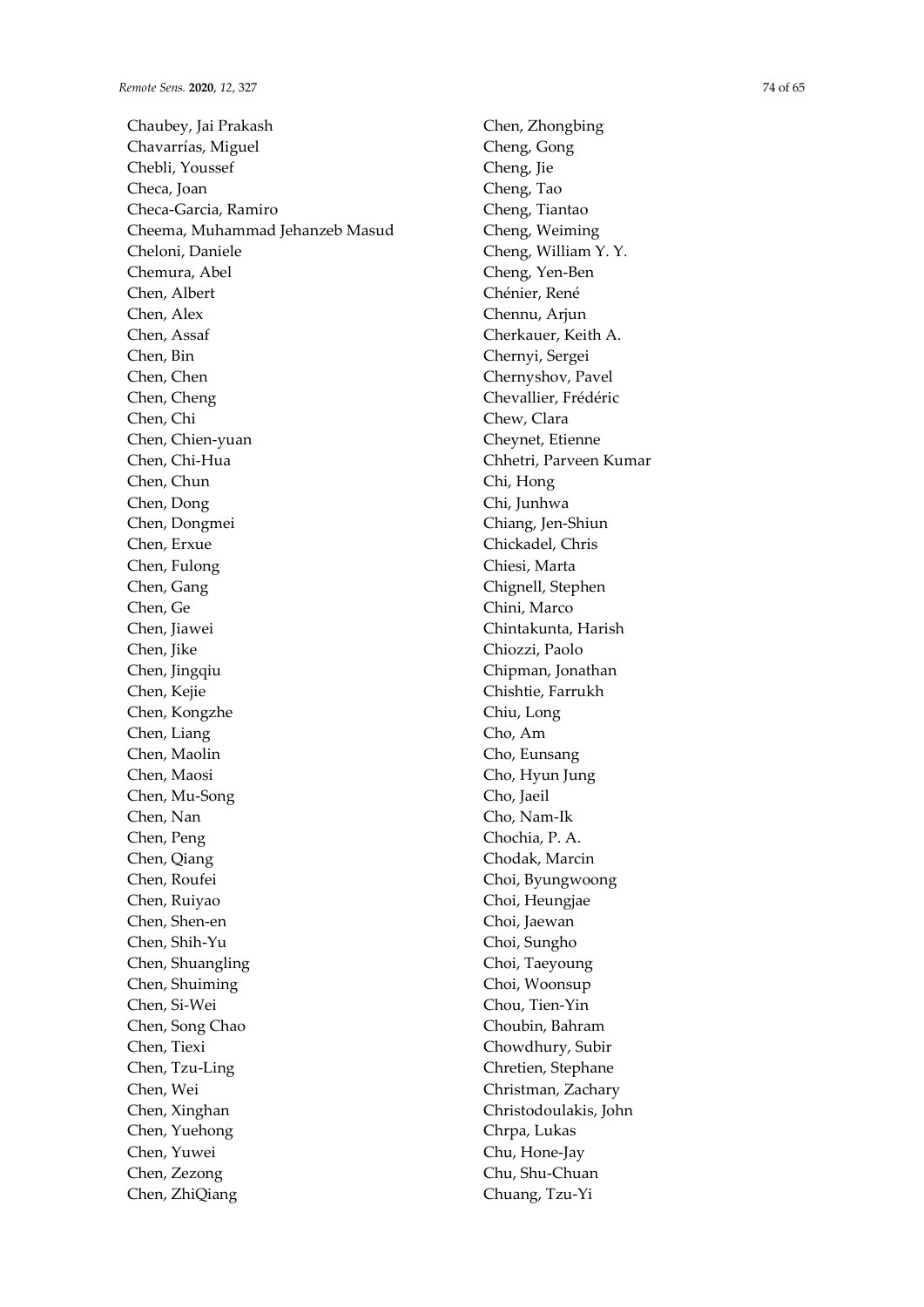Chaubey, Jai Prakash
Chavarrías, Miguel
Chebli, Youssef
Checa, Joan
Checa-Garcia, Ramiro
Cheema, Muhammad Jehanzeb Masud
Cheloni, Daniele
Chemura, Abel
Chen, Albert
Chen, Alex
Chen, Assaf
Chen, Bin
Chen, Chen
Chen, Cheng
Chen, Chi
Chen, Chien-yuan
Chen, Chi-Hua
Chen, Chun
Chen, Dong
Chen, Dongmei
Chen, Erxue
Chen, Fulong
Chen, Gang
Chen, Ge
Chen, Jiawei
Chen, Jike
Chen, Jingqiu
Chen, Kejie
Chen, Kongzhe
Chen, Liang
Chen, Maolin
Chen, Maosi
Chen, Mu-Song
Chen, Nan
Chen, Peng
Chen, Qiang
Chen, Roufei
Chen, Ruiyao
Chen, Shen-en
Chen, Shih-Yu
Chen, Shuangling
Chen, Shuiming
Chen, Si-Wei
Chen, Song Chao
Chen, Tiexi
Chen, Tzu-Ling
Chen, Wei
Chen, Xinghan
Chen, Yuehong
Chen, Yuwei
Chen, Zezong
Chen, ZhiQiang
Chen, Zhongbing
Cheng, Gong
Cheng, Jie
Cheng, Tao
Cheng, Tiantao
Cheng, Weiming
Cheng, William Y. Y.
Cheng, Yen-Ben
Chénier, René
Chennu, Arjun
Cherkauer, Keith A.
Chernyi, Sergei
Chernyshov, Pavel
Chevallier, Frédéric
Chew, Clara
Cheynet, Etienne
Chhetri, Parveen Kumar
Chi, Hong
Chi, Junhwa
Chiang, Jen-Shiun
Chickadel, Chris
Chiesi, Marta
Chignell, Stephen
Chini, Marco
Chintakunta, Harish
Chiozzi, Paolo
Chipman, Jonathan
Chishtie, Farrukh
Chiu, Long
Cho, Am
Cho, Eunsang
Cho, Hyun Jung
Cho, Jaeil
Cho, Nam-Ik
Chochia, P. A.
Chodak, Marcin
Choi, Byungwoong
Choi, Heungjae
Choi, Jaewan
Choi, Sungho
Choi, Taeyoung
Choi, Woonsup
Chou, Tien-Yin
Choubin, Bahram
Chowdhury, Subir
Chretien, Stephane
Christman, Zachary
Christodoulakis, John
Chrpa, Lukas
Chu, Hone-Jay
Chu, Shu-Chuan
Chuang, Tzu-Yi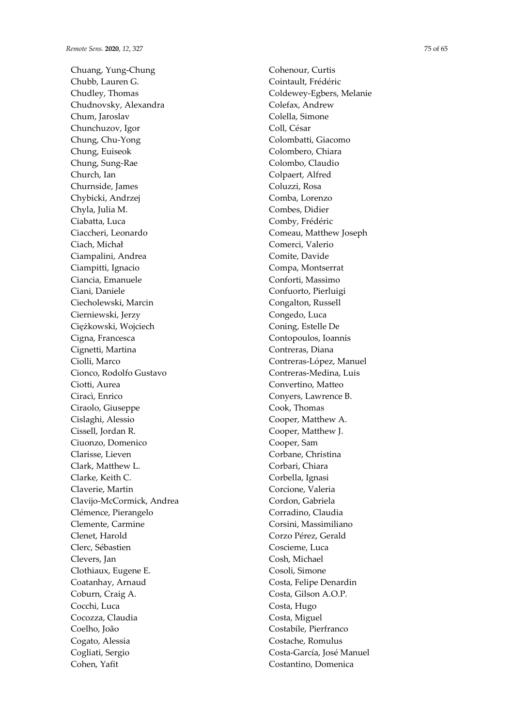Chuang, Yung-Chung
Chubb, Lauren G.
Chudley, Thomas
Chudnovsky, Alexandra
Chum, Jaroslav
Chunchuzov, Igor
Chung, Chu-Yong
Chung, Euiseok
Chung, Sung-Rae
Church, Ian
Churnside, James
Chybicki, Andrzej
Chyla, Julia M.
Ciabatta, Luca
Ciaccheri, Leonardo
Ciach, Michał
Ciampalini, Andrea
Ciampitti, Ignacio
Ciancia, Emanuele
Ciani, Daniele
Ciecholewski, Marcin
Cierniewski, Jerzy
Ciężkowski, Wojciech
Cigna, Francesca
Cignetti, Martina
Ciolli, Marco
Cionco, Rodolfo Gustavo
Ciotti, Aurea
Ciracì, Enrico
Ciraolo, Giuseppe
Cislaghi, Alessio
Cissell, Jordan R.
Ciuonzo, Domenico
Clarisse, Lieven
Clark, Matthew L.
Clarke, Keith C.
Claverie, Martin
Clavijo-McCormick, Andrea
Clémence, Pierangelo
Clemente, Carmine
Clenet, Harold
Clerc, Sébastien
Clevers, Jan
Clothiaux, Eugene E.
Coatanhay, Arnaud
Coburn, Craig A.
Cocchi, Luca
Cocozza, Claudia
Coelho, João
Cogato, Alessia
Cogliati, Sergio
Cohen, Yafit
Cohenour, Curtis
Cointault, Frédéric
Coldewey-Egbers, Melanie
Colefax, Andrew
Colella, Simone
Coll, César
Colombatti, Giacomo
Colombero, Chiara
Colombo, Claudio
Colpaert, Alfred
Coluzzi, Rosa
Comba, Lorenzo
Combes, Didier
Comby, Frédéric
Comeau, Matthew Joseph
Comerci, Valerio
Comite, Davide
Compa, Montserrat
Conforti, Massimo
Confuorto, Pierluigi
Congalton, Russell
Congedo, Luca
Coning, Estelle De
Contopoulos, Ioannis
Contreras, Diana
Contreras-López, Manuel
Contreras-Medina, Luis
Convertino, Matteo
Conyers, Lawrence B.
Cook, Thomas
Cooper, Matthew A.
Cooper, Matthew J.
Cooper, Sam
Corbane, Christina
Corbari, Chiara
Corbella, Ignasi
Corcione, Valeria
Cordon, Gabriela
Corradino, Claudia
Corsini, Massimiliano
Corzo Pérez, Gerald
Coscieme, Luca
Cosh, Michael
Cosoli, Simone
Costa, Felipe Denardin
Costa, Gilson A.O.P.
Costa, Hugo
Costa, Miguel
Costabile, Pierfranco
Costache, Romulus
Costa-García, José Manuel
Costantino, Domenica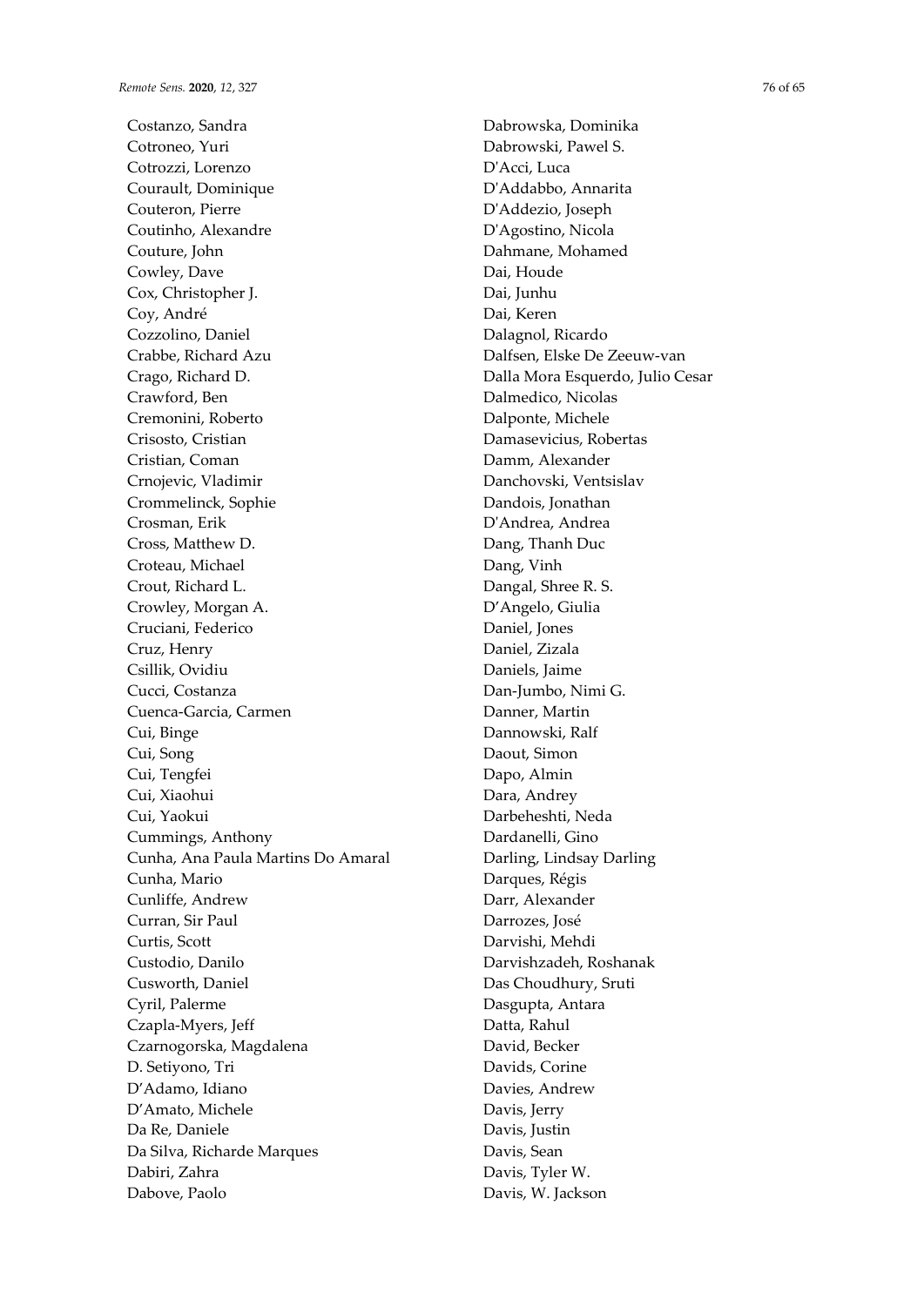Costanzo, Sandra
Cotroneo, Yuri
Cotrozzi, Lorenzo
Courault, Dominique
Couteron, Pierre
Coutinho, Alexandre
Couture, John
Cowley, Dave
Cox, Christopher J.
Coy, André
Cozzolino, Daniel
Crabbe, Richard Azu
Crago, Richard D.
Crawford, Ben
Cremonini, Roberto
Crisosto, Cristian
Cristian, Coman
Crnojevic, Vladimir
Crommelinck, Sophie
Crosman, Erik
Cross, Matthew D.
Croteau, Michael
Crout, Richard L.
Crowley, Morgan A.
Cruciani, Federico
Cruz, Henry
Csillik, Ovidiu
Cucci, Costanza
Cuenca-Garcia, Carmen
Cui, Binge
Cui, Song
Cui, Tengfei
Cui, Xiaohui
Cui, Yaokui
Cummings, Anthony
Cunha, Ana Paula Martins Do Amaral
Cunha, Mario
Cunliffe, Andrew
Curran, Sir Paul
Curtis, Scott
Custodio, Danilo
Cusworth, Daniel
Cyril, Palerme
Czapla-Myers, Jeff
Czarnogorska, Magdalena
D. Setiyono, Tri
D'Adamo, Idiano
D'Amato, Michele
Da Re, Daniele
Da Silva, Richarde Marques
Dabiri, Zahra
Dabove, Paolo
Dabrowska, Dominika
Dabrowski, Pawel S.
D'Acci, Luca
D'Addabbo, Annarita
D'Addezio, Joseph
D'Agostino, Nicola
Dahmane, Mohamed
Dai, Houde
Dai, Junhu
Dai, Keren
Dalagnol, Ricardo
Dalfsen, Elske De Zeeuw-van
Dalla Mora Esquerdo, Julio Cesar
Dalmedico, Nicolas
Dalponte, Michele
Damasevicius, Robertas
Damm, Alexander
Danchovski, Ventsislav
Dandois, Jonathan
D'Andrea, Andrea
Dang, Thanh Duc
Dang, Vinh
Dangal, Shree R. S.
D'Angelo, Giulia
Daniel, Jones
Daniel, Zizala
Daniels, Jaime
Dan-Jumbo, Nimi G.
Danner, Martin
Dannowski, Ralf
Daout, Simon
Dapo, Almin
Dara, Andrey
Darbeheshti, Neda
Dardanelli, Gino
Darling, Lindsay Darling
Darques, Régis
Darr, Alexander
Darrozes, José
Darvishi, Mehdi
Darvishzadeh, Roshanak
Das Choudhury, Sruti
Dasgupta, Antara
Datta, Rahul
David, Becker
Davids, Corine
Davies, Andrew
Davis, Jerry
Davis, Justin
Davis, Sean
Davis, Tyler W.
Davis, W. Jackson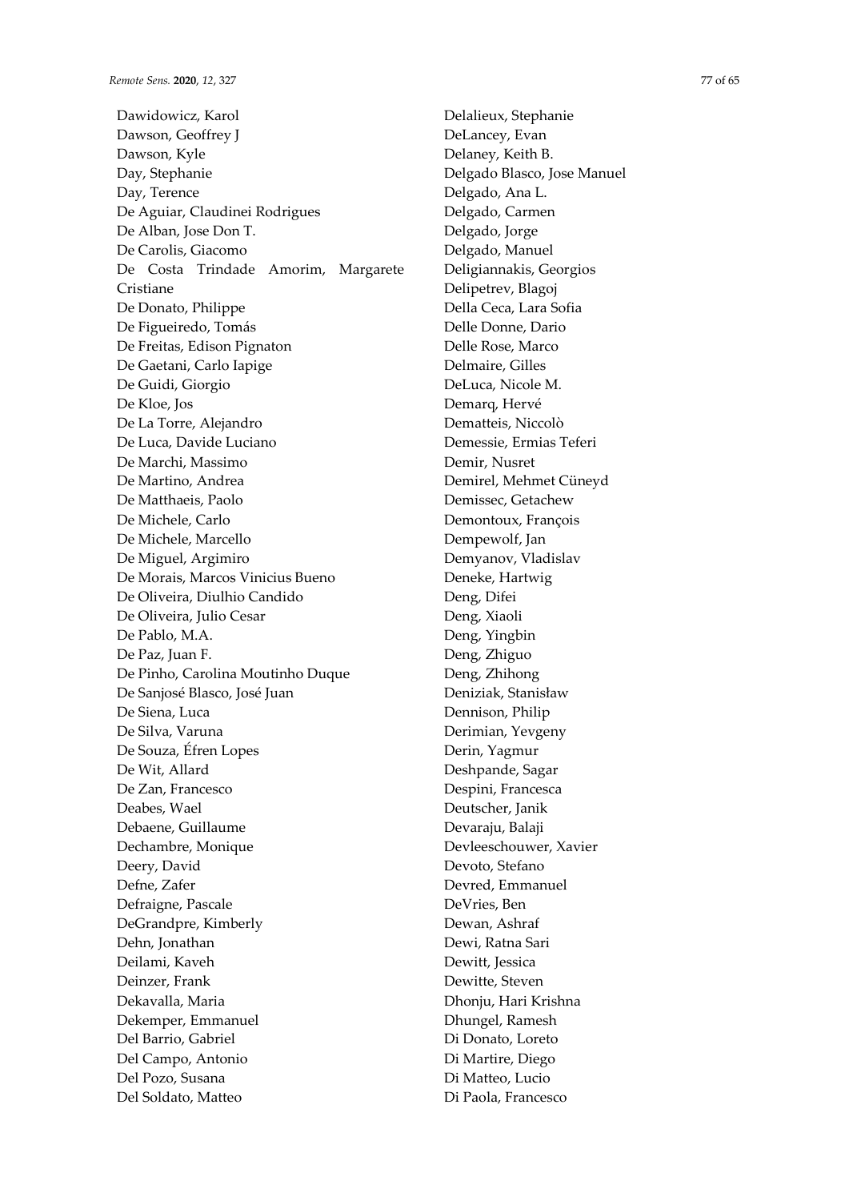Dawidowicz, Karol
Dawson, Geoffrey J
Dawson, Kyle
Day, Stephanie
Day, Terence
De Aguiar, Claudinei Rodrigues
De Alban, Jose Don T.
De Carolis, Giacomo
De Costa Trindade Amorim, Margarete Cristiane
De Donato, Philippe
De Figueiredo, Tomás
De Freitas, Edison Pignaton
De Gaetani, Carlo Iapige
De Guidi, Giorgio
De Kloe, Jos
De La Torre, Alejandro
De Luca, Davide Luciano
De Marchi, Massimo
De Martino, Andrea
De Matthaeis, Paolo
De Michele, Carlo
De Michele, Marcello
De Miguel, Argimiro
De Morais, Marcos Vinicius Bueno
De Oliveira, Diulhio Candido
De Oliveira, Julio Cesar
De Pablo, M.A.
De Paz, Juan F.
De Pinho, Carolina Moutinho Duque
De Sanjosé Blasco, José Juan
De Siena, Luca
De Silva, Varuna
De Souza, Éfren Lopes
De Wit, Allard
De Zan, Francesco
Deabes, Wael
Debaene, Guillaume
Dechambre, Monique
Deery, David
Defne, Zafer
Defraigne, Pascale
DeGrandpre, Kimberly
Dehn, Jonathan
Deilami, Kaveh
Deinzer, Frank
Dekavalla, Maria
Dekemper, Emmanuel
Del Barrio, Gabriel
Del Campo, Antonio
Del Pozo, Susana
Del Soldato, Matteo
Delalieux, Stephanie
DeLancey, Evan
Delaney, Keith B.
Delgado Blasco, Jose Manuel
Delgado, Ana L.
Delgado, Carmen
Delgado, Jorge
Delgado, Manuel
Deligiannakis, Georgios
Delipetrev, Blagoj
Della Ceca, Lara Sofia
Delle Donne, Dario
Delle Rose, Marco
Delmaire, Gilles
DeLuca, Nicole M.
Demarq, Hervé
Dematteis, Niccolò
Demessie, Ermias Teferi
Demir, Nusret
Demirel, Mehmet Cüneyd
Demissec, Getachew
Demontoux, François
Dempewolf, Jan
Demyanov, Vladislav
Deneke, Hartwig
Deng, Difei
Deng, Xiaoli
Deng, Yingbin
Deng, Zhiguo
Deng, Zhihong
Deniziak, Stanisław
Dennison, Philip
Derimian, Yevgeny
Derin, Yagmur
Deshpande, Sagar
Despini, Francesca
Deutscher, Janik
Devaraju, Balaji
Devleeschouwer, Xavier
Devoto, Stefano
Devred, Emmanuel
DeVries, Ben
Dewan, Ashraf
Dewi, Ratna Sari
Dewitt, Jessica
Dewitte, Steven
Dhonju, Hari Krishna
Dhungel, Ramesh
Di Donato, Loreto
Di Martire, Diego
Di Matteo, Lucio
Di Paola, Francesco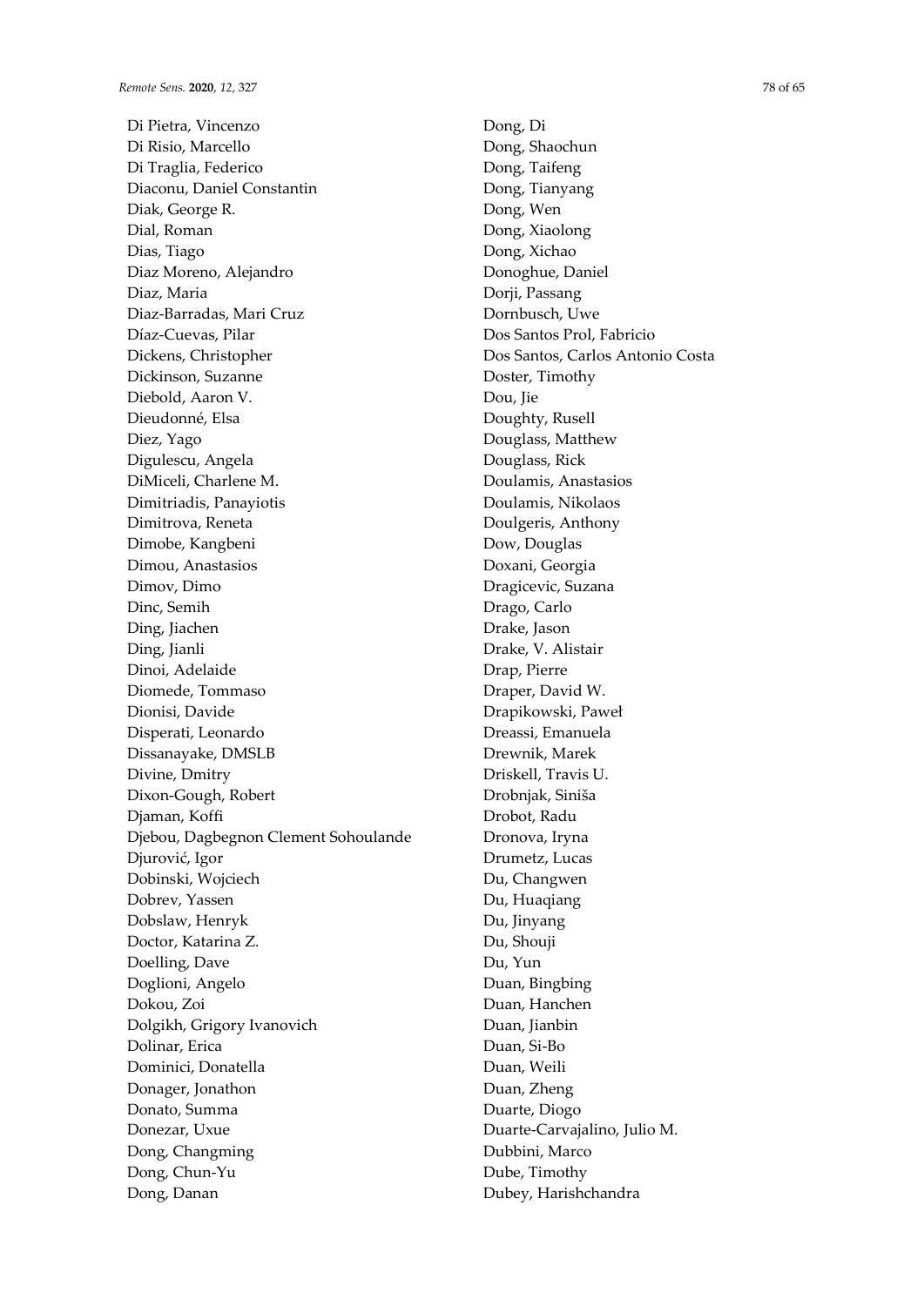Di Pietra, Vincenzo
Di Risio, Marcello
Di Traglia, Federico
Diaconu, Daniel Constantin
Diak, George R.
Dial, Roman
Dias, Tiago
Diaz Moreno, Alejandro
Diaz, Maria
Diaz-Barradas, Mari Cruz
Díaz-Cuevas, Pilar
Dickens, Christopher
Dickinson, Suzanne
Diebold, Aaron V.
Dieudonné, Elsa
Diez, Yago
Digulescu, Angela
DiMiceli, Charlene M.
Dimitriadis, Panayiotis
Dimitrova, Reneta
Dimobe, Kangbeni
Dimou, Anastasios
Dimov, Dimo
Dinc, Semih
Ding, Jiachen
Ding, Jianli
Dinoi, Adelaide
Diomede, Tommaso
Dionisi, Davide
Disperati, Leonardo
Dissanayake, DMSLB
Divine, Dmitry
Dixon-Gough, Robert
Djaman, Koffi
Djebou, Dagbegnon Clement Sohoulande
Djurović, Igor
Dobinski, Wojciech
Dobrev, Yassen
Dobslaw, Henryk
Doctor, Katarina Z.
Doelling, Dave
Doglioni, Angelo
Dokou, Zoi
Dolgikh, Grigory Ivanovich
Dolinar, Erica
Dominici, Donatella
Donager, Jonathon
Donato, Summa
Donezar, Uxue
Dong, Changming
Dong, Chun-Yu
Dong, Danan
Dong, Di
Dong, Shaochun
Dong, Taifeng
Dong, Tianyang
Dong, Wen
Dong, Xiaolong
Dong, Xichao
Donoghue, Daniel
Dorji, Passang
Dornbusch, Uwe
Dos Santos Prol, Fabricio
Dos Santos, Carlos Antonio Costa
Doster, Timothy
Dou, Jie
Doughty, Rusell
Douglass, Matthew
Douglass, Rick
Doulamis, Anastasios
Doulamis, Nikolaos
Doulgeris, Anthony
Dow, Douglas
Doxani, Georgia
Dragicevic, Suzana
Drago, Carlo
Drake, Jason
Drake, V. Alistair
Drap, Pierre
Draper, David W.
Drapikowski, Paweł
Dreassi, Emanuela
Drewnik, Marek
Driskell, Travis U.
Drobnjak, Siniša
Drobot, Radu
Dronova, Iryna
Drumetz, Lucas
Du, Changwen
Du, Huaqiang
Du, Jinyang
Du, Shouji
Du, Yun
Duan, Bingbing
Duan, Hanchen
Duan, Jianbin
Duan, Si-Bo
Duan, Weili
Duan, Zheng
Duarte, Diogo
Duarte-Carvajalino, Julio M.
Dubbini, Marco
Dube, Timothy
Dubey, Harishchandra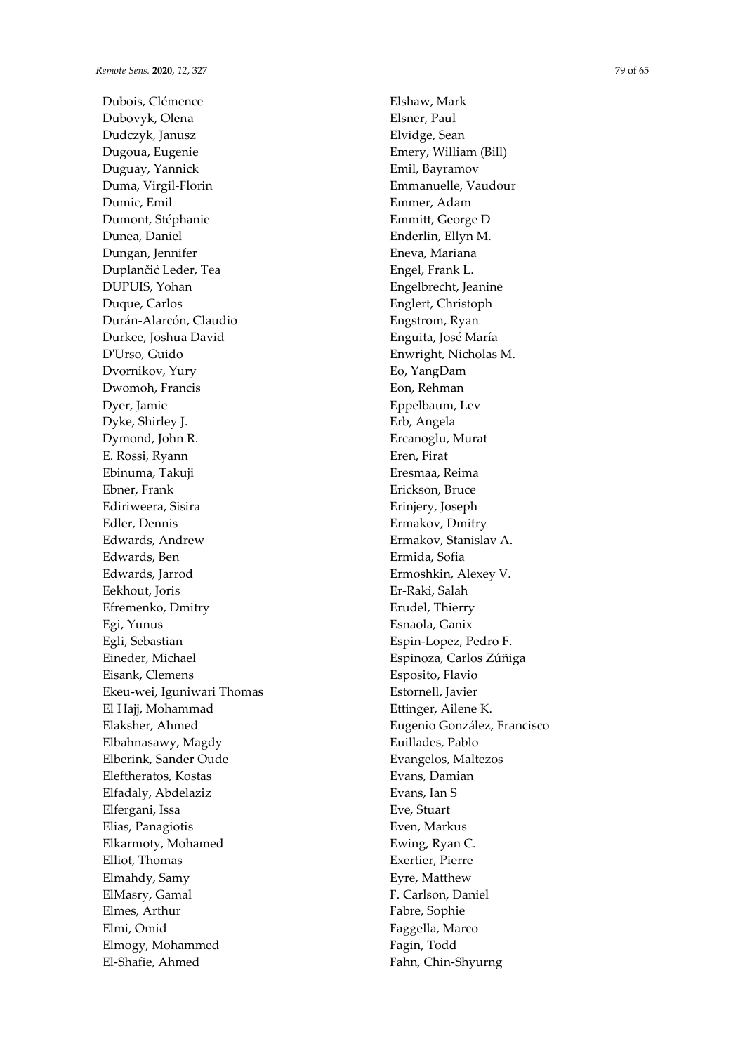Dubois, Clémence
Dubovyk, Olena
Dudczyk, Janusz
Dugoua, Eugenie
Duguay, Yannick
Duma, Virgil-Florin
Dumic, Emil
Dumont, Stéphanie
Dunea, Daniel
Dungan, Jennifer
Duplančić Leder, Tea
DUPUIS, Yohan
Duque, Carlos
Durán-Alarcón, Claudio
Durkee, Joshua David
D'Urso, Guido
Dvornikov, Yury
Dwomoh, Francis
Dyer, Jamie
Dyke, Shirley J.
Dymond, John R.
E. Rossi, Ryann
Ebinuma, Takuji
Ebner, Frank
Ediriweera, Sisira
Edler, Dennis
Edwards, Andrew
Edwards, Ben
Edwards, Jarrod
Eekhout, Joris
Efremenko, Dmitry
Egi, Yunus
Egli, Sebastian
Eineder, Michael
Eisank, Clemens
Ekeu-wei, Iguniwari Thomas
El Hajj, Mohammad
Elaksher, Ahmed
Elbahnasawy, Magdy
Elberink, Sander Oude
Eleftheratos, Kostas
Elfadaly, Abdelaziz
Elfergani, Issa
Elias, Panagiotis
Elkarmoty, Mohamed
Elliot, Thomas
Elmahdy, Samy
ElMasry, Gamal
Elmes, Arthur
Elmi, Omid
Elmogy, Mohammed
El-Shafie, Ahmed
Elshaw, Mark
Elsner, Paul
Elvidge, Sean
Emery, William (Bill)
Emil, Bayramov
Emmanuelle, Vaudour
Emmer, Adam
Emmitt, George D
Enderlin, Ellyn M.
Eneva, Mariana
Engel, Frank L.
Engelbrecht, Jeanine
Englert, Christoph
Engstrom, Ryan
Enguita, José María
Enwright, Nicholas M.
Eo, YangDam
Eon, Rehman
Eppelbaum, Lev
Erb, Angela
Ercanoglu, Murat
Eren, Firat
Eresmaa, Reima
Erickson, Bruce
Erinjery, Joseph
Ermakov, Dmitry
Ermakov, Stanislav A.
Ermida, Sofia
Ermoshkin, Alexey V.
Er-Raki, Salah
Erudel, Thierry
Esnaola, Ganix
Espin-Lopez, Pedro F.
Espinoza, Carlos Zúñiga
Esposito, Flavio
Estornell, Javier
Ettinger, Ailene K.
Eugenio González, Francisco
Euillades, Pablo
Evangelos, Maltezos
Evans, Damian
Evans, Ian S
Eve, Stuart
Even, Markus
Ewing, Ryan C.
Exertier, Pierre
Eyre, Matthew
F. Carlson, Daniel
Fabre, Sophie
Faggella, Marco
Fagin, Todd
Fahn, Chin-Shyurng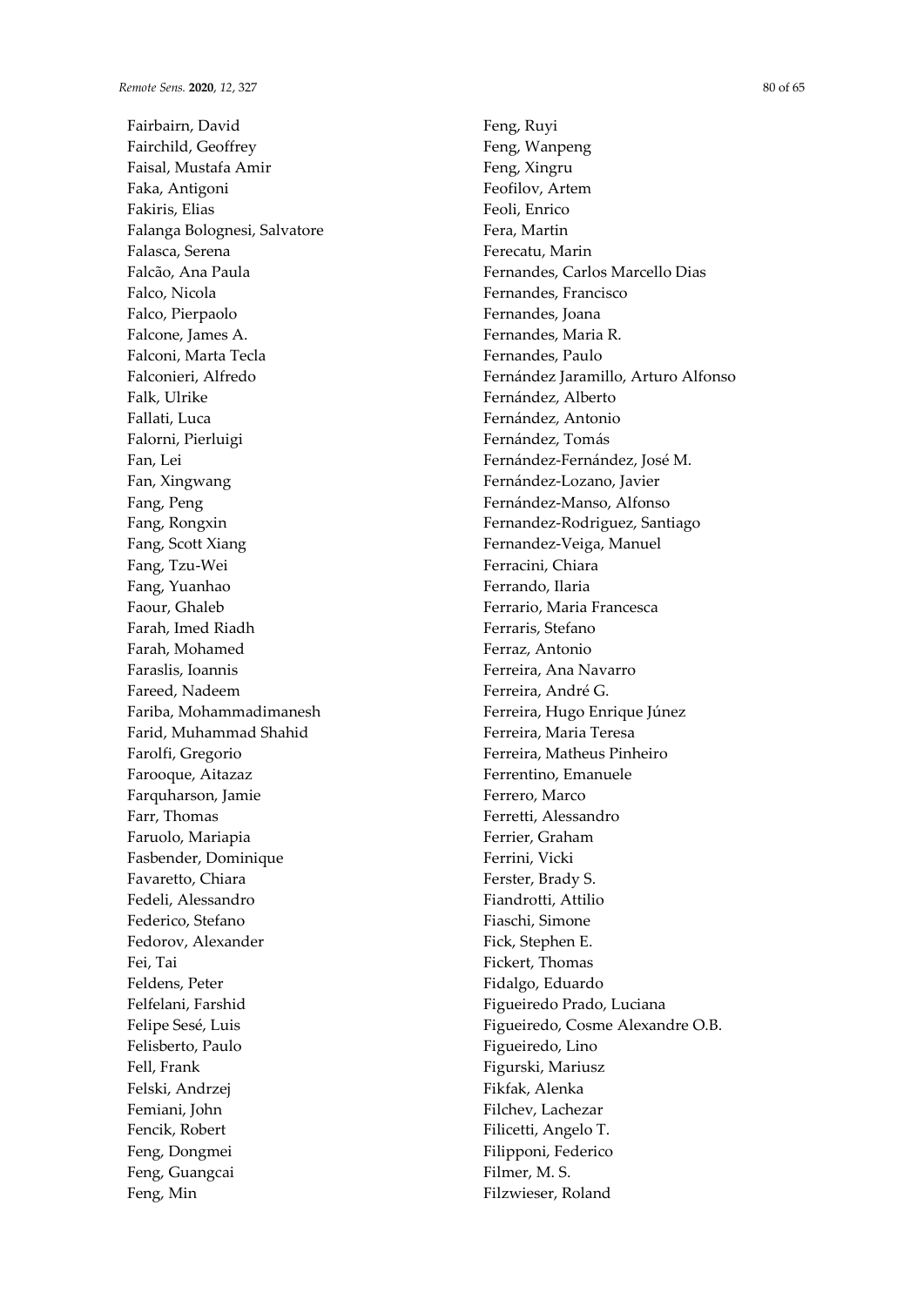Fairbairn, David
Fairchild, Geoffrey
Faisal, Mustafa Amir
Faka, Antigoni
Fakiris, Elias
Falanga Bolognesi, Salvatore
Falasca, Serena
Falcão, Ana Paula
Falco, Nicola
Falco, Pierpaolo
Falcone, James A.
Falconi, Marta Tecla
Falconieri, Alfredo
Falk, Ulrike
Fallati, Luca
Falorni, Pierluigi
Fan, Lei
Fan, Xingwang
Fang, Peng
Fang, Rongxin
Fang, Scott Xiang
Fang, Tzu-Wei
Fang, Yuanhao
Faour, Ghaleb
Farah, Imed Riadh
Farah, Mohamed
Faraslis, Ioannis
Fareed, Nadeem
Fariba, Mohammadimanesh
Farid, Muhammad Shahid
Farolfi, Gregorio
Farooque, Aitazaz
Farquharson, Jamie
Farr, Thomas
Faruolo, Mariapia
Fasbender, Dominique
Favaretto, Chiara
Fedeli, Alessandro
Federico, Stefano
Fedorov, Alexander
Fei, Tai
Feldens, Peter
Felfelani, Farshid
Felipe Sesé, Luis
Felisberto, Paulo
Fell, Frank
Felski, Andrzej
Femiani, John
Fencik, Robert
Feng, Dongmei
Feng, Guangcai
Feng, Min
Feng, Ruyi
Feng, Wanpeng
Feng, Xingru
Feofilov, Artem
Feoli, Enrico
Fera, Martin
Ferecatu, Marin
Fernandes, Carlos Marcello Dias
Fernandes, Francisco
Fernandes, Joana
Fernandes, Maria R.
Fernandes, Paulo
Fernández Jaramillo, Arturo Alfonso
Fernández, Alberto
Fernández, Antonio
Fernández, Tomás
Fernández-Fernández, José M.
Fernández-Lozano, Javier
Fernández-Manso, Alfonso
Fernandez-Rodriguez, Santiago
Fernandez-Veiga, Manuel
Ferracini, Chiara
Ferrando, Ilaria
Ferrario, Maria Francesca
Ferraris, Stefano
Ferraz, Antonio
Ferreira, Ana Navarro
Ferreira, André G.
Ferreira, Hugo Enrique Júnez
Ferreira, Maria Teresa
Ferreira, Matheus Pinheiro
Ferrentino, Emanuele
Ferrero, Marco
Ferretti, Alessandro
Ferrier, Graham
Ferrini, Vicki
Ferster, Brady S.
Fiandrotti, Attilio
Fiaschi, Simone
Fick, Stephen E.
Fickert, Thomas
Fidalgo, Eduardo
Figueiredo Prado, Luciana
Figueiredo, Cosme Alexandre O.B.
Figueiredo, Lino
Figurski, Mariusz
Fikfak, Alenka
Filchev, Lachezar
Filicetti, Angelo T.
Filipponi, Federico
Filmer, M. S.
Filzwieser, Roland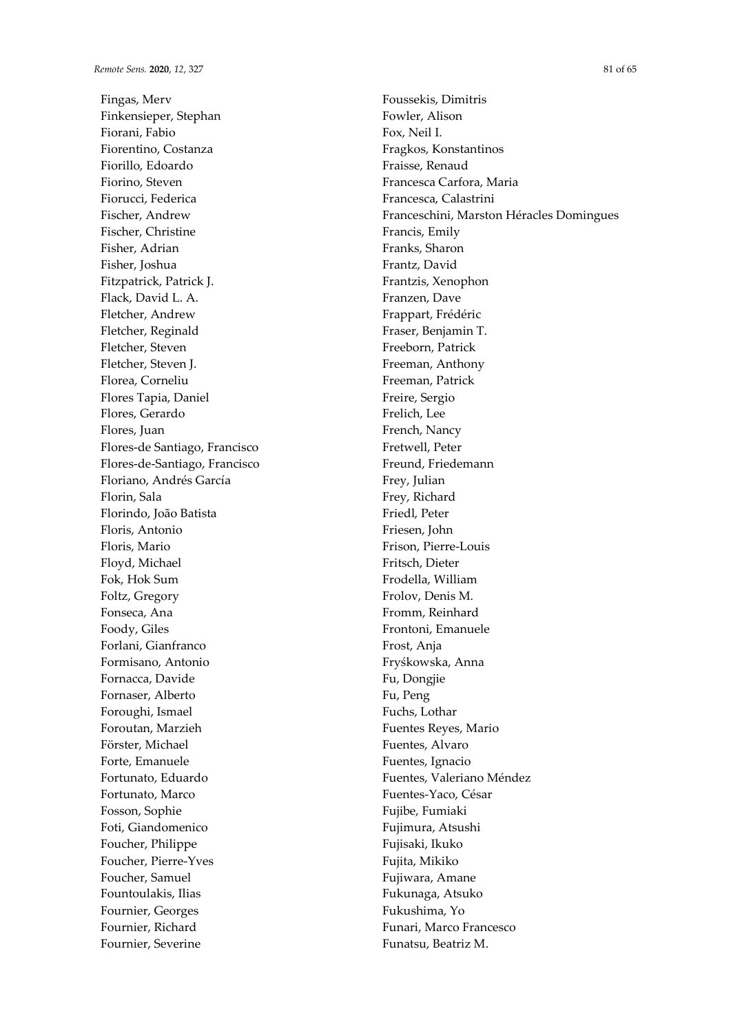Fingas, Merv
Finkensieper, Stephan
Fiorani, Fabio
Fiorentino, Costanza
Fiorillo, Edoardo
Fiorino, Steven
Fiorucci, Federica
Fischer, Andrew
Fischer, Christine
Fisher, Adrian
Fisher, Joshua
Fitzpatrick, Patrick J.
Flack, David L. A.
Fletcher, Andrew
Fletcher, Reginald
Fletcher, Steven
Fletcher, Steven J.
Florea, Corneliu
Flores Tapia, Daniel
Flores, Gerardo
Flores, Juan
Flores-de Santiago, Francisco
Flores-de-Santiago, Francisco
Floriano, Andrés García
Florin, Sala
Florindo, João Batista
Floris, Antonio
Floris, Mario
Floyd, Michael
Fok, Hok Sum
Foltz, Gregory
Fonseca, Ana
Foody, Giles
Forlani, Gianfranco
Formisano, Antonio
Fornacca, Davide
Fornaser, Alberto
Foroughi, Ismael
Foroutan, Marzieh
Förster, Michael
Forte, Emanuele
Fortunato, Eduardo
Fortunato, Marco
Fosson, Sophie
Foti, Giandomenico
Foucher, Philippe
Foucher, Pierre-Yves
Foucher, Samuel
Fountoulakis, Ilias
Fournier, Georges
Fournier, Richard
Fournier, Severine
Foussekis, Dimitris
Fowler, Alison
Fox, Neil I.
Fragkos, Konstantinos
Fraisse, Renaud
Francesca Carfora, Maria
Francesca, Calastrini
Franceschini, Marston Héracles Domingues
Francis, Emily
Franks, Sharon
Frantz, David
Frantzis, Xenophon
Franzen, Dave
Frappart, Frédéric
Fraser, Benjamin T.
Freeborn, Patrick
Freeman, Anthony
Freeman, Patrick
Freire, Sergio
Frelich, Lee
French, Nancy
Fretwell, Peter
Freund, Friedemann
Frey, Julian
Frey, Richard
Friedl, Peter
Friesen, John
Frison, Pierre-Louis
Fritsch, Dieter
Frodella, William
Frolov, Denis M.
Fromm, Reinhard
Frontoni, Emanuele
Frost, Anja
Fryśkowska, Anna
Fu, Dongjie
Fu, Peng
Fuchs, Lothar
Fuentes Reyes, Mario
Fuentes, Alvaro
Fuentes, Ignacio
Fuentes, Valeriano Méndez
Fuentes-Yaco, César
Fujibe, Fumiaki
Fujimura, Atsushi
Fujisaki, Ikuko
Fujita, Mikiko
Fujiwara, Amane
Fukunaga, Atsuko
Fukushima, Yo
Funari, Marco Francesco
Funatsu, Beatriz M.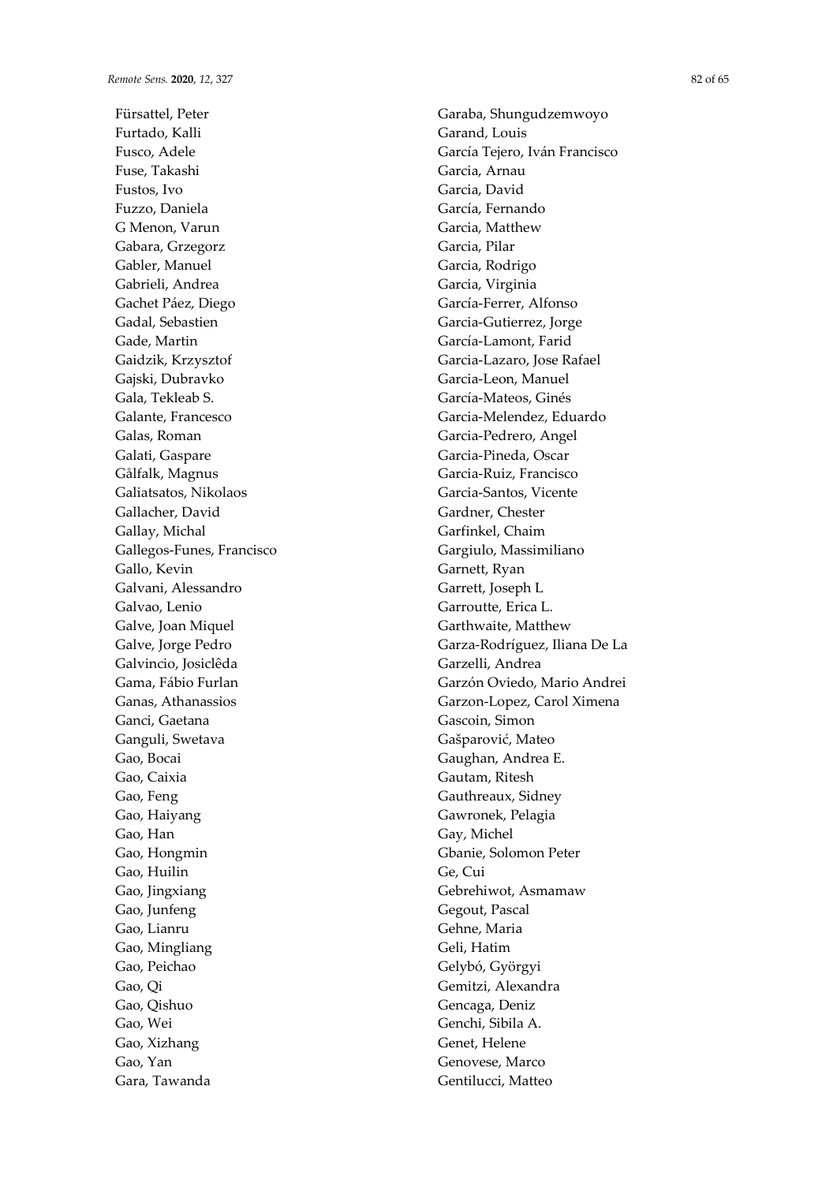Fürsattel, Peter
Furtado, Kalli
Fusco, Adele
Fuse, Takashi
Fustos, Ivo
Fuzzo, Daniela
G Menon, Varun
Gabara, Grzegorz
Gabler, Manuel
Gabrieli, Andrea
Gachet Páez, Diego
Gadal, Sebastien
Gade, Martin
Gaidzik, Krzysztof
Gajski, Dubravko
Gala, Tekleab S.
Galante, Francesco
Galas, Roman
Galati, Gaspare
Gålfalk, Magnus
Galiatsatos, Nikolaos
Gallacher, David
Gallay, Michal
Gallegos-Funes, Francisco
Gallo, Kevin
Galvani, Alessandro
Galvao, Lenio
Galve, Joan Miquel
Galve, Jorge Pedro
Galvincio, Josiclêda
Gama, Fábio Furlan
Ganas, Athanassios
Ganci, Gaetana
Ganguli, Swetava
Gao, Bocai
Gao, Caixia
Gao, Feng
Gao, Haiyang
Gao, Han
Gao, Hongmin
Gao, Huilin
Gao, Jingxiang
Gao, Junfeng
Gao, Lianru
Gao, Mingliang
Gao, Peichao
Gao, Qi
Gao, Qishuo
Gao, Wei
Gao, Xizhang
Gao, Yan
Gara, Tawanda
Garaba, Shungudzemwoyo
Garand, Louis
García Tejero, Iván Francisco
Garcia, Arnau
Garcia, David
García, Fernando
Garcia, Matthew
Garcia, Pilar
Garcia, Rodrigo
Garcia, Virginia
García-Ferrer, Alfonso
Garcia-Gutierrez, Jorge
García-Lamont, Farid
Garcia-Lazaro, Jose Rafael
Garcia-Leon, Manuel
García-Mateos, Ginés
Garcia-Melendez, Eduardo
Garcia-Pedrero, Angel
Garcia-Pineda, Oscar
Garcia-Ruiz, Francisco
Garcia-Santos, Vicente
Gardner, Chester
Garfinkel, Chaim
Gargiulo, Massimiliano
Garnett, Ryan
Garrett, Joseph L
Garroutte, Erica L.
Garthwaite, Matthew
Garza-Rodríguez, Iliana De La
Garzelli, Andrea
Garzón Oviedo, Mario Andrei
Garzon-Lopez, Carol Ximena
Gascoin, Simon
Gašparović, Mateo
Gaughan, Andrea E.
Gautam, Ritesh
Gauthreaux, Sidney
Gawronek, Pelagia
Gay, Michel
Gbanie, Solomon Peter
Ge, Cui
Gebrehiwot, Asmamaw
Gegout, Pascal
Gehne, Maria
Geli, Hatim
Gelybó, Györgyi
Gemitzi, Alexandra
Gencaga, Deniz
Genchi, Sibila A.
Genet, Helene
Genovese, Marco
Gentilucci, Matteo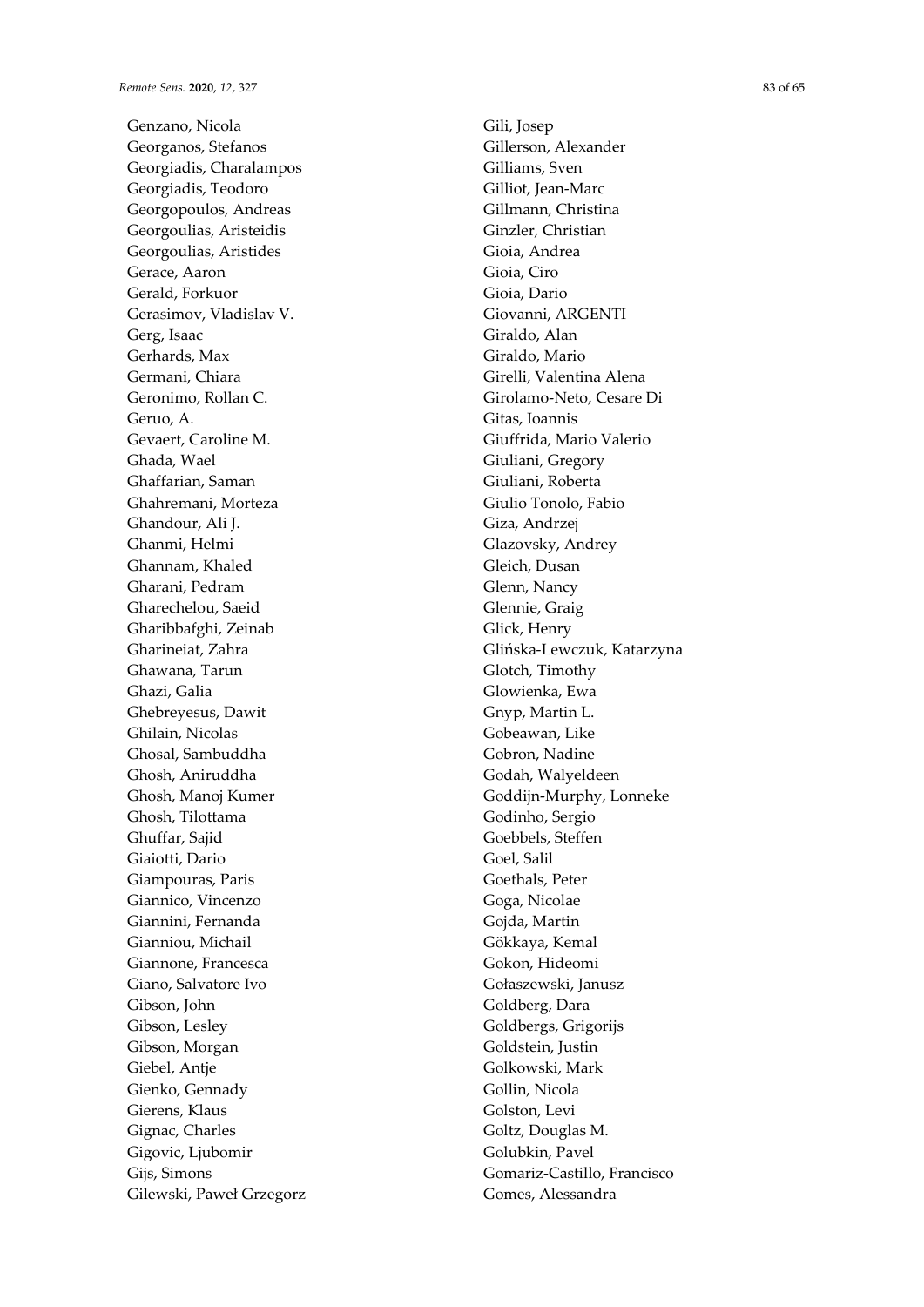Genzano, Nicola
Georganos, Stefanos
Georgiadis, Charalampos
Georgiadis, Teodoro
Georgopoulos, Andreas
Georgoulias, Aristeidis
Georgoulias, Aristides
Gerace, Aaron
Gerald, Forkuor
Gerasimov, Vladislav V.
Gerg, Isaac
Gerhards, Max
Germani, Chiara
Geronimo, Rollan C.
Geruo, A.
Gevaert, Caroline M.
Ghada, Wael
Ghaffarian, Saman
Ghahremani, Morteza
Ghandour, Ali J.
Ghanmi, Helmi
Ghannam, Khaled
Gharani, Pedram
Gharechelou, Saeid
Gharibbafghi, Zeinab
Gharineiat, Zahra
Ghawana, Tarun
Ghazi, Galia
Ghebreyesus, Dawit
Ghilain, Nicolas
Ghosal, Sambuddha
Ghosh, Aniruddha
Ghosh, Manoj Kumer
Ghosh, Tilottama
Ghuffar, Sajid
Giaiotti, Dario
Giampouras, Paris
Giannico, Vincenzo
Giannini, Fernanda
Gianniou, Michail
Giannone, Francesca
Giano, Salvatore Ivo
Gibson, John
Gibson, Lesley
Gibson, Morgan
Giebel, Antje
Gienko, Gennady
Gierens, Klaus
Gignac, Charles
Gigovic, Ljubomir
Gijs, Simons
Gilewski, Paweł Grzegorz
Gili, Josep
Gillerson, Alexander
Gilliams, Sven
Gilliot, Jean-Marc
Gillmann, Christina
Ginzler, Christian
Gioia, Andrea
Gioia, Ciro
Gioia, Dario
Giovanni, ARGENTI
Giraldo, Alan
Giraldo, Mario
Girelli, Valentina Alena
Girolamo-Neto, Cesare Di
Gitas, Ioannis
Giuffrida, Mario Valerio
Giuliani, Gregory
Giuliani, Roberta
Giulio Tonolo, Fabio
Giza, Andrzej
Glazovsky, Andrey
Gleich, Dusan
Glenn, Nancy
Glennie, Graig
Glick, Henry
Glińska-Lewczuk, Katarzyna
Glotch, Timothy
Glowienka, Ewa
Gnyp, Martin L.
Gobeawan, Like
Gobron, Nadine
Godah, Walyeldeen
Goddijn-Murphy, Lonneke
Godinho, Sergio
Goebbels, Steffen
Goel, Salil
Goethals, Peter
Goga, Nicolae
Gojda, Martin
Gökkaya, Kemal
Gokon, Hideomi
Gołaszewski, Janusz
Goldberg, Dara
Goldbergs, Grigorijs
Goldstein, Justin
Golkowski, Mark
Gollin, Nicola
Golston, Levi
Goltz, Douglas M.
Golubkin, Pavel
Gomariz-Castillo, Francisco
Gomes, Alessandra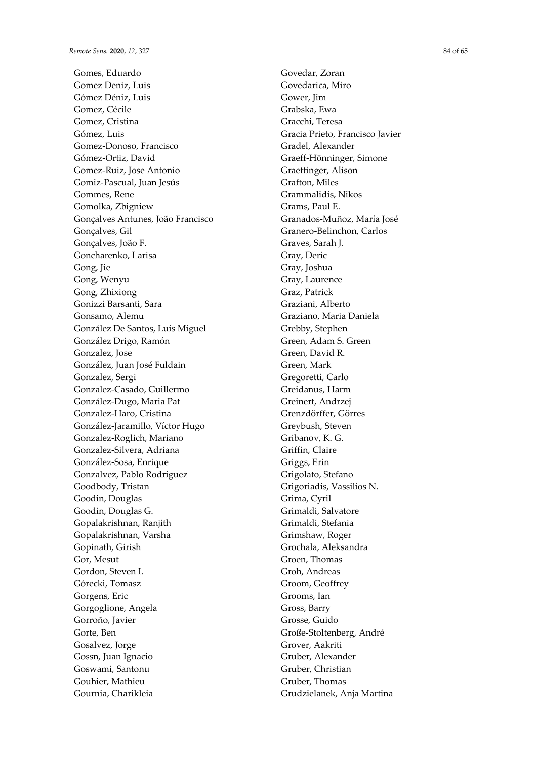Gomes, Eduardo
Gomez Deniz, Luis
Gómez Déniz, Luis
Gomez, Cécile
Gomez, Cristina
Gómez, Luis
Gomez-Donoso, Francisco
Gómez-Ortiz, David
Gomez-Ruiz, Jose Antonio
Gomiz-Pascual, Juan Jesús
Gommes, Rene
Gomolka, Zbigniew
Gonçalves Antunes, João Francisco
Gonçalves, Gil
Gonçalves, João F.
Goncharenko, Larisa
Gong, Jie
Gong, Wenyu
Gong, Zhixiong
Gonizzi Barsanti, Sara
Gonsamo, Alemu
González De Santos, Luis Miguel
González Drigo, Ramón
Gonzalez, Jose
González, Juan José Fuldain
Gonzalez, Sergi
Gonzalez-Casado, Guillermo
González-Dugo, Maria Pat
Gonzalez-Haro, Cristina
González-Jaramillo, Víctor Hugo
Gonzalez-Roglich, Mariano
Gonzalez-Silvera, Adriana
González-Sosa, Enrique
Gonzalvez, Pablo Rodriguez
Goodbody, Tristan
Goodin, Douglas
Goodin, Douglas G.
Gopalakrishnan, Ranjith
Gopalakrishnan, Varsha
Gopinath, Girish
Gor, Mesut
Gordon, Steven I.
Górecki, Tomasz
Gorgens, Eric
Gorgoglione, Angela
Gorroño, Javier
Gorte, Ben
Gosalvez, Jorge
Gossn, Juan Ignacio
Goswami, Santonu
Gouhier, Mathieu
Gournia, Charikleia
Govedar, Zoran
Govedarica, Miro
Gower, Jim
Grabska, Ewa
Gracchi, Teresa
Gracia Prieto, Francisco Javier
Gradel, Alexander
Graeff-Hönninger, Simone
Graettinger, Alison
Grafton, Miles
Grammalidis, Nikos
Grams, Paul E.
Granados-Muñoz, María José
Granero-Belinchon, Carlos
Graves, Sarah J.
Gray, Deric
Gray, Joshua
Gray, Laurence
Graz, Patrick
Graziani, Alberto
Graziano, Maria Daniela
Grebby, Stephen
Green, Adam S. Green
Green, David R.
Green, Mark
Gregoretti, Carlo
Greidanus, Harm
Greinert, Andrzej
Grenzdörffer, Görres
Greybush, Steven
Gribanov, K. G.
Griffin, Claire
Griggs, Erin
Grigolato, Stefano
Grigoriadis, Vassilios N.
Grima, Cyril
Grimaldi, Salvatore
Grimaldi, Stefania
Grimshaw, Roger
Grochala, Aleksandra
Groen, Thomas
Groh, Andreas
Groom, Geoffrey
Grooms, Ian
Gross, Barry
Grosse, Guido
Große-Stoltenberg, André
Grover, Aakriti
Gruber, Alexander
Gruber, Christian
Gruber, Thomas
Grudzielanek, Anja Martina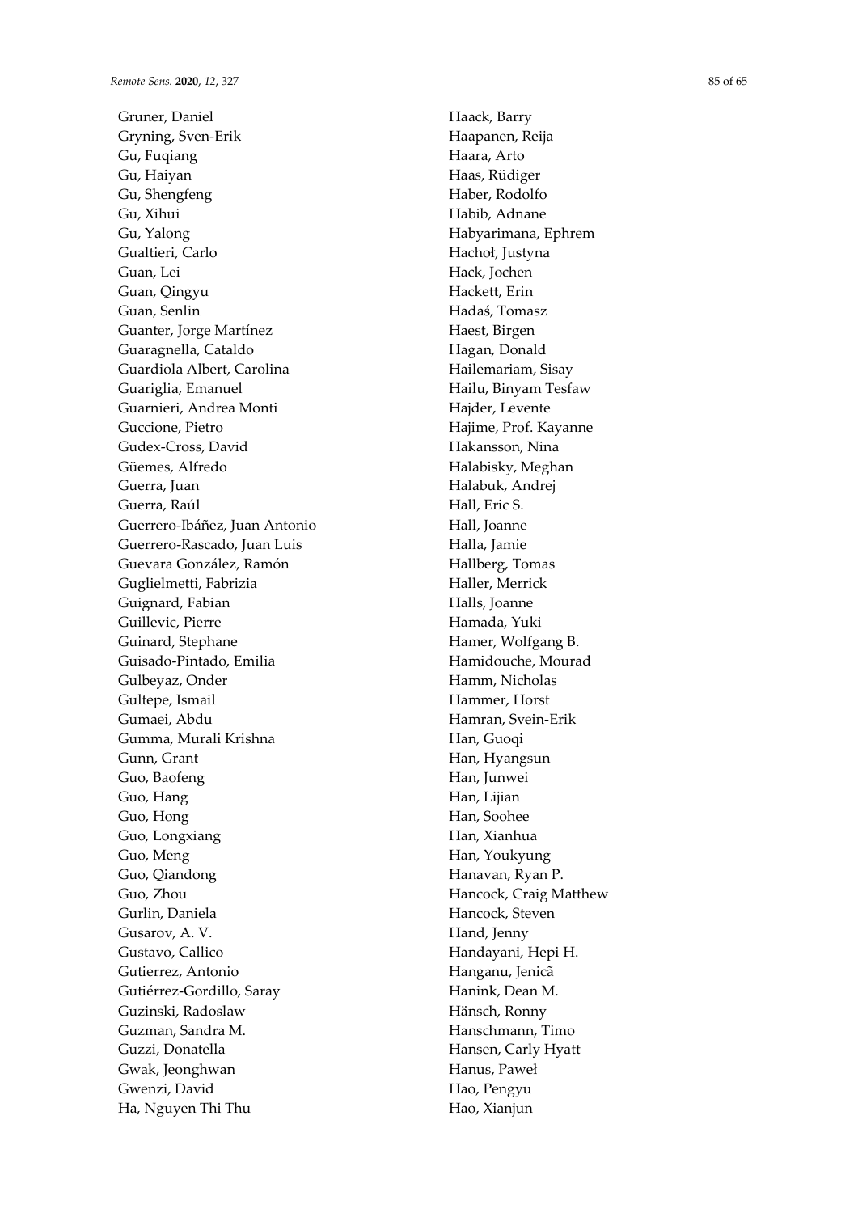Gruner, Daniel
Gryning, Sven-Erik
Gu, Fuqiang
Gu, Haiyan
Gu, Shengfeng
Gu, Xihui
Gu, Yalong
Gualtieri, Carlo
Guan, Lei
Guan, Qingyu
Guan, Senlin
Guanter, Jorge Martínez
Guaragnella, Cataldo
Guardiola Albert, Carolina
Guariglia, Emanuel
Guarnieri, Andrea Monti
Guccione, Pietro
Gudex-Cross, David
Güemes, Alfredo
Guerra, Juan
Guerra, Raúl
Guerrero-Ibáñez, Juan Antonio
Guerrero-Rascado, Juan Luis
Guevara González, Ramón
Guglielmetti, Fabrizia
Guignard, Fabian
Guillevic, Pierre
Guinard, Stephane
Guisado-Pintado, Emilia
Gulbeyaz, Onder
Gultepe, Ismail
Gumaei, Abdu
Gumma, Murali Krishna
Gunn, Grant
Guo, Baofeng
Guo, Hang
Guo, Hong
Guo, Longxiang
Guo, Meng
Guo, Qiandong
Guo, Zhou
Gurlin, Daniela
Gusarov, A. V.
Gustavo, Callico
Gutierrez, Antonio
Gutiérrez-Gordillo, Saray
Guzinski, Radoslaw
Guzman, Sandra M.
Guzzi, Donatella
Gwak, Jeonghwan
Gwenzi, David
Ha, Nguyen Thi Thu
Haack, Barry
Haapanen, Reija
Haara, Arto
Haas, Rüdiger
Haber, Rodolfo
Habib, Adnane
Habyarimana, Ephrem
Hachoł, Justyna
Hack, Jochen
Hackett, Erin
Hadaś, Tomasz
Haest, Birgen
Hagan, Donald
Hailemariam, Sisay
Hailu, Binyam Tesfaw
Hajder, Levente
Hajime, Prof. Kayanne
Hakansson, Nina
Halabisky, Meghan
Halabuk, Andrej
Hall, Eric S.
Hall, Joanne
Halla, Jamie
Hallberg, Tomas
Haller, Merrick
Halls, Joanne
Hamada, Yuki
Hamer, Wolfgang B.
Hamidouche, Mourad
Hamm, Nicholas
Hammer, Horst
Hamran, Svein-Erik
Han, Guoqi
Han, Hyangsun
Han, Junwei
Han, Lijian
Han, Soohee
Han, Xianhua
Han, Youkyung
Hanavan, Ryan P.
Hancock, Craig Matthew
Hancock, Steven
Hand, Jenny
Handayani, Hepi H.
Hanganu, Jenicã
Hanink, Dean M.
Hänsch, Ronny
Hanschmann, Timo
Hansen, Carly Hyatt
Hanus, Paweł
Hao, Pengyu
Hao, Xianjun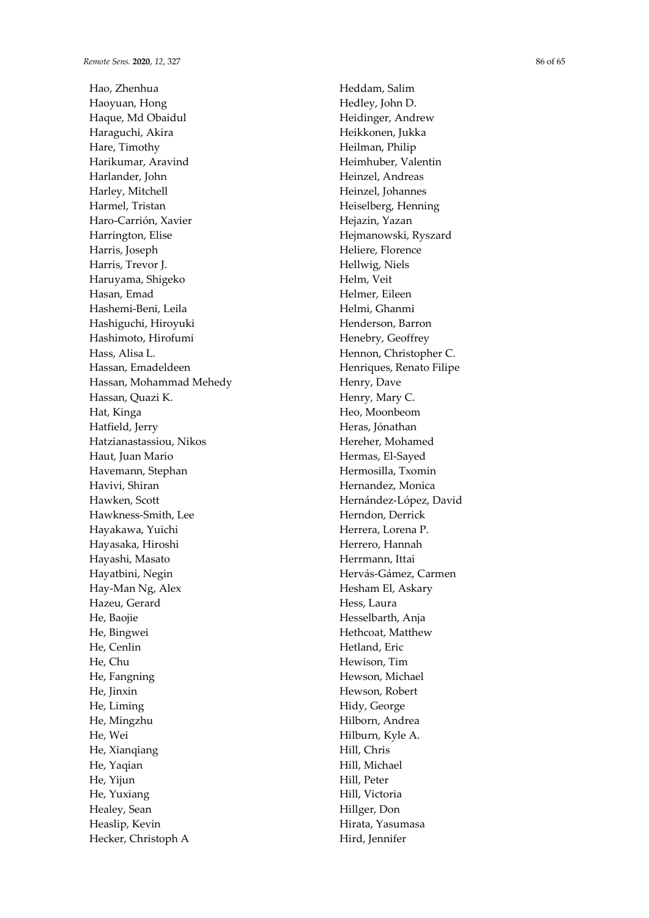Hao, Zhenhua
Haoyuan, Hong
Haque, Md Obaidul
Haraguchi, Akira
Hare, Timothy
Harikumar, Aravind
Harlander, John
Harley, Mitchell
Harmel, Tristan
Haro-Carrión, Xavier
Harrington, Elise
Harris, Joseph
Harris, Trevor J.
Haruyama, Shigeko
Hasan, Emad
Hashemi-Beni, Leila
Hashiguchi, Hiroyuki
Hashimoto, Hirofumi
Hass, Alisa L.
Hassan, Emadeldeen
Hassan, Mohammad Mehedy
Hassan, Quazi K.
Hat, Kinga
Hatfield, Jerry
Hatzianastassiou, Nikos
Haut, Juan Mario
Havemann, Stephan
Havivi, Shiran
Hawken, Scott
Hawkness-Smith, Lee
Hayakawa, Yuichi
Hayasaka, Hiroshi
Hayashi, Masato
Hayatbini, Negin
Hay-Man Ng, Alex
Hazeu, Gerard
He, Baojie
He, Bingwei
He, Cenlin
He, Chu
He, Fangning
He, Jinxin
He, Liming
He, Mingzhu
He, Wei
He, Xianqiang
He, Yaqian
He, Yijun
He, Yuxiang
Healey, Sean
Heaslip, Kevin
Hecker, Christoph A
Heddam, Salim
Hedley, John D.
Heidinger, Andrew
Heikkonen, Jukka
Heilman, Philip
Heimhuber, Valentin
Heinzel, Andreas
Heinzel, Johannes
Heiselberg, Henning
Hejazin, Yazan
Hejmanowski, Ryszard
Heliere, Florence
Hellwig, Niels
Helm, Veit
Helmer, Eileen
Helmi, Ghanmi
Henderson, Barron
Henebry, Geoffrey
Hennon, Christopher C.
Henriques, Renato Filipe
Henry, Dave
Henry, Mary C.
Heo, Moonbeom
Heras, Jónathan
Hereher, Mohamed
Hermas, El-Sayed
Hermosilla, Txomin
Hernandez, Monica
Hernández-López, David
Herndon, Derrick
Herrera, Lorena P.
Herrero, Hannah
Herrmann, Ittai
Hervás-Gámez, Carmen
Hesham El, Askary
Hess, Laura
Hesselbarth, Anja
Hethcoat, Matthew
Hetland, Eric
Hewison, Tim
Hewson, Michael
Hewson, Robert
Hidy, George
Hilborn, Andrea
Hilburn, Kyle A.
Hill, Chris
Hill, Michael
Hill, Peter
Hill, Victoria
Hillger, Don
Hirata, Yasumasa
Hird, Jennifer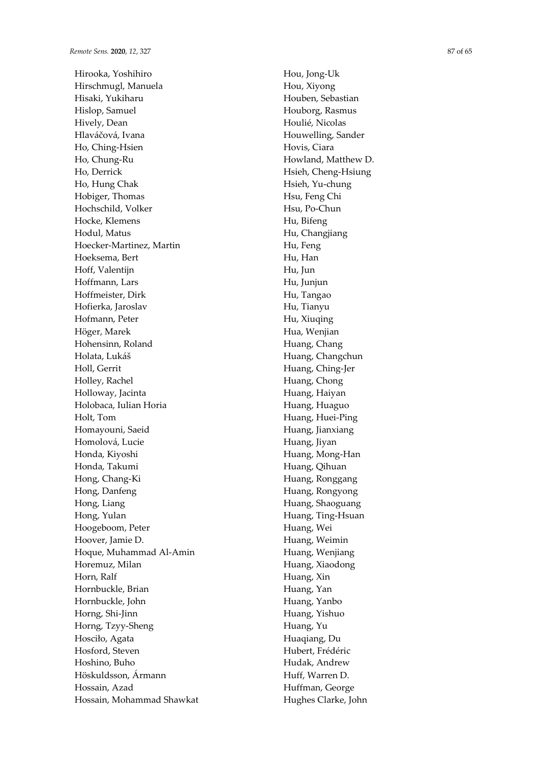Hirooka, Yoshihiro
Hirschmugl, Manuela
Hisaki, Yukiharu
Hislop, Samuel
Hively, Dean
Hlaváčová, Ivana
Ho, Ching-Hsien
Ho, Chung-Ru
Ho, Derrick
Ho, Hung Chak
Hobiger, Thomas
Hochschild, Volker
Hocke, Klemens
Hodul, Matus
Hoecker-Martinez, Martin
Hoeksema, Bert
Hoff, Valentijn
Hoffmann, Lars
Hoffmeister, Dirk
Hofierka, Jaroslav
Hofmann, Peter
Höger, Marek
Hohensinn, Roland
Holata, Lukáš
Holl, Gerrit
Holley, Rachel
Holloway, Jacinta
Holobaca, Iulian Horia
Holt, Tom
Homayouni, Saeid
Homolová, Lucie
Honda, Kiyoshi
Honda, Takumi
Hong, Chang-Ki
Hong, Danfeng
Hong, Liang
Hong, Yulan
Hoogeboom, Peter
Hoover, Jamie D.
Hoque, Muhammad Al-Amin
Horemuz, Milan
Horn, Ralf
Hornbuckle, Brian
Hornbuckle, John
Horng, Shi-Jinn
Horng, Tzyy-Sheng
Hosciło, Agata
Hosford, Steven
Hoshino, Buho
Höskuldsson, Ármann
Hossain, Azad
Hossain, Mohammad Shawkat
Hou, Jong-Uk
Hou, Xiyong
Houben, Sebastian
Houborg, Rasmus
Houlié, Nicolas
Houwelling, Sander
Hovis, Ciara
Howland, Matthew D.
Hsieh, Cheng-Hsiung
Hsieh, Yu-chung
Hsu, Feng Chi
Hsu, Po-Chun
Hu, Bifeng
Hu, Changjiang
Hu, Feng
Hu, Han
Hu, Jun
Hu, Junjun
Hu, Tangao
Hu, Tianyu
Hu, Xiuqing
Hua, Wenjian
Huang, Chang
Huang, Changchun
Huang, Ching-Jer
Huang, Chong
Huang, Haiyan
Huang, Huaguo
Huang, Huei-Ping
Huang, Jianxiang
Huang, Jiyan
Huang, Mong-Han
Huang, Qihuan
Huang, Ronggang
Huang, Rongyong
Huang, Shaoguang
Huang, Ting-Hsuan
Huang, Wei
Huang, Weimin
Huang, Wenjiang
Huang, Xiaodong
Huang, Xin
Huang, Yan
Huang, Yanbo
Huang, Yishuo
Huang, Yu
Huaqiang, Du
Hubert, Frédéric
Hudak, Andrew
Huff, Warren D.
Huffman, George
Hughes Clarke, John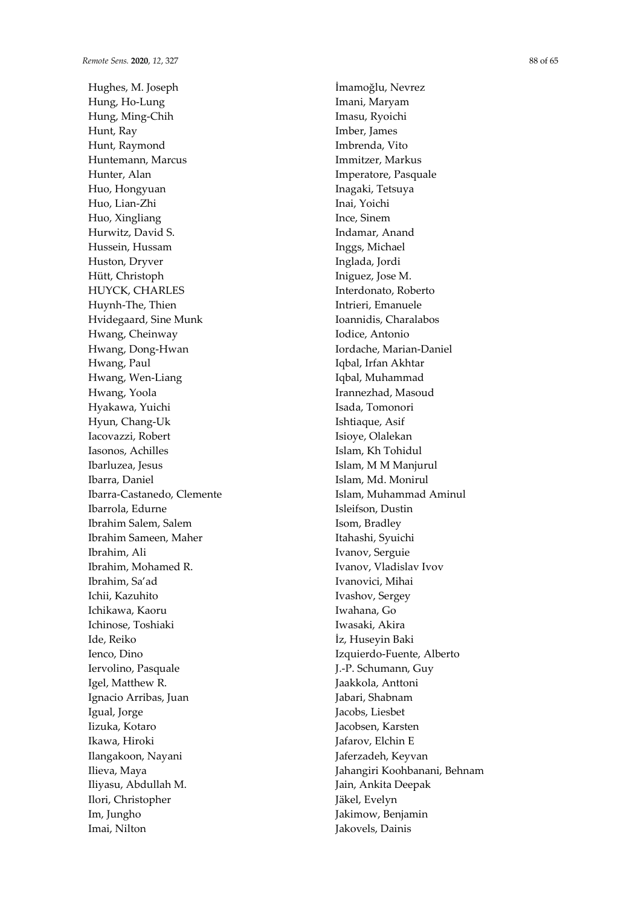Hughes, M. Joseph
Hung, Ho-Lung
Hung, Ming-Chih
Hunt, Ray
Hunt, Raymond
Huntemann, Marcus
Hunter, Alan
Huo, Hongyuan
Huo, Lian-Zhi
Huo, Xingliang
Hurwitz, David S.
Hussein, Hussam
Huston, Dryver
Hütt, Christoph
HUYCK, CHARLES
Huynh-The, Thien
Hvidegaard, Sine Munk
Hwang, Cheinway
Hwang, Dong-Hwan
Hwang, Paul
Hwang, Wen-Liang
Hwang, Yoola
Hyakawa, Yuichi
Hyun, Chang-Uk
Iacovazzi, Robert
Iasonos, Achilles
Ibarluzea, Jesus
Ibarra, Daniel
Ibarra-Castanedo, Clemente
Ibarrola, Edurne
Ibrahim Salem, Salem
Ibrahim Sameen, Maher
Ibrahim, Ali
Ibrahim, Mohamed R.
Ibrahim, Sa'ad
Ichii, Kazuhito
Ichikawa, Kaoru
Ichinose, Toshiaki
Ide, Reiko
Ienco, Dino
Iervolino, Pasquale
Igel, Matthew R.
Ignacio Arribas, Juan
Igual, Jorge
Iizuka, Kotaro
Ikawa, Hiroki
Ilangakoon, Nayani
Ilieva, Maya
Iliyasu, Abdullah M.
Ilori, Christopher
Im, Jungho
Imai, Nilton
İmamoğlu, Nevrez
Imani, Maryam
Imasu, Ryoichi
Imber, James
Imbrenda, Vito
Immitzer, Markus
Imperatore, Pasquale
Inagaki, Tetsuya
Inai, Yoichi
Ince, Sinem
Indamar, Anand
Inggs, Michael
Inglada, Jordi
Iniguez, Jose M.
Interdonato, Roberto
Intrieri, Emanuele
Ioannidis, Charalabos
Iodice, Antonio
Iordache, Marian-Daniel
Iqbal, Irfan Akhtar
Iqbal, Muhammad
Irannezhad, Masoud
Isada, Tomonori
Ishtiaque, Asif
Isioye, Olalekan
Islam, Kh Tohidul
Islam, M M Manjurul
Islam, Md. Monirul
Islam, Muhammad Aminul
Isleifson, Dustin
Isom, Bradley
Itahashi, Syuichi
Ivanov, Serguie
Ivanov, Vladislav Ivov
Ivanovici, Mihai
Ivashov, Sergey
Iwahana, Go
Iwasaki, Akira
İz, Huseyin Baki
Izquierdo-Fuente, Alberto
J.-P. Schumann, Guy
Jaakkola, Anttoni
Jabari, Shabnam
Jacobs, Liesbet
Jacobsen, Karsten
Jafarov, Elchin E
Jaferzadeh, Keyvan
Jahangiri Koohbanani, Behnam
Jain, Ankita Deepak
Jäkel, Evelyn
Jakimow, Benjamin
Jakovels, Dainis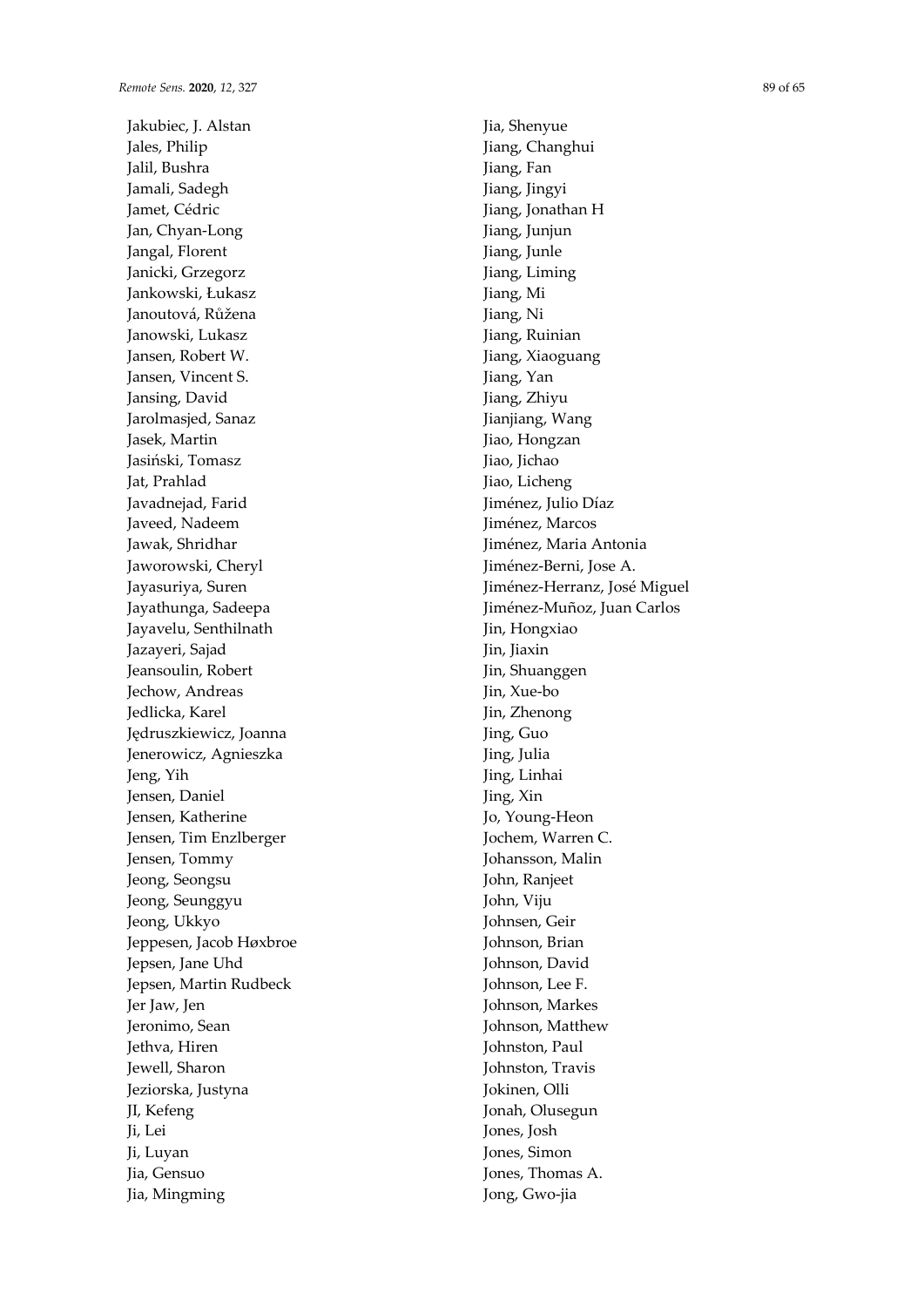Jakubiec, J. Alstan
Jales, Philip
Jalil, Bushra
Jamali, Sadegh
Jamet, Cédric
Jan, Chyan-Long
Jangal, Florent
Janicki, Grzegorz
Jankowski, Łukasz
Janoutová, Růžena
Janowski, Lukasz
Jansen, Robert W.
Jansen, Vincent S.
Jansing, David
Jarolmasjed, Sanaz
Jasek, Martin
Jasiński, Tomasz
Jat, Prahlad
Javadnejad, Farid
Javeed, Nadeem
Jawak, Shridhar
Jaworowski, Cheryl
Jayasuriya, Suren
Jayathunga, Sadeepa
Jayavelu, Senthilnath
Jazayeri, Sajad
Jeansoulin, Robert
Jechow, Andreas
Jedlicka, Karel
Jędruszkiewicz, Joanna
Jenerowicz, Agnieszka
Jeng, Yih
Jensen, Daniel
Jensen, Katherine
Jensen, Tim Enzlberger
Jensen, Tommy
Jeong, Seongsu
Jeong, Seunggyu
Jeong, Ukkyo
Jeppesen, Jacob Høxbroe
Jepsen, Jane Uhd
Jepsen, Martin Rudbeck
Jer Jaw, Jen
Jeronimo, Sean
Jethva, Hiren
Jewell, Sharon
Jeziorska, Justyna
JI, Kefeng
Ji, Lei
Ji, Luyan
Jia, Gensuo
Jia, Mingming
Jia, Shenyue
Jiang, Changhui
Jiang, Fan
Jiang, Jingyi
Jiang, Jonathan H
Jiang, Junjun
Jiang, Junle
Jiang, Liming
Jiang, Mi
Jiang, Ni
Jiang, Ruinian
Jiang, Xiaoguang
Jiang, Yan
Jiang, Zhiyu
Jianjiang, Wang
Jiao, Hongzan
Jiao, Jichao
Jiao, Licheng
Jiménez, Julio Díaz
Jiménez, Marcos
Jiménez, Maria Antonia
Jiménez-Berni, Jose A.
Jiménez-Herranz, José Miguel
Jiménez-Muñoz, Juan Carlos
Jin, Hongxiao
Jin, Jiaxin
Jin, Shuanggen
Jin, Xue-bo
Jin, Zhenong
Jing, Guo
Jing, Julia
Jing, Linhai
Jing, Xin
Jo, Young-Heon
Jochem, Warren C.
Johansson, Malin
John, Ranjeet
John, Viju
Johnsen, Geir
Johnson, Brian
Johnson, David
Johnson, Lee F.
Johnson, Markes
Johnson, Matthew
Johnston, Paul
Johnston, Travis
Jokinen, Olli
Jonah, Olusegun
Jones, Josh
Jones, Simon
Jones, Thomas A.
Jong, Gwo-jia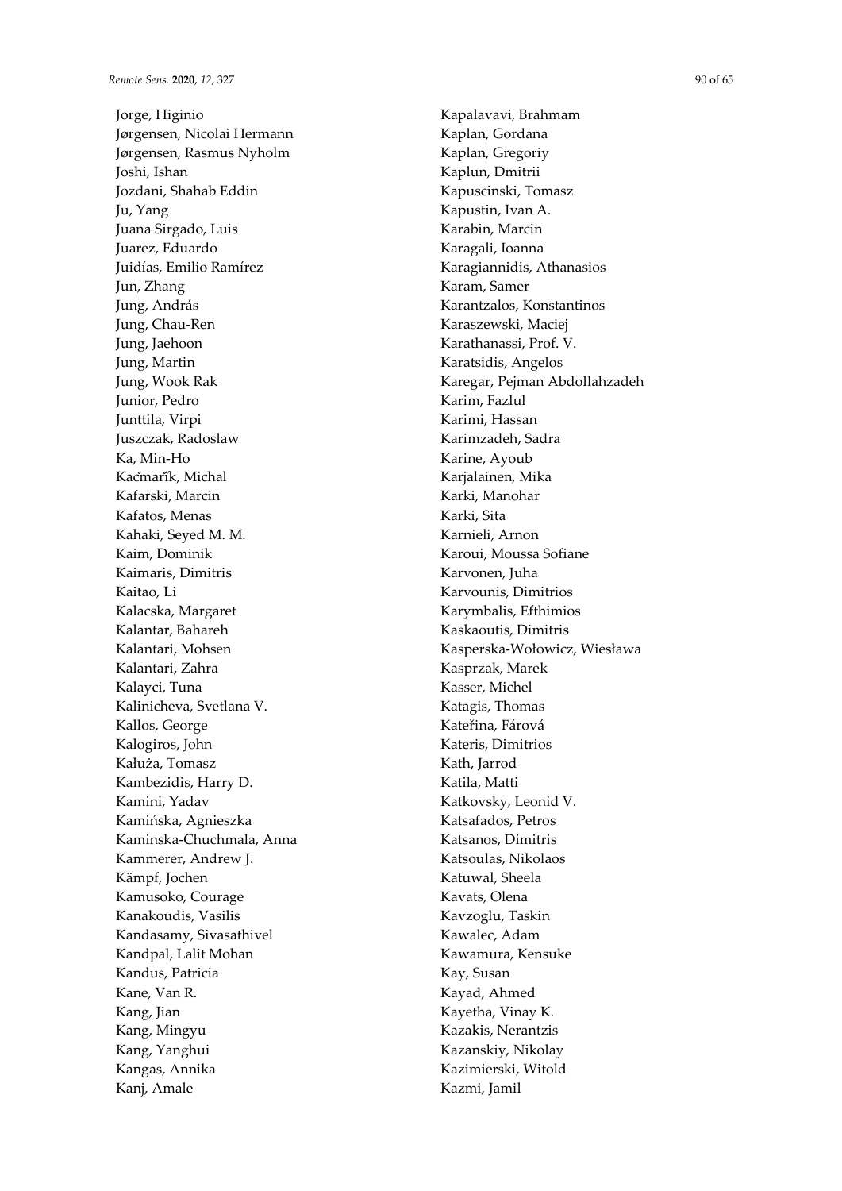Jorge, Higinio
Jørgensen, Nicolai Hermann
Jørgensen, Rasmus Nyholm
Joshi, Ishan
Jozdani, Shahab Eddin
Ju, Yang
Juana Sirgado, Luis
Juarez, Eduardo
Juidías, Emilio Ramírez
Jun, Zhang
Jung, András
Jung, Chau-Ren
Jung, Jaehoon
Jung, Martin
Jung, Wook Rak
Junior, Pedro
Junttila, Virpi
Juszczak, Radoslaw
Ka, Min-Ho
Kačmařík, Michal
Kafarski, Marcin
Kafatos, Menas
Kahaki, Seyed M. M.
Kaim, Dominik
Kaimaris, Dimitris
Kaitao, Li
Kalacska, Margaret
Kalantar, Bahareh
Kalantari, Mohsen
Kalantari, Zahra
Kalayci, Tuna
Kalinicheva, Svetlana V.
Kallos, George
Kalogiros, John
Kałuża, Tomasz
Kambezidis, Harry D.
Kamini, Yadav
Kamińska, Agnieszka
Kaminska-Chuchmala, Anna
Kammerer, Andrew J.
Kämpf, Jochen
Kamusoko, Courage
Kanakoudis, Vasilis
Kandasamy, Sivasathivel
Kandpal, Lalit Mohan
Kandus, Patricia
Kane, Van R.
Kang, Jian
Kang, Mingyu
Kang, Yanghui
Kangas, Annika
Kanj, Amale
Kapalavavi, Brahmam
Kaplan, Gordana
Kaplan, Gregoriy
Kaplun, Dmitrii
Kapuscinski, Tomasz
Kapustin, Ivan A.
Karabin, Marcin
Karagali, Ioanna
Karagiannidis, Athanasios
Karam, Samer
Karantzalos, Konstantinos
Karaszewski, Maciej
Karathanassi, Prof. V.
Karatsidis, Angelos
Karegar, Pejman Abdollahzadeh
Karim, Fazlul
Karimi, Hassan
Karimzadeh, Sadra
Karine, Ayoub
Karjalainen, Mika
Karki, Manohar
Karki, Sita
Karnieli, Arnon
Karoui, Moussa Sofiane
Karvonen, Juha
Karvounis, Dimitrios
Karymbalis, Efthimios
Kaskaoutis, Dimitris
Kasperska-Wołowicz, Wiesława
Kasprzak, Marek
Kasser, Michel
Katagis, Thomas
Kateřina, Fárová
Kateris, Dimitrios
Kath, Jarrod
Katila, Matti
Katkovsky, Leonid V.
Katsafados, Petros
Katsanos, Dimitris
Katsoulas, Nikolaos
Katuwal, Sheela
Kavats, Olena
Kavzoglu, Taskin
Kawalec, Adam
Kawamura, Kensuke
Kay, Susan
Kayad, Ahmed
Kayetha, Vinay K.
Kazakis, Nerantzis
Kazanskiy, Nikolay
Kazimierski, Witold
Kazmi, Jamil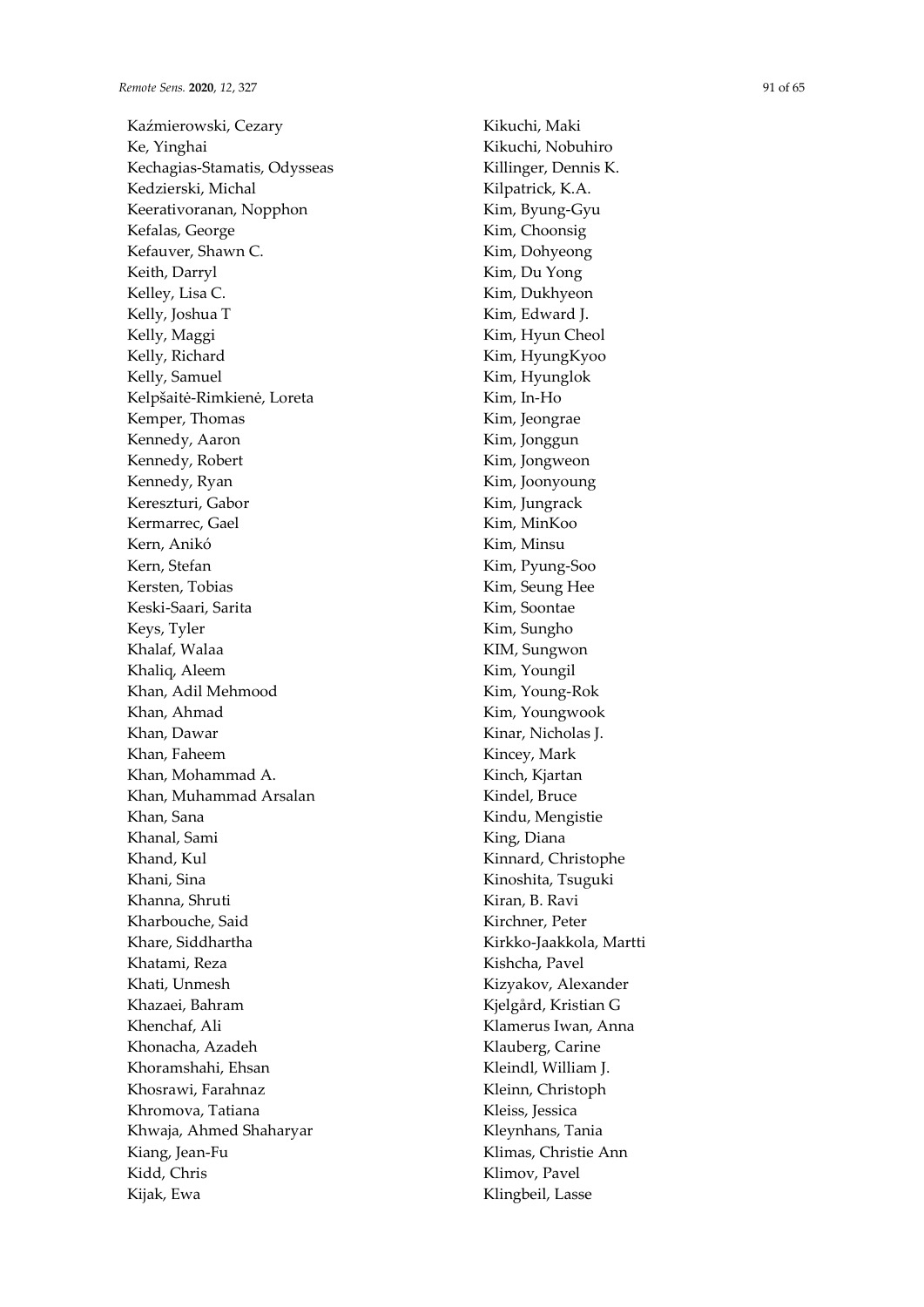Kaźmierowski, Cezary
Ke, Yinghai
Kechagias-Stamatis, Odysseas
Kedzierski, Michal
Keerativoranan, Nopphon
Kefalas, George
Kefauver, Shawn C.
Keith, Darryl
Kelley, Lisa C.
Kelly, Joshua T
Kelly, Maggi
Kelly, Richard
Kelly, Samuel
Kelpšaitė-Rimkienė, Loreta
Kemper, Thomas
Kennedy, Aaron
Kennedy, Robert
Kennedy, Ryan
Kereszturi, Gabor
Kermarrec, Gael
Kern, Anikó
Kern, Stefan
Kersten, Tobias
Keski-Saari, Sarita
Keys, Tyler
Khalaf, Walaa
Khaliq, Aleem
Khan, Adil Mehmood
Khan, Ahmad
Khan, Dawar
Khan, Faheem
Khan, Mohammad A.
Khan, Muhammad Arsalan
Khan, Sana
Khanal, Sami
Khand, Kul
Khani, Sina
Khanna, Shruti
Kharbouche, Said
Khare, Siddhartha
Khatami, Reza
Khati, Unmesh
Khazaei, Bahram
Khenchaf, Ali
Khonacha, Azadeh
Khoramshahi, Ehsan
Khosrawi, Farahnaz
Khromova, Tatiana
Khwaja, Ahmed Shaharyar
Kiang, Jean-Fu
Kidd, Chris
Kijak, Ewa
Kikuchi, Maki
Kikuchi, Nobuhiro
Killinger, Dennis K.
Kilpatrick, K.A.
Kim, Byung-Gyu
Kim, Choonsig
Kim, Dohyeong
Kim, Du Yong
Kim, Dukhyeon
Kim, Edward J.
Kim, Hyun Cheol
Kim, HyungKyoo
Kim, Hyunglok
Kim, In-Ho
Kim, Jeongrae
Kim, Jonggun
Kim, Jongweon
Kim, Joonyoung
Kim, Jungrack
Kim, MinKoo
Kim, Minsu
Kim, Pyung-Soo
Kim, Seung Hee
Kim, Soontae
Kim, Sungho
KIM, Sungwon
Kim, Youngil
Kim, Young-Rok
Kim, Youngwook
Kinar, Nicholas J.
Kincey, Mark
Kinch, Kjartan
Kindel, Bruce
Kindu, Mengistie
King, Diana
Kinnard, Christophe
Kinoshita, Tsuguki
Kiran, B. Ravi
Kirchner, Peter
Kirkko-Jaakkola, Martti
Kishcha, Pavel
Kizyakov, Alexander
Kjelgård, Kristian G
Klamerus Iwan, Anna
Klauberg, Carine
Kleindl, William J.
Kleinn, Christoph
Kleiss, Jessica
Kleynhans, Tania
Klimas, Christie Ann
Klimov, Pavel
Klingbeil, Lasse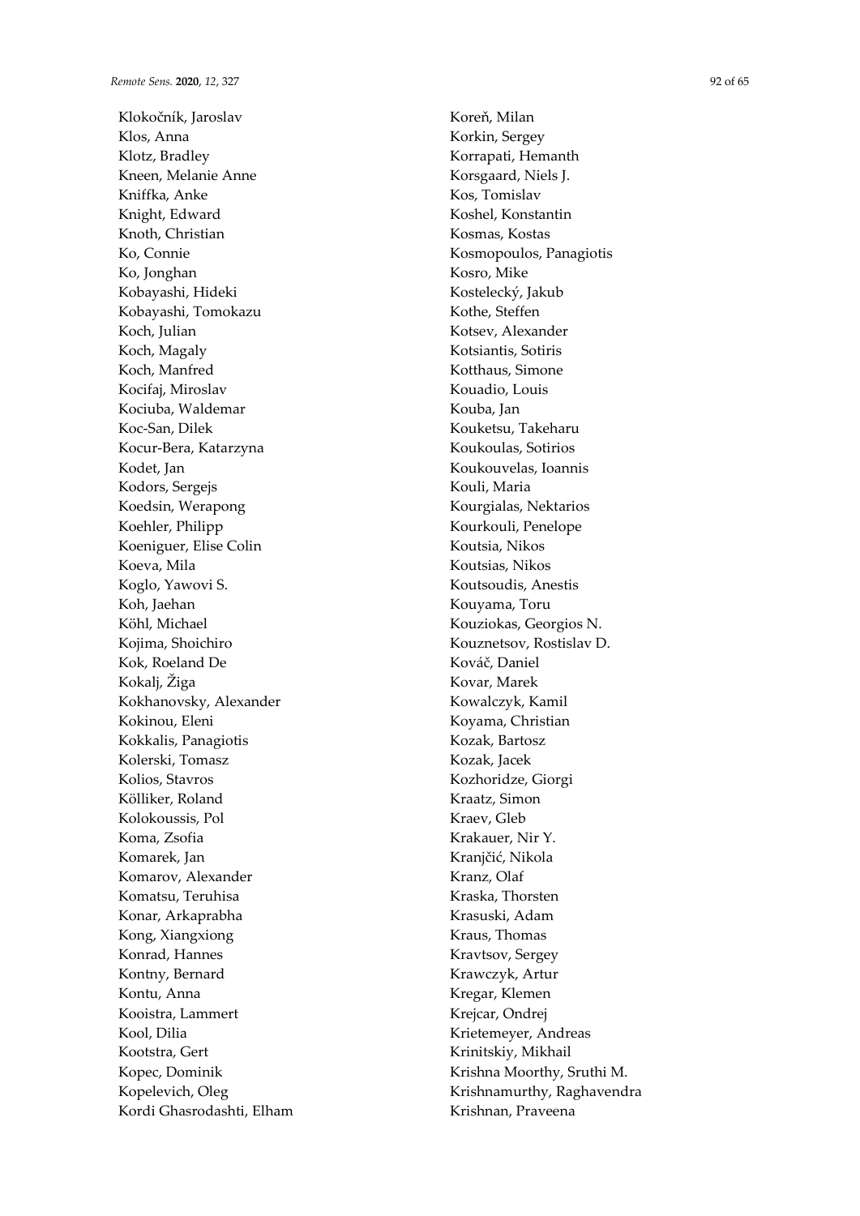Klokočník, Jaroslav
Klos, Anna
Klotz, Bradley
Kneen, Melanie Anne
Kniffka, Anke
Knight, Edward
Knoth, Christian
Ko, Connie
Ko, Jonghan
Kobayashi, Hideki
Kobayashi, Tomokazu
Koch, Julian
Koch, Magaly
Koch, Manfred
Kocifaj, Miroslav
Kociuba, Waldemar
Koc-San, Dilek
Kocur-Bera, Katarzyna
Kodet, Jan
Kodors, Sergejs
Koedsin, Werapong
Koehler, Philipp
Koeniguer, Elise Colin
Koeva, Mila
Koglo, Yawovi S.
Koh, Jaehan
Köhl, Michael
Kojima, Shoichiro
Kok, Roeland De
Kokalj, Žiga
Kokhanovsky, Alexander
Kokinou, Eleni
Kokkalis, Panagiotis
Kolerski, Tomasz
Kolios, Stavros
Kölliker, Roland
Kolokoussis, Pol
Koma, Zsofia
Komarek, Jan
Komarov, Alexander
Komatsu, Teruhisa
Konar, Arkaprabha
Kong, Xiangxiong
Konrad, Hannes
Kontny, Bernard
Kontu, Anna
Kooistra, Lammert
Kool, Dilia
Kootstra, Gert
Kopec, Dominik
Kopelevich, Oleg
Kordi Ghasrodashti, Elham
Koreň, Milan
Korkin, Sergey
Korrapati, Hemanth
Korsgaard, Niels J.
Kos, Tomislav
Koshel, Konstantin
Kosmas, Kostas
Kosmopoulos, Panagiotis
Kosro, Mike
Kostelecký, Jakub
Kothe, Steffen
Kotsev, Alexander
Kotsiantis, Sotiris
Kotthaus, Simone
Kouadio, Louis
Kouba, Jan
Kouketsu, Takeharu
Koukoulas, Sotirios
Koukouvelas, Ioannis
Kouli, Maria
Kourgialas, Nektarios
Kourkouli, Penelope
Koutsia, Nikos
Koutsias, Nikos
Koutsoudis, Anestis
Kouyama, Toru
Kouziokas, Georgios N.
Kouznetsov, Rostislav D.
Kováč, Daniel
Kovar, Marek
Kowalczyk, Kamil
Koyama, Christian
Kozak, Bartosz
Kozak, Jacek
Kozhoridze, Giorgi
Kraatz, Simon
Kraev, Gleb
Krakauer, Nir Y.
Kranjčić, Nikola
Kranz, Olaf
Kraska, Thorsten
Krasuski, Adam
Kraus, Thomas
Kravtsov, Sergey
Krawczyk, Artur
Kregar, Klemen
Krejcar, Ondrej
Krietemeyer, Andreas
Krinitskiy, Mikhail
Krishna Moorthy, Sruthi M.
Krishnamurthy, Raghavendra
Krishnan, Praveena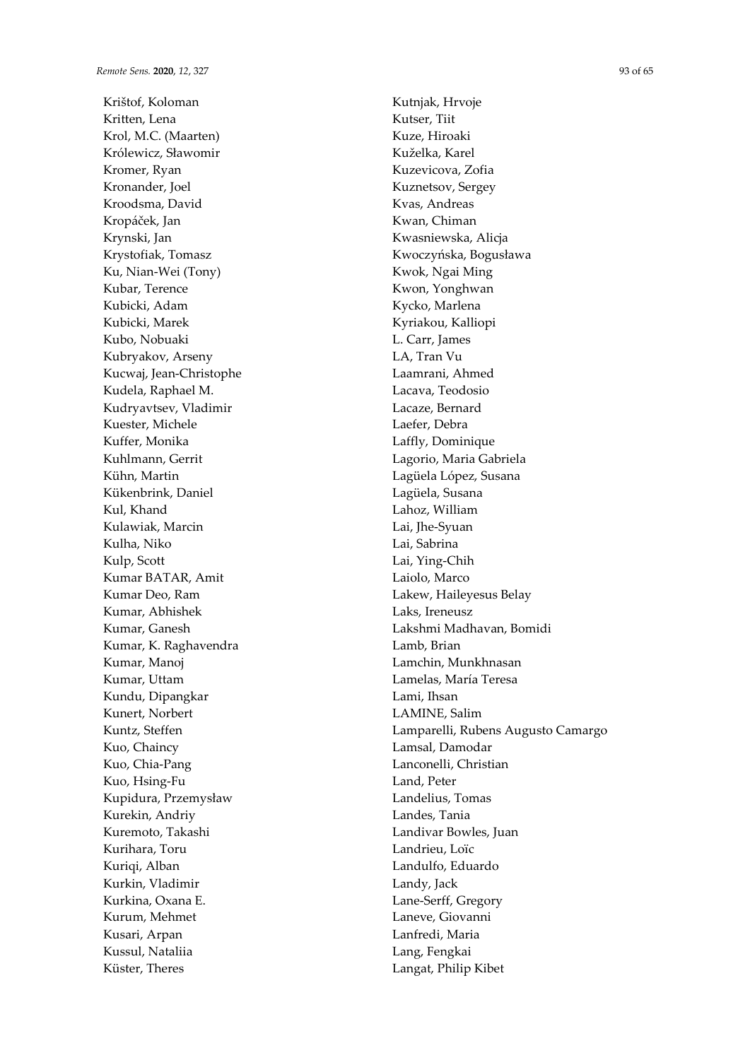Krištof, Koloman
Kritten, Lena
Krol, M.C. (Maarten)
Królewicz, Sławomir
Kromer, Ryan
Kronander, Joel
Kroodsma, David
Kropáček, Jan
Krynski, Jan
Krystofiak, Tomasz
Ku, Nian-Wei (Tony)
Kubar, Terence
Kubicki, Adam
Kubicki, Marek
Kubo, Nobuaki
Kubryakov, Arseny
Kucwaj, Jean-Christophe
Kudela, Raphael M.
Kudryavtsev, Vladimir
Kuester, Michele
Kuffer, Monika
Kuhlmann, Gerrit
Kühn, Martin
Kükenbrink, Daniel
Kul, Khand
Kulawiak, Marcin
Kulha, Niko
Kulp, Scott
Kumar BATAR, Amit
Kumar Deo, Ram
Kumar, Abhishek
Kumar, Ganesh
Kumar, K. Raghavendra
Kumar, Manoj
Kumar, Uttam
Kundu, Dipangkar
Kunert, Norbert
Kuntz, Steffen
Kuo, Chaincy
Kuo, Chia-Pang
Kuo, Hsing-Fu
Kupidura, Przemysław
Kurekin, Andriy
Kuremoto, Takashi
Kurihara, Toru
Kuriqi, Alban
Kurkin, Vladimir
Kurkina, Oxana E.
Kurum, Mehmet
Kusari, Arpan
Kussul, Nataliia
Küster, Theres
Kutnjak, Hrvoje
Kutser, Tiit
Kuze, Hiroaki
Kuželka, Karel
Kuzevicova, Zofia
Kuznetsov, Sergey
Kvas, Andreas
Kwan, Chiman
Kwasniewska, Alicja
Kwoczyńska, Bogusława
Kwok, Ngai Ming
Kwon, Yonghwan
Kycko, Marlena
Kyriakou, Kalliopi
L. Carr, James
LA, Tran Vu
Laamrani, Ahmed
Lacava, Teodosio
Lacaze, Bernard
Laefer, Debra
Laffly, Dominique
Lagorio, Maria Gabriela
Lagüela López, Susana
Lagüela, Susana
Lahoz, William
Lai, Jhe-Syuan
Lai, Sabrina
Lai, Ying-Chih
Laiolo, Marco
Lakew, Haileyesus Belay
Laks, Ireneusz
Lakshmi Madhavan, Bomidi
Lamb, Brian
Lamchin, Munkhnasan
Lamelas, María Teresa
Lami, Ihsan
LAMINE, Salim
Lamparelli, Rubens Augusto Camargo
Lamsal, Damodar
Lanconelli, Christian
Land, Peter
Landelius, Tomas
Landes, Tania
Landivar Bowles, Juan
Landrieu, Loïc
Landulfo, Eduardo
Landy, Jack
Lane-Serff, Gregory
Laneve, Giovanni
Lanfredi, Maria
Lang, Fengkai
Langat, Philip Kibet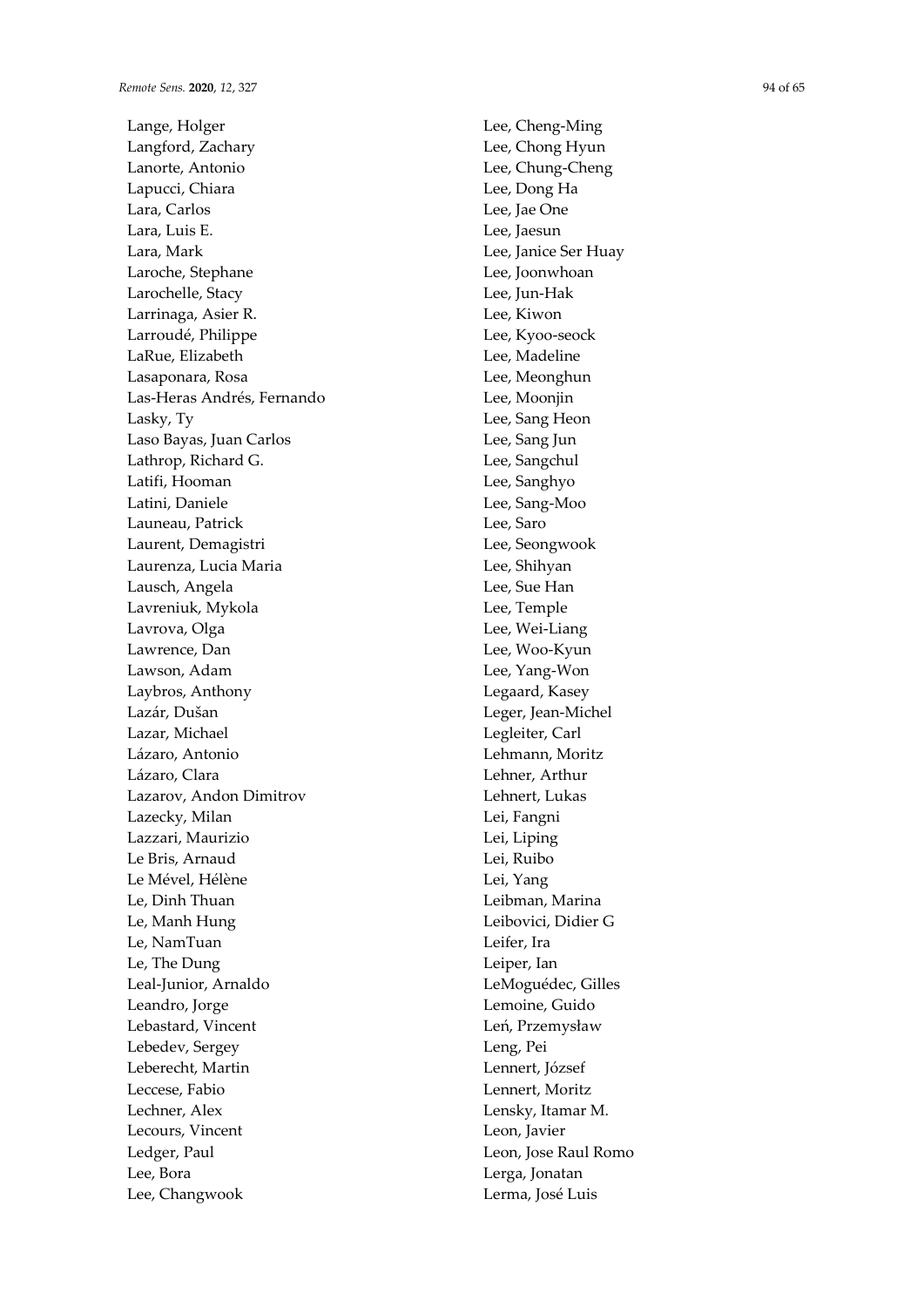Lange, Holger
Langford, Zachary
Lanorte, Antonio
Lapucci, Chiara
Lara, Carlos
Lara, Luis E.
Lara, Mark
Laroche, Stephane
Larochelle, Stacy
Larrinaga, Asier R.
Larroudé, Philippe
LaRue, Elizabeth
Lasaponara, Rosa
Las-Heras Andrés, Fernando
Lasky, Ty
Laso Bayas, Juan Carlos
Lathrop, Richard G.
Latifi, Hooman
Latini, Daniele
Launeau, Patrick
Laurent, Demagistri
Laurenza, Lucia Maria
Lausch, Angela
Lavreniuk, Mykola
Lavrova, Olga
Lawrence, Dan
Lawson, Adam
Laybros, Anthony
Lazár, Dušan
Lazar, Michael
Lázaro, Antonio
Lázaro, Clara
Lazarov, Andon Dimitrov
Lazecky, Milan
Lazzari, Maurizio
Le Bris, Arnaud
Le Mével, Hélène
Le, Dinh Thuan
Le, Manh Hung
Le, NamTuan
Le, The Dung
Leal-Junior, Arnaldo
Leandro, Jorge
Lebastard, Vincent
Lebedev, Sergey
Leberecht, Martin
Leccese, Fabio
Lechner, Alex
Lecours, Vincent
Ledger, Paul
Lee, Bora
Lee, Changwook
Lee, Cheng-Ming
Lee, Chong Hyun
Lee, Chung-Cheng
Lee, Dong Ha
Lee, Jae One
Lee, Jaesun
Lee, Janice Ser Huay
Lee, Joonwhoan
Lee, Jun-Hak
Lee, Kiwon
Lee, Kyoo-seock
Lee, Madeline
Lee, Meonghun
Lee, Moonjin
Lee, Sang Heon
Lee, Sang Jun
Lee, Sangchul
Lee, Sanghyo
Lee, Sang-Moo
Lee, Saro
Lee, Seongwook
Lee, Shihyan
Lee, Sue Han
Lee, Temple
Lee, Wei-Liang
Lee, Woo-Kyun
Lee, Yang-Won
Legaard, Kasey
Leger, Jean-Michel
Legleiter, Carl
Lehmann, Moritz
Lehner, Arthur
Lehnert, Lukas
Lei, Fangni
Lei, Liping
Lei, Ruibo
Lei, Yang
Leibman, Marina
Leibovici, Didier G
Leifer, Ira
Leiper, Ian
LeMoguédec, Gilles
Lemoine, Guido
Leń, Przemysław
Leng, Pei
Lennert, József
Lennert, Moritz
Lensky, Itamar M.
Leon, Javier
Leon, Jose Raul Romo
Lerga, Jonatan
Lerma, José Luis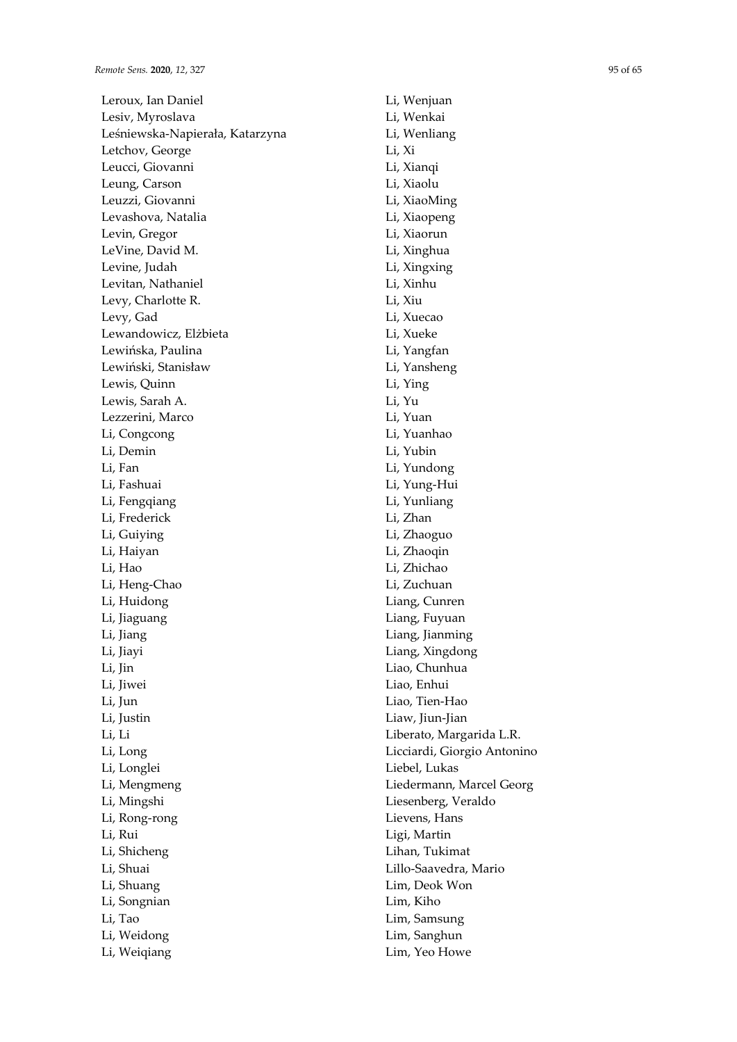Leroux, Ian Daniel
Lesiv, Myroslava
Leśniewska-Napierała, Katarzyna
Letchov, George
Leucci, Giovanni
Leung, Carson
Leuzzi, Giovanni
Levashova, Natalia
Levin, Gregor
LeVine, David M.
Levine, Judah
Levitan, Nathaniel
Levy, Charlotte R.
Levy, Gad
Lewandowicz, Elżbieta
Lewińska, Paulina
Lewiński, Stanisław
Lewis, Quinn
Lewis, Sarah A.
Lezzerini, Marco
Li, Congcong
Li, Demin
Li, Fan
Li, Fashuai
Li, Fengqiang
Li, Frederick
Li, Guiying
Li, Haiyan
Li, Hao
Li, Heng-Chao
Li, Huidong
Li, Jiaguang
Li, Jiang
Li, Jiayi
Li, Jin
Li, Jiwei
Li, Jun
Li, Justin
Li, Li
Li, Long
Li, Longlei
Li, Mengmeng
Li, Mingshi
Li, Rong-rong
Li, Rui
Li, Shicheng
Li, Shuai
Li, Shuang
Li, Songnian
Li, Tao
Li, Weidong
Li, Weiqiang
Li, Wenjuan
Li, Wenkai
Li, Wenliang
Li, Xi
Li, Xianqi
Li, Xiaolu
Li, XiaoMing
Li, Xiaopeng
Li, Xiaorun
Li, Xinghua
Li, Xingxing
Li, Xinhu
Li, Xiu
Li, Xuecao
Li, Xueke
Li, Yangfan
Li, Yansheng
Li, Ying
Li, Yu
Li, Yuan
Li, Yuanhao
Li, Yubin
Li, Yundong
Li, Yung-Hui
Li, Yunliang
Li, Zhan
Li, Zhaoguo
Li, Zhaoqin
Li, Zhichao
Li, Zuchuan
Liang, Cunren
Liang, Fuyuan
Liang, Jianming
Liang, Xingdong
Liao, Chunhua
Liao, Enhui
Liao, Tien-Hao
Liaw, Jiun-Jian
Liberato, Margarida L.R.
Licciardi, Giorgio Antonino
Liebel, Lukas
Liedermann, Marcel Georg
Liesenberg, Veraldo
Lievens, Hans
Ligi, Martin
Lihan, Tukimat
Lillo-Saavedra, Mario
Lim, Deok Won
Lim, Kiho
Lim, Samsung
Lim, Sanghun
Lim, Yeo Howe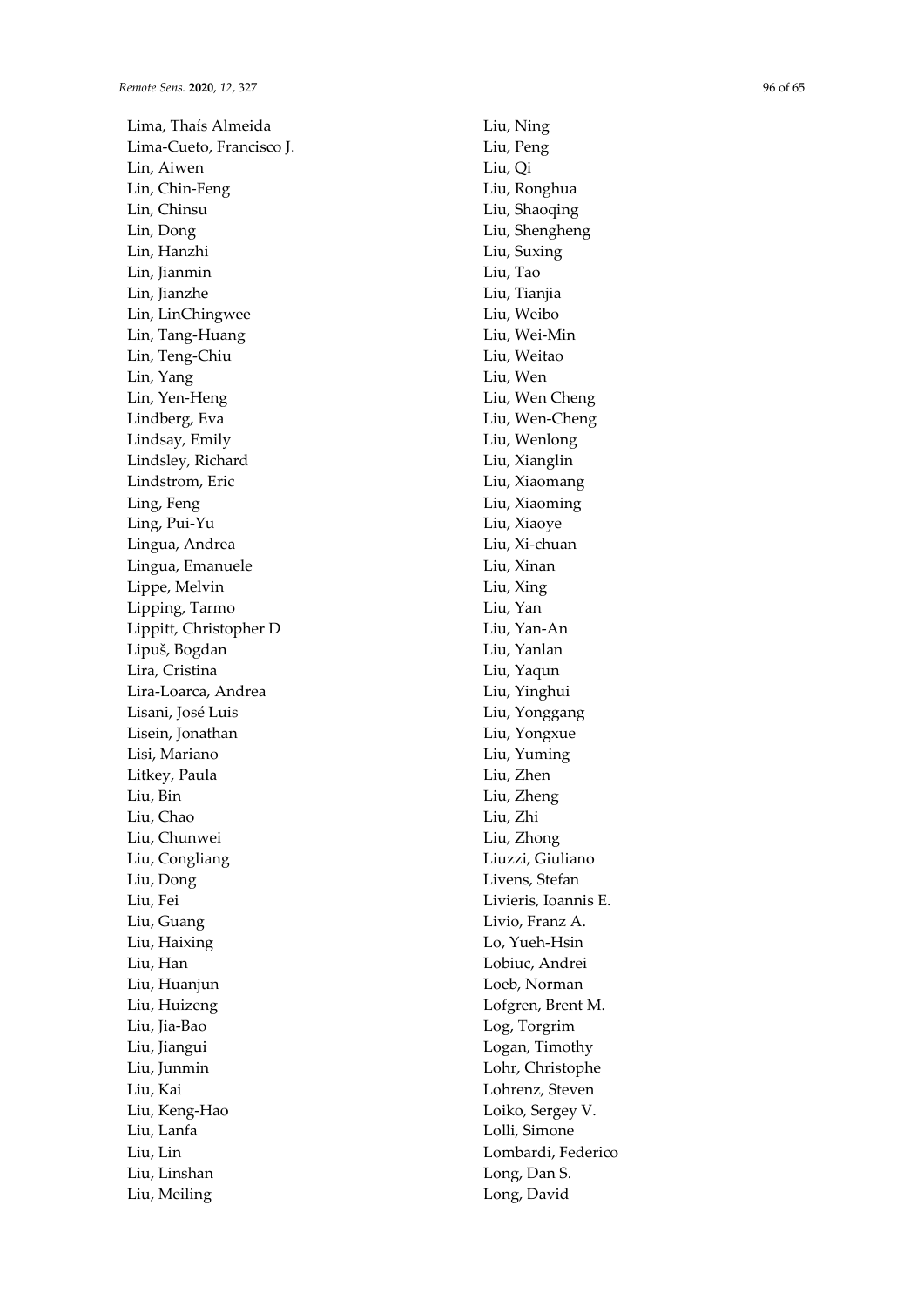Lima, Thaís Almeida
Lima-Cueto, Francisco J.
Lin, Aiwen
Lin, Chin-Feng
Lin, Chinsu
Lin, Dong
Lin, Hanzhi
Lin, Jianmin
Lin, Jianzhe
Lin, LinChingwee
Lin, Tang-Huang
Lin, Teng-Chiu
Lin, Yang
Lin, Yen-Heng
Lindberg, Eva
Lindsay, Emily
Lindsley, Richard
Lindstrom, Eric
Ling, Feng
Ling, Pui-Yu
Lingua, Andrea
Lingua, Emanuele
Lippe, Melvin
Lipping, Tarmo
Lippitt, Christopher D
Lipuš, Bogdan
Lira, Cristina
Lira-Loarca, Andrea
Lisani, José Luis
Lisein, Jonathan
Lisi, Mariano
Litkey, Paula
Liu, Bin
Liu, Chao
Liu, Chunwei
Liu, Congliang
Liu, Dong
Liu, Fei
Liu, Guang
Liu, Haixing
Liu, Han
Liu, Huanjun
Liu, Huizeng
Liu, Jia-Bao
Liu, Jiangui
Liu, Junmin
Liu, Kai
Liu, Keng-Hao
Liu, Lanfa
Liu, Lin
Liu, Linshan
Liu, Meiling
Liu, Ning
Liu, Peng
Liu, Qi
Liu, Ronghua
Liu, Shaoqing
Liu, Shengheng
Liu, Suxing
Liu, Tao
Liu, Tianjia
Liu, Weibo
Liu, Wei-Min
Liu, Weitao
Liu, Wen
Liu, Wen Cheng
Liu, Wen-Cheng
Liu, Wenlong
Liu, Xianglin
Liu, Xiaomang
Liu, Xiaoming
Liu, Xiaoye
Liu, Xi-chuan
Liu, Xinan
Liu, Xing
Liu, Yan
Liu, Yan-An
Liu, Yanlan
Liu, Yaqun
Liu, Yinghui
Liu, Yonggang
Liu, Yongxue
Liu, Yuming
Liu, Zhen
Liu, Zheng
Liu, Zhi
Liu, Zhong
Liuzzi, Giuliano
Livens, Stefan
Livieris, Ioannis E.
Livio, Franz A.
Lo, Yueh-Hsin
Lobiuc, Andrei
Loeb, Norman
Lofgren, Brent M.
Log, Torgrim
Logan, Timothy
Lohr, Christophe
Lohrenz, Steven
Loiko, Sergey V.
Lolli, Simone
Lombardi, Federico
Long, Dan S.
Long, David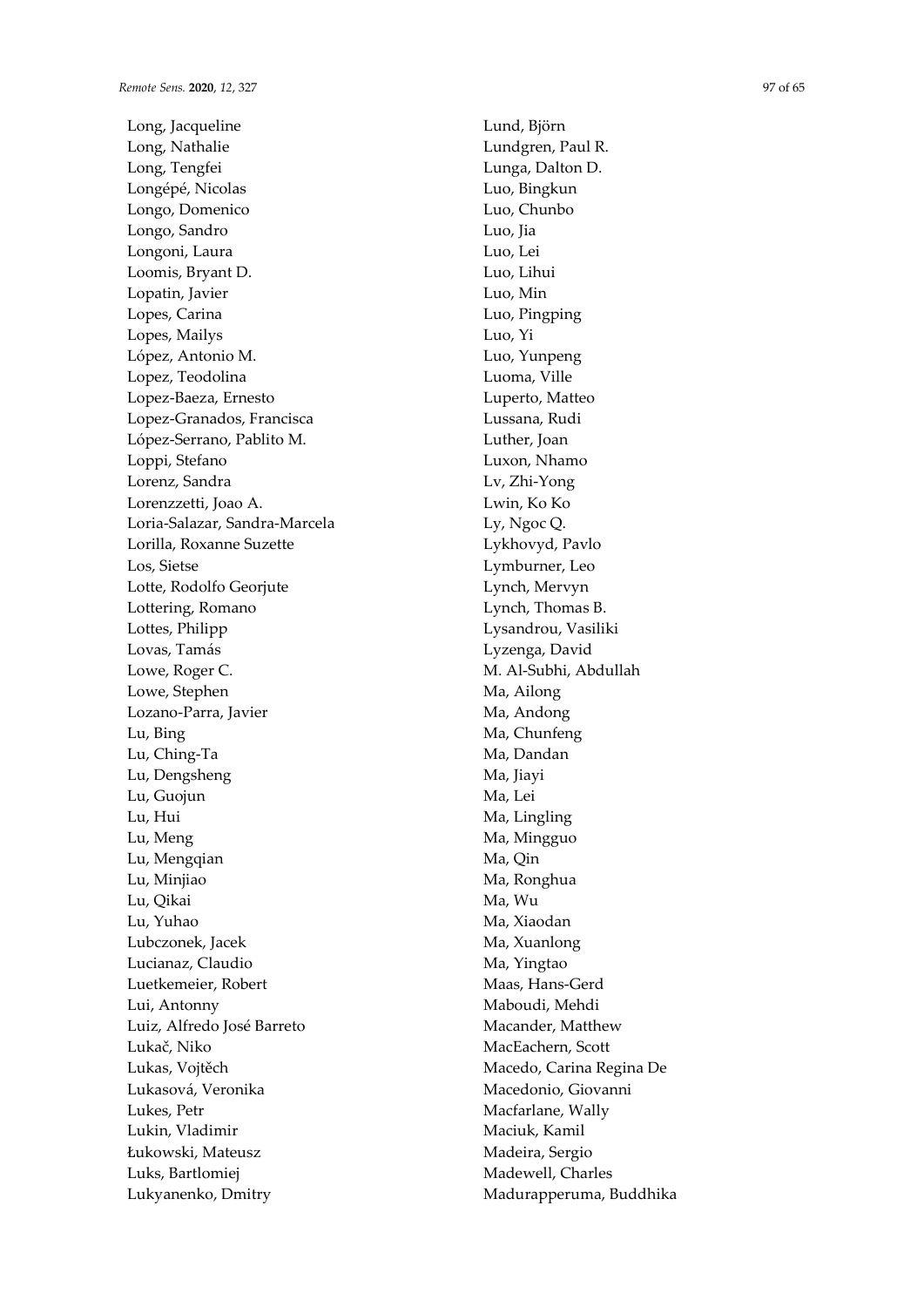Long, Jacqueline
Long, Nathalie
Long, Tengfei
Longépé, Nicolas
Longo, Domenico
Longo, Sandro
Longoni, Laura
Loomis, Bryant D.
Lopatin, Javier
Lopes, Carina
Lopes, Mailys
López, Antonio M.
Lopez, Teodolina
Lopez-Baeza, Ernesto
Lopez-Granados, Francisca
López-Serrano, Pablito M.
Loppi, Stefano
Lorenz, Sandra
Lorenzzetti, Joao A.
Loria-Salazar, Sandra-Marcela
Lorilla, Roxanne Suzette
Los, Sietse
Lotte, Rodolfo Georjute
Lottering, Romano
Lottes, Philipp
Lovas, Tamás
Lowe, Roger C.
Lowe, Stephen
Lozano-Parra, Javier
Lu, Bing
Lu, Ching-Ta
Lu, Dengsheng
Lu, Guojun
Lu, Hui
Lu, Meng
Lu, Mengqian
Lu, Minjiao
Lu, Qikai
Lu, Yuhao
Lubczonek, Jacek
Lucianaz, Claudio
Luetkemeier, Robert
Lui, Antonny
Luiz, Alfredo José Barreto
Lukač, Niko
Lukas, Vojtěch
Lukasová, Veronika
Lukes, Petr
Lukin, Vladimir
Łukowski, Mateusz
Luks, Bartlomiej
Lukyanenko, Dmitry
Lund, Björn
Lundgren, Paul R.
Lunga, Dalton D.
Luo, Bingkun
Luo, Chunbo
Luo, Jia
Luo, Lei
Luo, Lihui
Luo, Min
Luo, Pingping
Luo, Yi
Luo, Yunpeng
Luoma, Ville
Luperto, Matteo
Lussana, Rudi
Luther, Joan
Luxon, Nhamo
Lv, Zhi-Yong
Lwin, Ko Ko
Ly, Ngoc Q.
Lykhovyd, Pavlo
Lymburner, Leo
Lynch, Mervyn
Lynch, Thomas B.
Lysandrou, Vasiliki
Lyzenga, David
M. Al-Subhi, Abdullah
Ma, Ailong
Ma, Andong
Ma, Chunfeng
Ma, Dandan
Ma, Jiayi
Ma, Lei
Ma, Lingling
Ma, Mingguo
Ma, Qin
Ma, Ronghua
Ma, Wu
Ma, Xiaodan
Ma, Xuanlong
Ma, Yingtao
Maas, Hans-Gerd
Maboudi, Mehdi
Macander, Matthew
MacEachern, Scott
Macedo, Carina Regina De
Macedonio, Giovanni
Macfarlane, Wally
Maciuk, Kamil
Madeira, Sergio
Madewell, Charles
Madurapperuma, Buddhika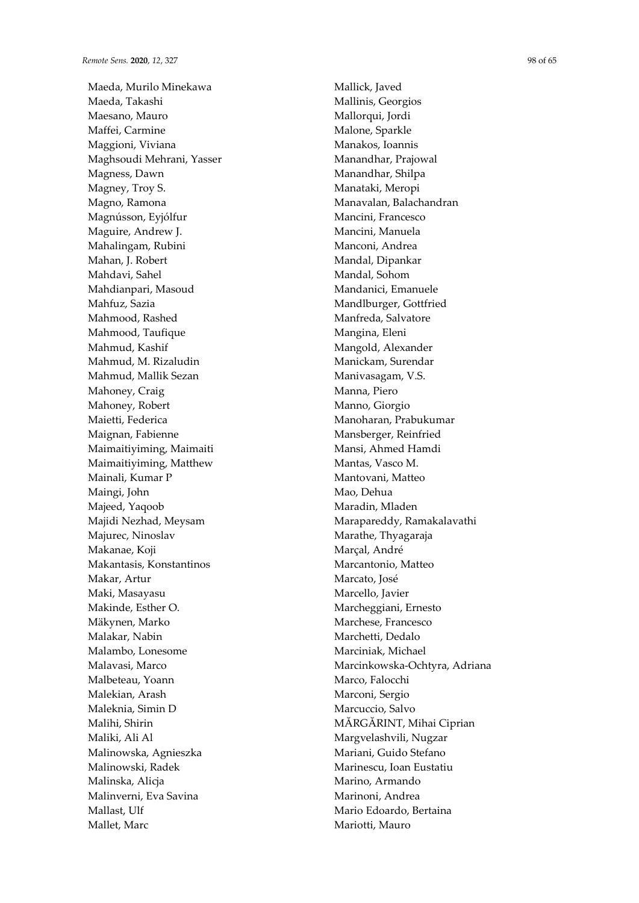Maeda, Murilo Minekawa
Maeda, Takashi
Maesano, Mauro
Maffei, Carmine
Maggioni, Viviana
Maghsoudi Mehrani, Yasser
Magness, Dawn
Magney, Troy S.
Magno, Ramona
Magnússon, Eyjólfur
Maguire, Andrew J.
Mahalingam, Rubini
Mahan, J. Robert
Mahdavi, Sahel
Mahdianpari, Masoud
Mahfuz, Sazia
Mahmood, Rashed
Mahmood, Taufique
Mahmud, Kashif
Mahmud, M. Rizaludin
Mahmud, Mallik Sezan
Mahoney, Craig
Mahoney, Robert
Maietti, Federica
Maignan, Fabienne
Maimaitiyiming, Maimaiti
Maimaitiyiming, Matthew
Mainali, Kumar P
Maingi, John
Majeed, Yaqoob
Majidi Nezhad, Meysam
Majurec, Ninoslav
Makanae, Koji
Makantasis, Konstantinos
Makar, Artur
Maki, Masayasu
Makinde, Esther O.
Mäkynen, Marko
Malakar, Nabin
Malambo, Lonesome
Malavasi, Marco
Malbeteau, Yoann
Malekian, Arash
Maleknia, Simin D
Malihi, Shirin
Maliki, Ali Al
Malinowska, Agnieszka
Malinowski, Radek
Malinska, Alicja
Malinverni, Eva Savina
Mallast, Ulf
Mallet, Marc
Mallick, Javed
Mallinis, Georgios
Mallorqui, Jordi
Malone, Sparkle
Manakos, Ioannis
Manandhar, Prajowal
Manandhar, Shilpa
Manataki, Meropi
Manavalan, Balachandran
Mancini, Francesco
Mancini, Manuela
Manconi, Andrea
Mandal, Dipankar
Mandal, Sohom
Mandanici, Emanuele
Mandlburger, Gottfried
Manfreda, Salvatore
Mangina, Eleni
Mangold, Alexander
Manickam, Surendar
Manivasagam, V.S.
Manna, Piero
Manno, Giorgio
Manoharan, Prabukumar
Mansberger, Reinfried
Mansi, Ahmed Hamdi
Mantas, Vasco M.
Mantovani, Matteo
Mao, Dehua
Maradin, Mladen
Marapareddy, Ramakalavathi
Marathe, Thyagaraja
Marçal, André
Marcantonio, Matteo
Marcato, José
Marcello, Javier
Marcheggiani, Ernesto
Marchese, Francesco
Marchetti, Dedalo
Marciniak, Michael
Marcinkowska-Ochtyra, Adriana
Marco, Falocchi
Marconi, Sergio
Marcuccio, Salvo
MĂRGĂRINT, Mihai Ciprian
Margvelashvili, Nugzar
Mariani, Guido Stefano
Marinescu, Ioan Eustatiu
Marino, Armando
Marinoni, Andrea
Mario Edoardo, Bertaina
Mariotti, Mauro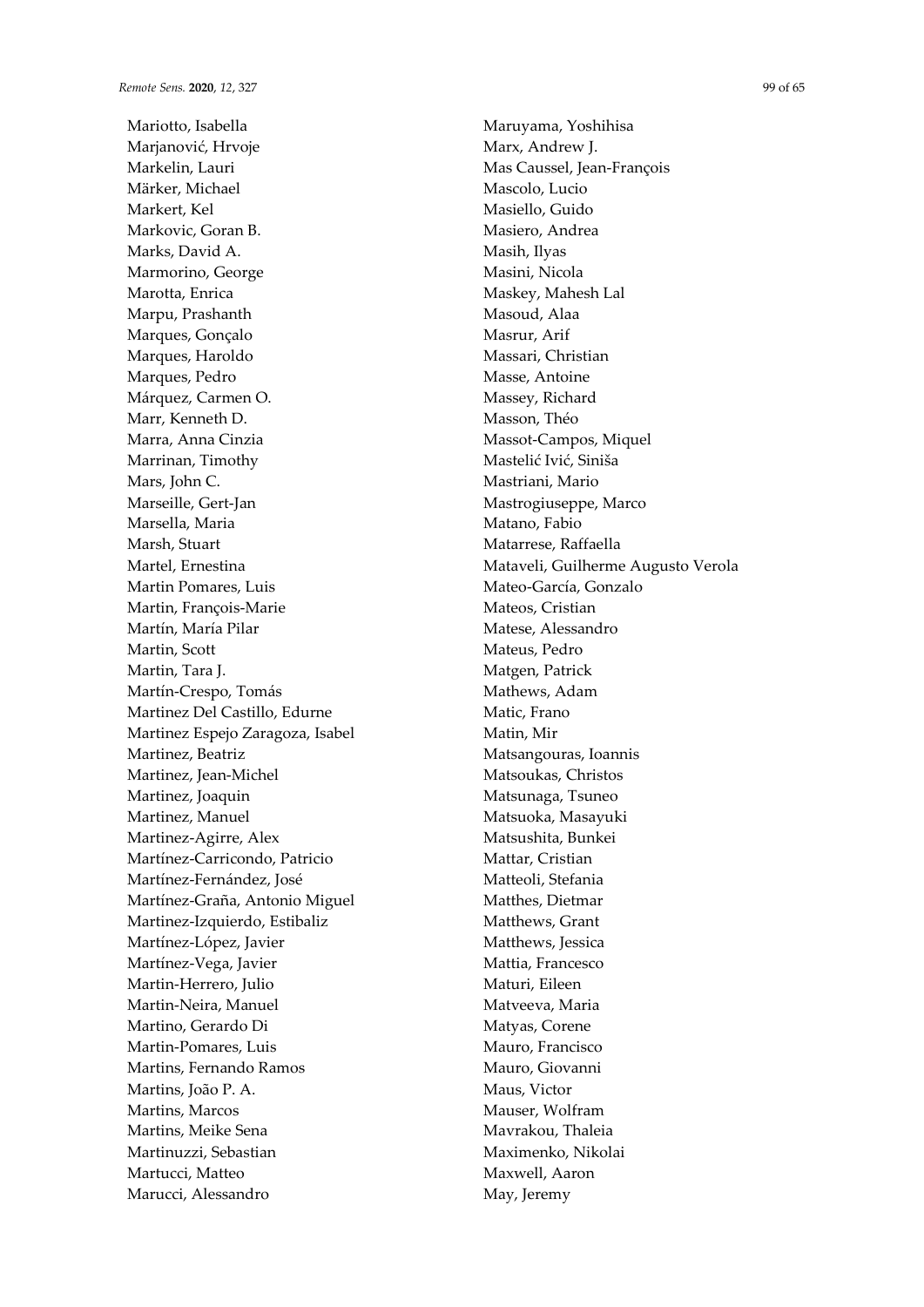Mariotto, Isabella
Marjanović, Hrvoje
Markelin, Lauri
Märker, Michael
Markert, Kel
Markovic, Goran B.
Marks, David A.
Marmorino, George
Marotta, Enrica
Marpu, Prashanth
Marques, Gonçalo
Marques, Haroldo
Marques, Pedro
Márquez, Carmen O.
Marr, Kenneth D.
Marra, Anna Cinzia
Marrinan, Timothy
Mars, John C.
Marseille, Gert-Jan
Marsella, Maria
Marsh, Stuart
Martel, Ernestina
Martin Pomares, Luis
Martin, François-Marie
Martín, María Pilar
Martin, Scott
Martin, Tara J.
Martín-Crespo, Tomás
Martinez Del Castillo, Edurne
Martinez Espejo Zaragoza, Isabel
Martinez, Beatriz
Martinez, Jean-Michel
Martinez, Joaquin
Martinez, Manuel
Martinez-Agirre, Alex
Martínez-Carricondo, Patricio
Martínez-Fernández, José
Martínez-Graña, Antonio Miguel
Martinez-Izquierdo, Estibaliz
Martínez-López, Javier
Martínez-Vega, Javier
Martin-Herrero, Julio
Martin-Neira, Manuel
Martino, Gerardo Di
Martin-Pomares, Luis
Martins, Fernando Ramos
Martins, João P. A.
Martins, Marcos
Martins, Meike Sena
Martinuzzi, Sebastian
Martucci, Matteo
Marucci, Alessandro
Maruyama, Yoshihisa
Marx, Andrew J.
Mas Caussel, Jean-François
Mascolo, Lucio
Masiello, Guido
Masiero, Andrea
Masih, Ilyas
Masini, Nicola
Maskey, Mahesh Lal
Masoud, Alaa
Masrur, Arif
Massari, Christian
Masse, Antoine
Massey, Richard
Masson, Théo
Massot-Campos, Miquel
Mastelić Ivić, Siniša
Mastriani, Mario
Mastrogiuseppe, Marco
Matano, Fabio
Matarrese, Raffaella
Mataveli, Guilherme Augusto Verola
Mateo-García, Gonzalo
Mateos, Cristian
Matese, Alessandro
Mateus, Pedro
Matgen, Patrick
Mathews, Adam
Matic, Frano
Matin, Mir
Matsangouras, Ioannis
Matsoukas, Christos
Matsunaga, Tsuneo
Matsuoka, Masayuki
Matsushita, Bunkei
Mattar, Cristian
Matteoli, Stefania
Matthes, Dietmar
Matthews, Grant
Matthews, Jessica
Mattia, Francesco
Maturi, Eileen
Matveeva, Maria
Matyas, Corene
Mauro, Francisco
Mauro, Giovanni
Maus, Victor
Mauser, Wolfram
Mavrakou, Thaleia
Maximenko, Nikolai
Maxwell, Aaron
May, Jeremy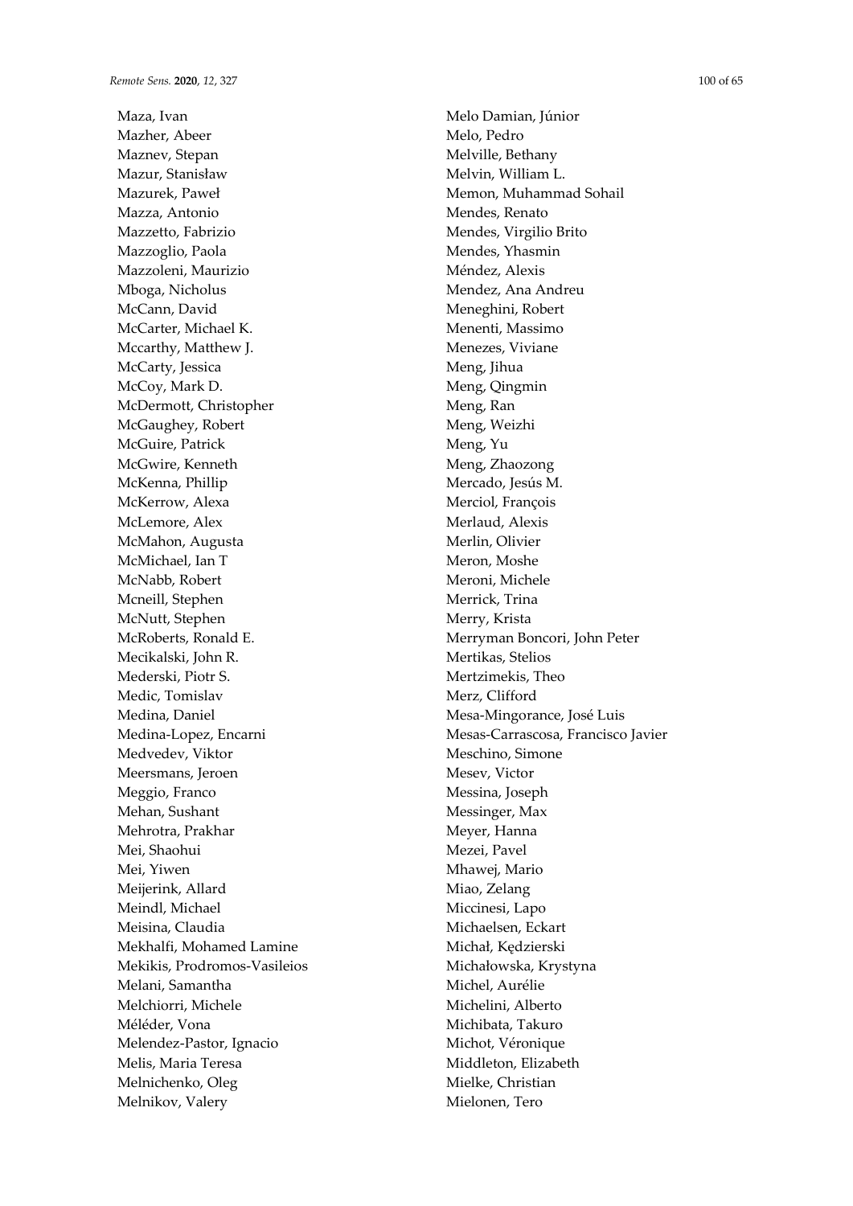Maza, Ivan
Mazher, Abeer
Maznev, Stepan
Mazur, Stanisław
Mazurek, Paweł
Mazza, Antonio
Mazzetto, Fabrizio
Mazzoglio, Paola
Mazzoleni, Maurizio
Mboga, Nicholus
McCann, David
McCarter, Michael K.
Mccarthy, Matthew J.
McCarty, Jessica
McCoy, Mark D.
McDermott, Christopher
McGaughey, Robert
McGuire, Patrick
McGwire, Kenneth
McKenna, Phillip
McKerrow, Alexa
McLemore, Alex
McMahon, Augusta
McMichael, Ian T
McNabb, Robert
Mcneill, Stephen
McNutt, Stephen
McRoberts, Ronald E.
Mecikalski, John R.
Mederski, Piotr S.
Medic, Tomislav
Medina, Daniel
Medina-Lopez, Encarni
Medvedev, Viktor
Meersmans, Jeroen
Meggio, Franco
Mehan, Sushant
Mehrotra, Prakhar
Mei, Shaohui
Mei, Yiwen
Meijerink, Allard
Meindl, Michael
Meisina, Claudia
Mekhalfi, Mohamed Lamine
Mekikis, Prodromos-Vasileios
Melani, Samantha
Melchiorri, Michele
Méléder, Vona
Melendez-Pastor, Ignacio
Melis, Maria Teresa
Melnichenko, Oleg
Melnikov, Valery
Melo Damian, Júnior
Melo, Pedro
Melville, Bethany
Melvin, William L.
Memon, Muhammad Sohail
Mendes, Renato
Mendes, Virgilio Brito
Mendes, Yhasmin
Méndez, Alexis
Mendez, Ana Andreu
Meneghini, Robert
Menenti, Massimo
Menezes, Viviane
Meng, Jihua
Meng, Qingmin
Meng, Ran
Meng, Weizhi
Meng, Yu
Meng, Zhaozong
Mercado, Jesús M.
Merciol, François
Merlaud, Alexis
Merlin, Olivier
Meron, Moshe
Meroni, Michele
Merrick, Trina
Merry, Krista
Merryman Boncori, John Peter
Mertikas, Stelios
Mertzimekis, Theo
Merz, Clifford
Mesa-Mingorance, José Luis
Mesas-Carrascosa, Francisco Javier
Meschino, Simone
Mesev, Victor
Messina, Joseph
Messinger, Max
Meyer, Hanna
Mezei, Pavel
Mhawej, Mario
Miao, Zelang
Miccinesi, Lapo
Michaelsen, Eckart
Michał, Kędzierski
Michałowska, Krystyna
Michel, Aurélie
Michelini, Alberto
Michibata, Takuro
Michot, Véronique
Middleton, Elizabeth
Mielke, Christian
Mielonen, Tero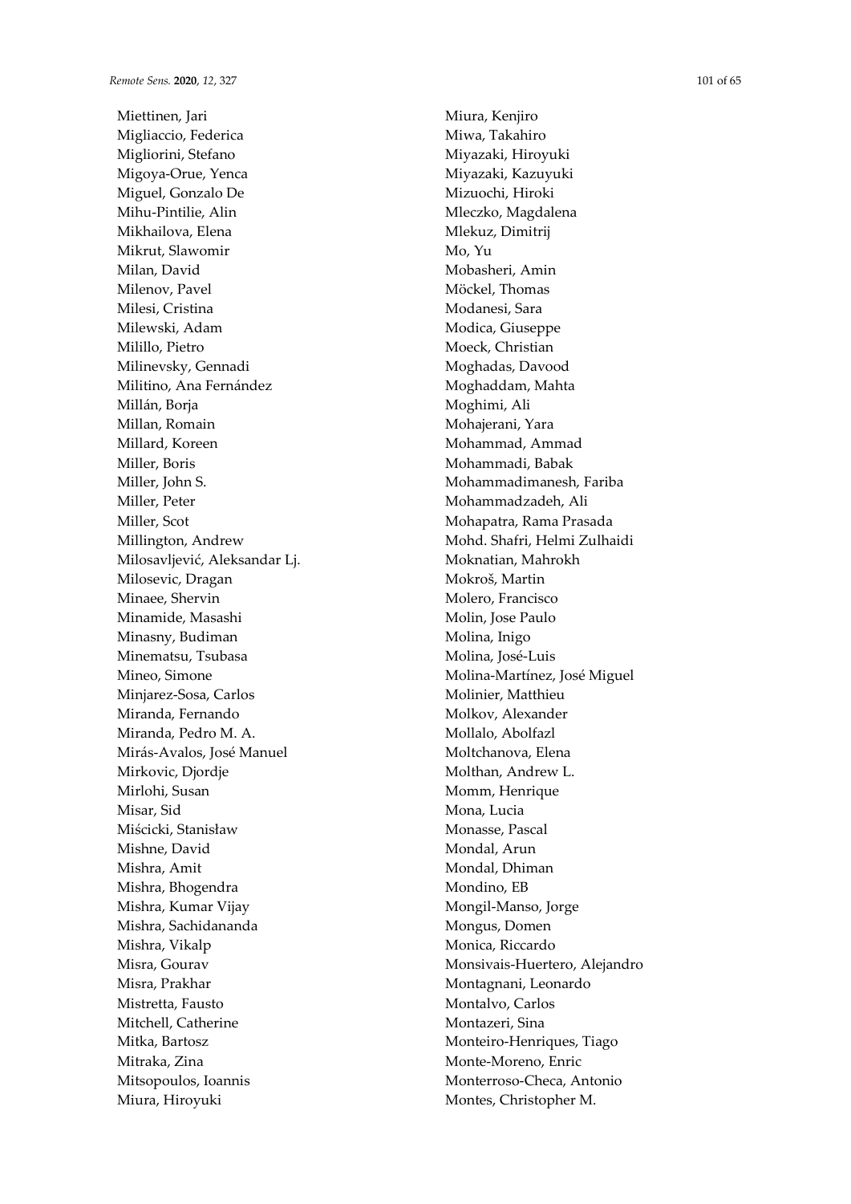Miettinen, Jari
Migliaccio, Federica
Migliorini, Stefano
Migoya-Orue, Yenca
Miguel, Gonzalo De
Mihu-Pintilie, Alin
Mikhailova, Elena
Mikrut, Slawomir
Milan, David
Milenov, Pavel
Milesi, Cristina
Milewski, Adam
Milillo, Pietro
Milinevsky, Gennadi
Militino, Ana Fernández
Millán, Borja
Millan, Romain
Millard, Koreen
Miller, Boris
Miller, John S.
Miller, Peter
Miller, Scot
Millington, Andrew
Milosavljević, Aleksandar Lj.
Milosevic, Dragan
Minaee, Shervin
Minamide, Masashi
Minasny, Budiman
Minematsu, Tsubasa
Mineo, Simone
Minjarez-Sosa, Carlos
Miranda, Fernando
Miranda, Pedro M. A.
Mirás-Avalos, José Manuel
Mirkovic, Djordje
Mirlohi, Susan
Misar, Sid
Miścicki, Stanisław
Mishne, David
Mishra, Amit
Mishra, Bhogendra
Mishra, Kumar Vijay
Mishra, Sachidananda
Mishra, Vikalp
Misra, Gourav
Misra, Prakhar
Mistretta, Fausto
Mitchell, Catherine
Mitka, Bartosz
Mitraka, Zina
Mitsopoulos, Ioannis
Miura, Hiroyuki
Miura, Kenjiro
Miwa, Takahiro
Miyazaki, Hiroyuki
Miyazaki, Kazuyuki
Mizuochi, Hiroki
Mleczko, Magdalena
Mlekuz, Dimitrij
Mo, Yu
Mobasheri, Amin
Möckel, Thomas
Modanesi, Sara
Modica, Giuseppe
Moeck, Christian
Moghadas, Davood
Moghaddam, Mahta
Moghimi, Ali
Mohajerani, Yara
Mohammad, Ammad
Mohammadi, Babak
Mohammadimanesh, Fariba
Mohammadzadeh, Ali
Mohapatra, Rama Prasada
Mohd. Shafri, Helmi Zulhaidi
Moknatian, Mahrokh
Mokroš, Martin
Molero, Francisco
Molin, Jose Paulo
Molina, Inigo
Molina, José-Luis
Molina-Martínez, José Miguel
Molinier, Matthieu
Molkov, Alexander
Mollalo, Abolfazl
Moltchanova, Elena
Molthan, Andrew L.
Momm, Henrique
Mona, Lucia
Monasse, Pascal
Mondal, Arun
Mondal, Dhiman
Mondino, EB
Mongil-Manso, Jorge
Mongus, Domen
Monica, Riccardo
Monsivais-Huertero, Alejandro
Montagnani, Leonardo
Montalvo, Carlos
Montazeri, Sina
Monteiro-Henriques, Tiago
Monte-Moreno, Enric
Monterroso-Checa, Antonio
Montes, Christopher M.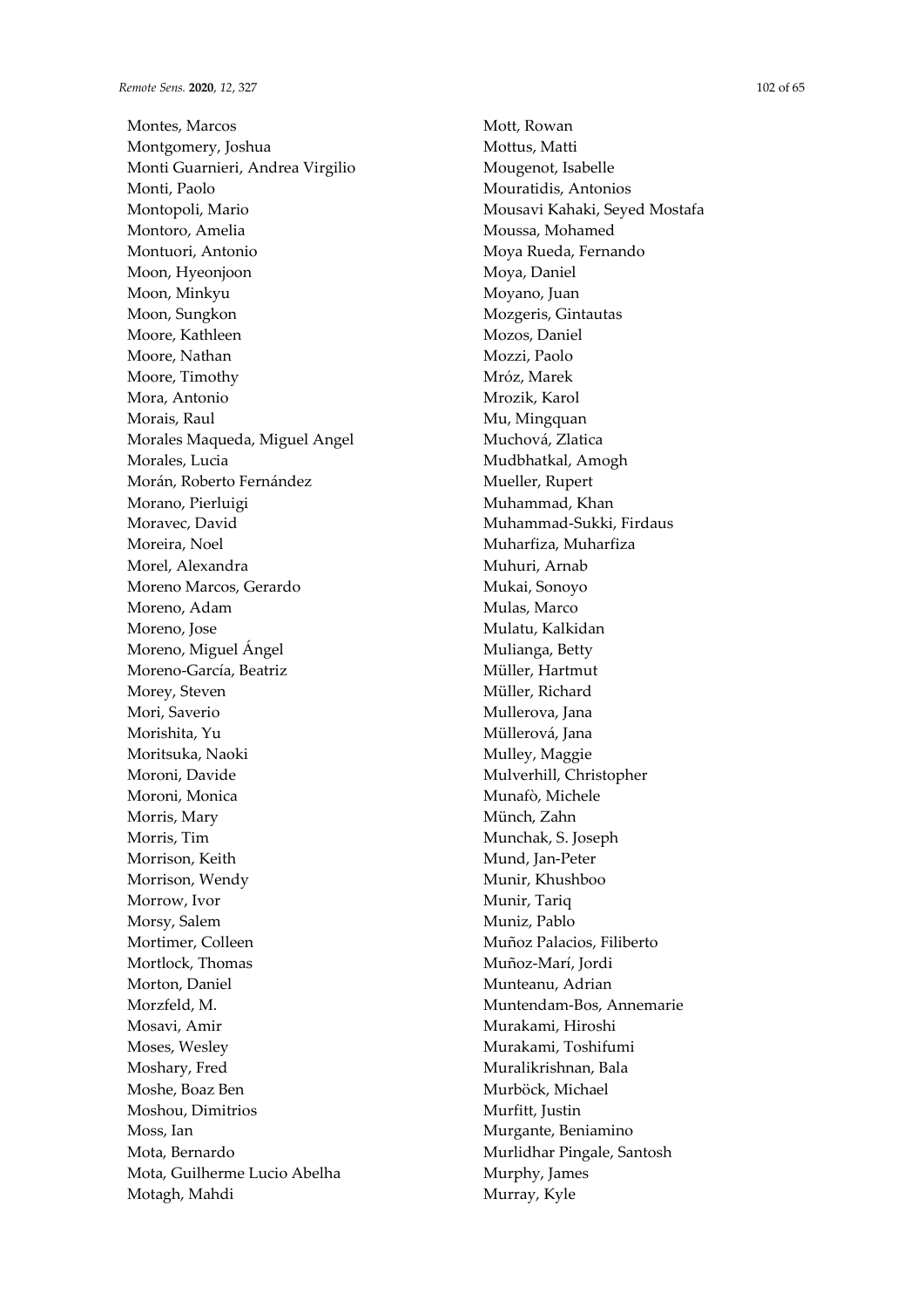Montes, Marcos
Montgomery, Joshua
Monti Guarnieri, Andrea Virgilio
Monti, Paolo
Montopoli, Mario
Montoro, Amelia
Montuori, Antonio
Moon, Hyeonjoon
Moon, Minkyu
Moon, Sungkon
Moore, Kathleen
Moore, Nathan
Moore, Timothy
Mora, Antonio
Morais, Raul
Morales Maqueda, Miguel Angel
Morales, Lucia
Morán, Roberto Fernández
Morano, Pierluigi
Moravec, David
Moreira, Noel
Morel, Alexandra
Moreno Marcos, Gerardo
Moreno, Adam
Moreno, Jose
Moreno, Miguel Ángel
Moreno-García, Beatriz
Morey, Steven
Mori, Saverio
Morishita, Yu
Moritsuka, Naoki
Moroni, Davide
Moroni, Monica
Morris, Mary
Morris, Tim
Morrison, Keith
Morrison, Wendy
Morrow, Ivor
Morsy, Salem
Mortimer, Colleen
Mortlock, Thomas
Morton, Daniel
Morzfeld, M.
Mosavi, Amir
Moses, Wesley
Moshary, Fred
Moshe, Boaz Ben
Moshou, Dimitrios
Moss, Ian
Mota, Bernardo
Mota, Guilherme Lucio Abelha
Motagh, Mahdi
Mott, Rowan
Mottus, Matti
Mougenot, Isabelle
Mouratidis, Antonios
Mousavi Kahaki, Seyed Mostafa
Moussa, Mohamed
Moya Rueda, Fernando
Moya, Daniel
Moyano, Juan
Mozgeris, Gintautas
Mozos, Daniel
Mozzi, Paolo
Mróz, Marek
Mrozik, Karol
Mu, Mingquan
Muchová, Zlatica
Mudbhatkal, Amogh
Mueller, Rupert
Muhammad, Khan
Muhammad-Sukki, Firdaus
Muharfiza, Muharfiza
Muhuri, Arnab
Mukai, Sonoyo
Mulas, Marco
Mulatu, Kalkidan
Mulianga, Betty
Müller, Hartmut
Müller, Richard
Mullerova, Jana
Müllerová, Jana
Mulley, Maggie
Mulverhill, Christopher
Munafò, Michele
Münch, Zahn
Munchak, S. Joseph
Mund, Jan-Peter
Munir, Khushboo
Munir, Tariq
Muniz, Pablo
Muñoz Palacios, Filiberto
Muñoz-Marí, Jordi
Munteanu, Adrian
Muntendam-Bos, Annemarie
Murakami, Hiroshi
Murakami, Toshifumi
Muralikrishnan, Bala
Murböck, Michael
Murfitt, Justin
Murgante, Beniamino
Murlidhar Pingale, Santosh
Murphy, James
Murray, Kyle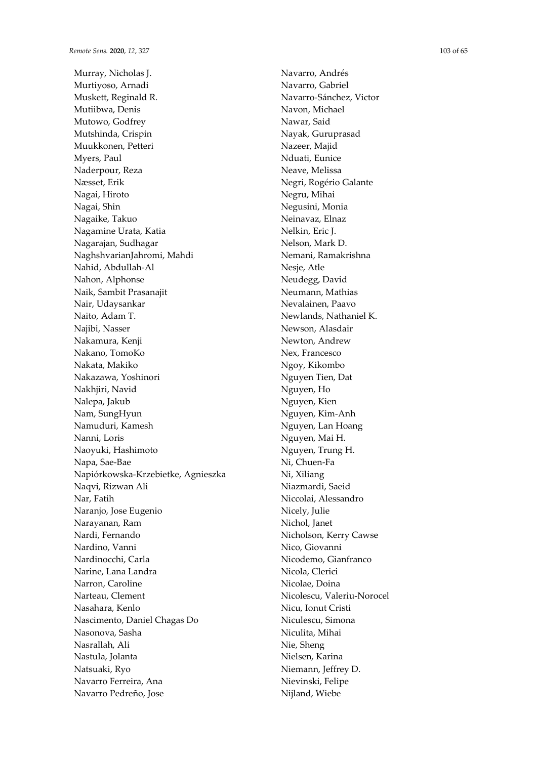Murray, Nicholas J.
Murtiyoso, Arnadi
Muskett, Reginald R.
Mutiibwa, Denis
Mutowo, Godfrey
Mutshinda, Crispin
Muukkonen, Petteri
Myers, Paul
Naderpour, Reza
Næsset, Erik
Nagai, Hiroto
Nagai, Shin
Nagaike, Takuo
Nagamine Urata, Katia
Nagarajan, Sudhagar
NaghshvarianJahromi, Mahdi
Nahid, Abdullah-Al
Nahon, Alphonse
Naik, Sambit Prasanajit
Nair, Udaysankar
Naito, Adam T.
Najibi, Nasser
Nakamura, Kenji
Nakano, TomoKo
Nakata, Makiko
Nakazawa, Yoshinori
Nakhjiri, Navid
Nalepa, Jakub
Nam, SungHyun
Namuduri, Kamesh
Nanni, Loris
Naoyuki, Hashimoto
Napa, Sae-Bae
Napiórkowska-Krzebietke, Agnieszka
Naqvi, Rizwan Ali
Nar, Fatih
Naranjo, Jose Eugenio
Narayanan, Ram
Nardi, Fernando
Nardino, Vanni
Nardinocchi, Carla
Narine, Lana Landra
Narron, Caroline
Narteau, Clement
Nasahara, Kenlo
Nascimento, Daniel Chagas Do
Nasonova, Sasha
Nasrallah, Ali
Nastula, Jolanta
Natsuaki, Ryo
Navarro Ferreira, Ana
Navarro Pedreño, Jose
Navarro, Andrés
Navarro, Gabriel
Navarro-Sánchez, Victor
Navon, Michael
Nawar, Said
Nayak, Guruprasad
Nazeer, Majid
Nduati, Eunice
Neave, Melissa
Negri, Rogério Galante
Negru, Mihai
Negusini, Monia
Neinavaz, Elnaz
Nelkin, Eric J.
Nelson, Mark D.
Nemani, Ramakrishna
Nesje, Atle
Neudegg, David
Neumann, Mathias
Nevalainen, Paavo
Newlands, Nathaniel K.
Newson, Alasdair
Newton, Andrew
Nex, Francesco
Ngoy, Kikombo
Nguyen Tien, Dat
Nguyen, Ho
Nguyen, Kien
Nguyen, Kim-Anh
Nguyen, Lan Hoang
Nguyen, Mai H.
Nguyen, Trung H.
Ni, Chuen-Fa
Ni, Xiliang
Niazmardi, Saeid
Niccolai, Alessandro
Nicely, Julie
Nichol, Janet
Nicholson, Kerry Cawse
Nico, Giovanni
Nicodemo, Gianfranco
Nicola, Clerici
Nicolae, Doina
Nicolescu, Valeriu-Norocel
Nicu, Ionut Cristi
Niculescu, Simona
Niculita, Mihai
Nie, Sheng
Nielsen, Karina
Niemann, Jeffrey D.
Nievinski, Felipe
Nijland, Wiebe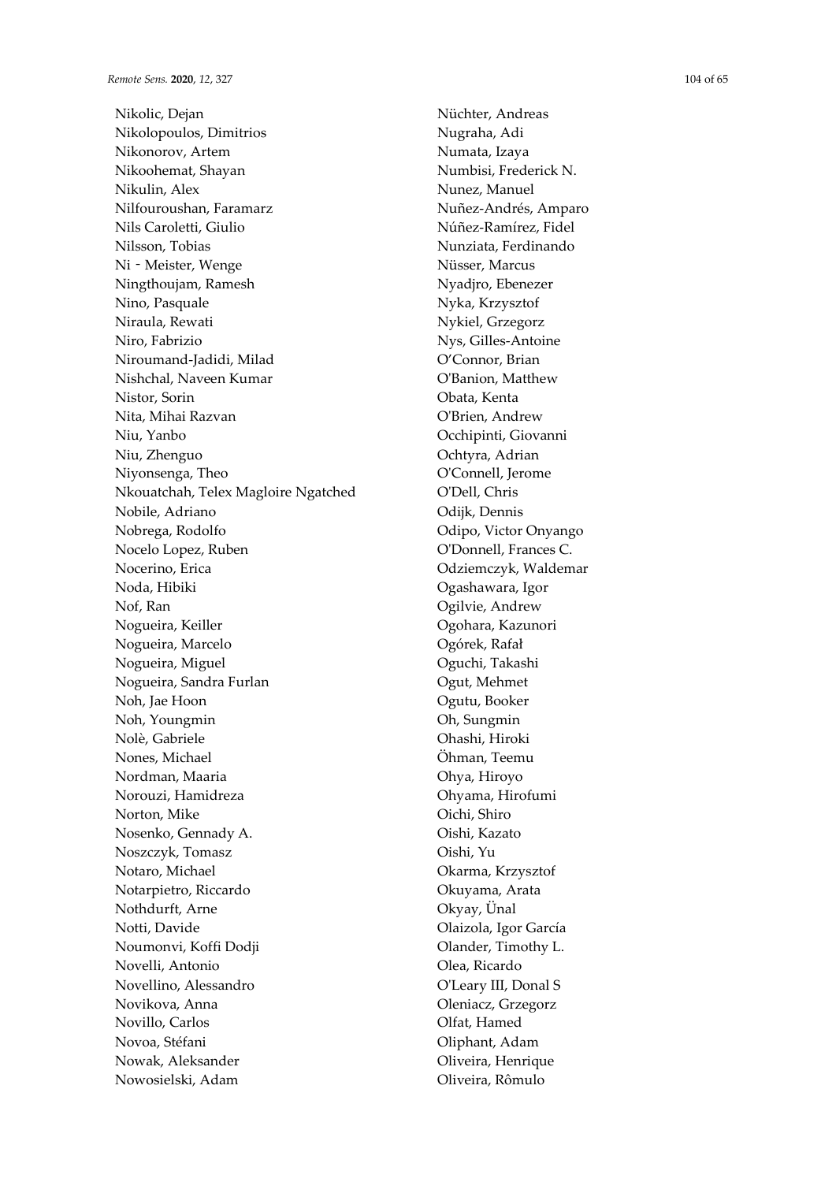Nikolic, Dejan
Nikolopoulos, Dimitrios
Nikonorov, Artem
Nikoohemat, Shayan
Nikulin, Alex
Nilfouroushan, Faramarz
Nils Caroletti, Giulio
Nilsson, Tobias
Ni - Meister, Wenge
Ningthoujam, Ramesh
Nino, Pasquale
Niraula, Rewati
Niro, Fabrizio
Niroumand-Jadidi, Milad
Nishchal, Naveen Kumar
Nistor, Sorin
Nita, Mihai Razvan
Niu, Yanbo
Niu, Zhenguo
Niyonsenga, Theo
Nkouatchah, Telex Magloire Ngatched
Nobile, Adriano
Nobrega, Rodolfo
Nocelo Lopez, Ruben
Nocerino, Erica
Noda, Hibiki
Nof, Ran
Nogueira, Keiller
Nogueira, Marcelo
Nogueira, Miguel
Nogueira, Sandra Furlan
Noh, Jae Hoon
Noh, Youngmin
Nolè, Gabriele
Nones, Michael
Nordman, Maaria
Norouzi, Hamidreza
Norton, Mike
Nosenko, Gennady A.
Noszczyk, Tomasz
Notaro, Michael
Notarpietro, Riccardo
Nothdurft, Arne
Notti, Davide
Noumonvi, Koffi Dodji
Novelli, Antonio
Novellino, Alessandro
Novikova, Anna
Novillo, Carlos
Novoa, Stéfani
Nowak, Aleksander
Nowosielski, Adam
Nüchter, Andreas
Nugraha, Adi
Numata, Izaya
Numbisi, Frederick N.
Nunez, Manuel
Nuñez-Andrés, Amparo
Núñez-Ramírez, Fidel
Nunziata, Ferdinando
Nüsser, Marcus
Nyadjro, Ebenezer
Nyka, Krzysztof
Nykiel, Grzegorz
Nys, Gilles-Antoine
O'Connor, Brian
O'Banion, Matthew
Obata, Kenta
O'Brien, Andrew
Occhipinti, Giovanni
Ochtyra, Adrian
O'Connell, Jerome
O'Dell, Chris
Odijk, Dennis
Odipo, Victor Onyango
O'Donnell, Frances C.
Odziemczyk, Waldemar
Ogashawara, Igor
Ogilvie, Andrew
Ogohara, Kazunori
Ogórek, Rafał
Oguchi, Takashi
Ogut, Mehmet
Ogutu, Booker
Oh, Sungmin
Ohashi, Hiroki
Öhman, Teemu
Ohya, Hiroyo
Ohyama, Hirofumi
Oichi, Shiro
Oishi, Kazato
Oishi, Yu
Okarma, Krzysztof
Okuyama, Arata
Okyay, Ünal
Olaizola, Igor García
Olander, Timothy L.
Olea, Ricardo
O'Leary III, Donal S
Oleniacz, Grzegorz
Olfat, Hamed
Oliphant, Adam
Oliveira, Henrique
Oliveira, Rômulo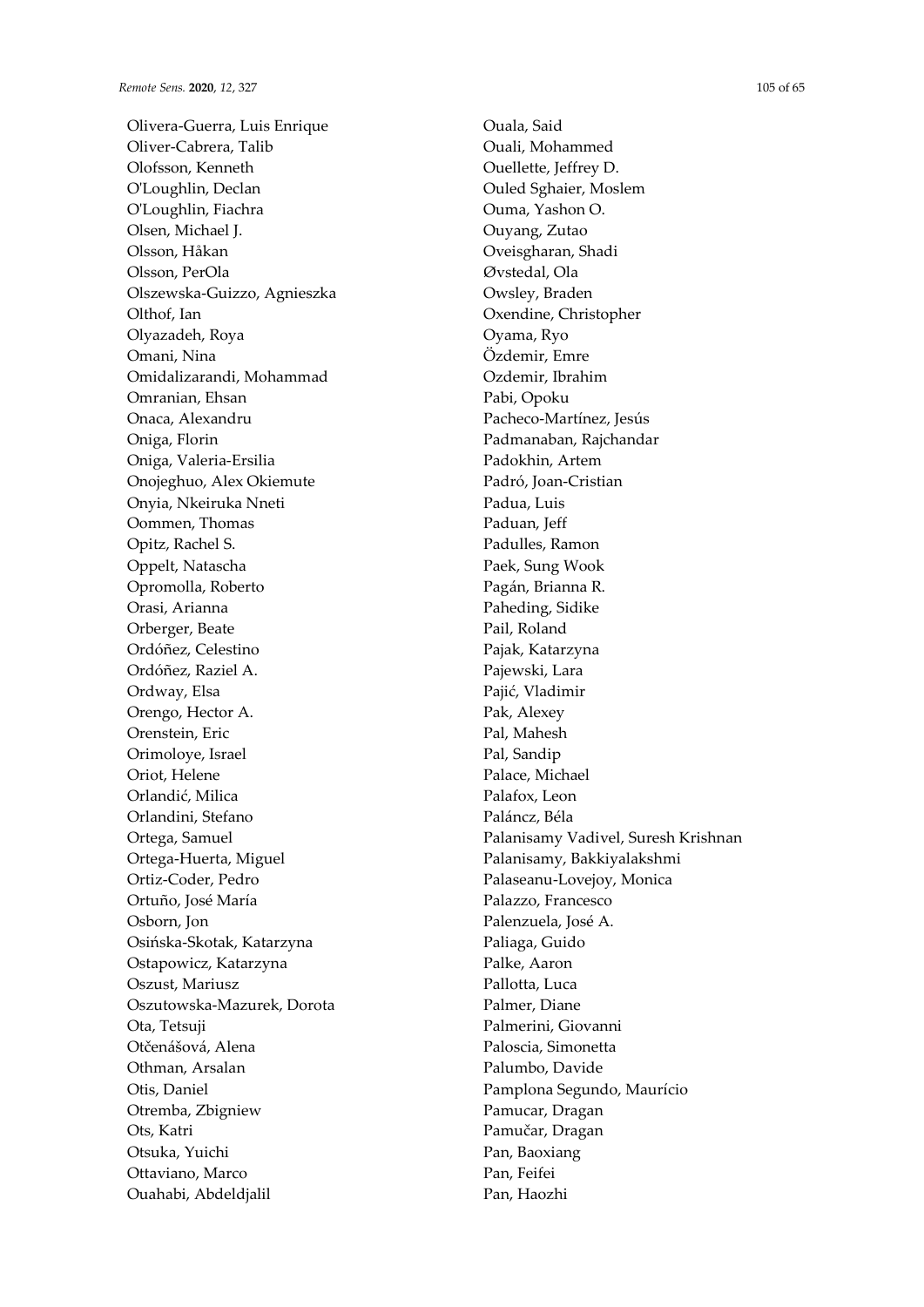Olivera-Guerra, Luis Enrique
Oliver-Cabrera, Talib
Olofsson, Kenneth
O'Loughlin, Declan
O'Loughlin, Fiachra
Olsen, Michael J.
Olsson, Håkan
Olsson, PerOla
Olszewska-Guizzo, Agnieszka
Olthof, Ian
Olyazadeh, Roya
Omani, Nina
Omidalizarandi, Mohammad
Omranian, Ehsan
Onaca, Alexandru
Oniga, Florin
Oniga, Valeria-Ersilia
Onojeghuo, Alex Okiemute
Onyia, Nkeiruka Nneti
Oommen, Thomas
Opitz, Rachel S.
Oppelt, Natascha
Opromolla, Roberto
Orasi, Arianna
Orberger, Beate
Ordóñez, Celestino
Ordóñez, Raziel A.
Ordway, Elsa
Orengo, Hector A.
Orenstein, Eric
Orimoloye, Israel
Oriot, Helene
Orlandić, Milica
Orlandini, Stefano
Ortega, Samuel
Ortega-Huerta, Miguel
Ortiz-Coder, Pedro
Ortuño, José María
Osborn, Jon
Osińska-Skotak, Katarzyna
Ostapowicz, Katarzyna
Oszust, Mariusz
Oszutowska-Mazurek, Dorota
Ota, Tetsuji
Otčenášová, Alena
Othman, Arsalan
Otis, Daniel
Otremba, Zbigniew
Ots, Katri
Otsuka, Yuichi
Ottaviano, Marco
Ouahabi, Abdeldjalil
Ouala, Said
Ouali, Mohammed
Ouellette, Jeffrey D.
Ouled Sghaier, Moslem
Ouma, Yashon O.
Ouyang, Zutao
Oveisgharan, Shadi
Øvstedal, Ola
Owsley, Braden
Oxendine, Christopher
Oyama, Ryo
Özdemir, Emre
Ozdemir, Ibrahim
Pabi, Opoku
Pacheco-Martínez, Jesús
Padmanaban, Rajchandar
Padokhin, Artem
Padró, Joan-Cristian
Padua, Luis
Paduan, Jeff
Padulles, Ramon
Paek, Sung Wook
Pagán, Brianna R.
Paheding, Sidike
Pail, Roland
Pajak, Katarzyna
Pajewski, Lara
Pajić, Vladimir
Pak, Alexey
Pal, Mahesh
Pal, Sandip
Palace, Michael
Palafox, Leon
Paláncz, Béla
Palanisamy Vadivel, Suresh Krishnan
Palanisamy, Bakkiyalakshmi
Palaseanu-Lovejoy, Monica
Palazzo, Francesco
Palenzuela, José A.
Paliaga, Guido
Palke, Aaron
Pallotta, Luca
Palmer, Diane
Palmerini, Giovanni
Paloscia, Simonetta
Palumbo, Davide
Pamplona Segundo, Maurício
Pamucar, Dragan
Pamučar, Dragan
Pan, Baoxiang
Pan, Feifei
Pan, Haozhi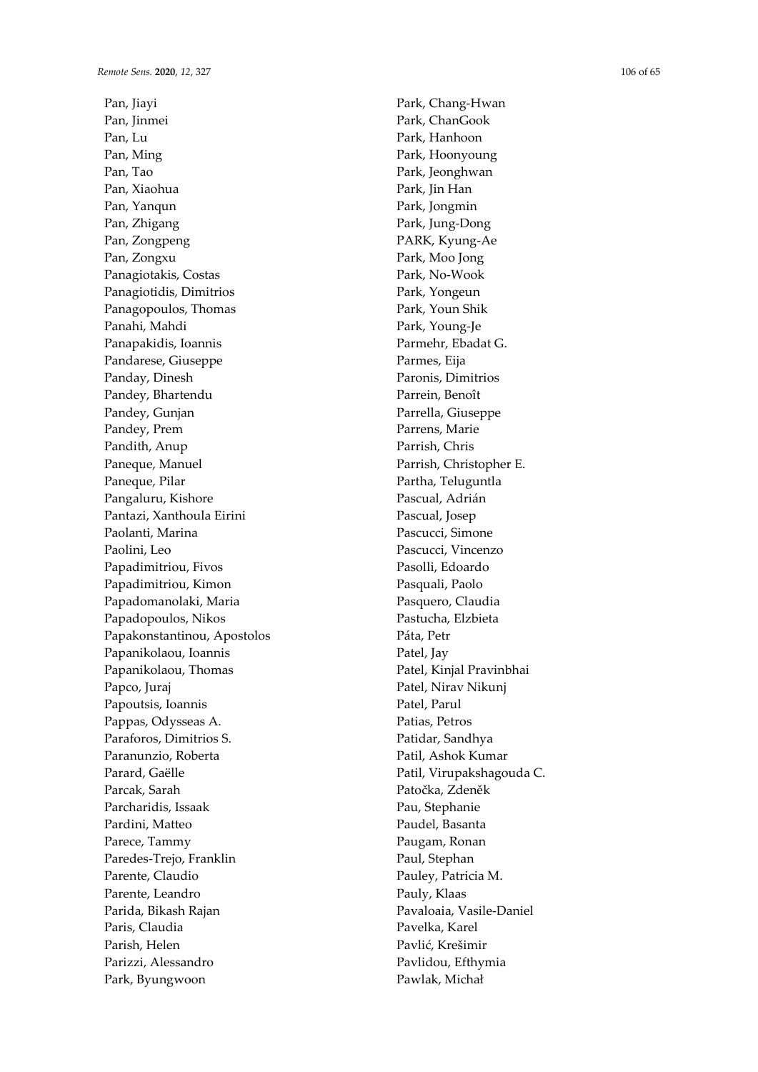Pan, Jiayi
Pan, Jinmei
Pan, Lu
Pan, Ming
Pan, Tao
Pan, Xiaohua
Pan, Yanqun
Pan, Zhigang
Pan, Zongpeng
Pan, Zongxu
Panagiotakis, Costas
Panagiotidis, Dimitrios
Panagopoulos, Thomas
Panahi, Mahdi
Panapakidis, Ioannis
Pandarese, Giuseppe
Panday, Dinesh
Pandey, Bhartendu
Pandey, Gunjan
Pandey, Prem
Pandith, Anup
Paneque, Manuel
Paneque, Pilar
Pangaluru, Kishore
Pantazi, Xanthoula Eirini
Paolanti, Marina
Paolini, Leo
Papadimitriou, Fivos
Papadimitriou, Kimon
Papadomanolaki, Maria
Papadopoulos, Nikos
Papakonstantinou, Apostolos
Papanikolaou, Ioannis
Papanikolaou, Thomas
Papco, Juraj
Papoutsis, Ioannis
Pappas, Odysseas A.
Paraforos, Dimitrios S.
Paranunzio, Roberta
Parard, Gaëlle
Parcak, Sarah
Parcharidis, Issaak
Pardini, Matteo
Parece, Tammy
Paredes-Trejo, Franklin
Parente, Claudio
Parente, Leandro
Parida, Bikash Rajan
Paris, Claudia
Parish, Helen
Parizzi, Alessandro
Park, Byungwoon
Park, Chang-Hwan
Park, ChanGook
Park, Hanhoon
Park, Hoonyoung
Park, Jeonghwan
Park, Jin Han
Park, Jongmin
Park, Jung-Dong
PARK, Kyung-Ae
Park, Moo Jong
Park, No-Wook
Park, Yongeun
Park, Youn Shik
Park, Young-Je
Parmehr, Ebadat G.
Parmes, Eija
Paronis, Dimitrios
Parrein, Benoît
Parrella, Giuseppe
Parrens, Marie
Parrish, Chris
Parrish, Christopher E.
Partha, Teluguntla
Pascual, Adrián
Pascual, Josep
Pascucci, Simone
Pascucci, Vincenzo
Pasolli, Edoardo
Pasquali, Paolo
Pasquero, Claudia
Pastucha, Elzbieta
Páta, Petr
Patel, Jay
Patel, Kinjal Pravinbhai
Patel, Nirav Nikunj
Patel, Parul
Patias, Petros
Patidar, Sandhya
Patil, Ashok Kumar
Patil, Virupakshagouda C.
Patočka, Zdeněk
Pau, Stephanie
Paudel, Basanta
Paugam, Ronan
Paul, Stephan
Pauley, Patricia M.
Pauly, Klaas
Pavaloaia, Vasile-Daniel
Pavelka, Karel
Pavlić, Krešimir
Pavlidou, Efthymia
Pawlak, Michał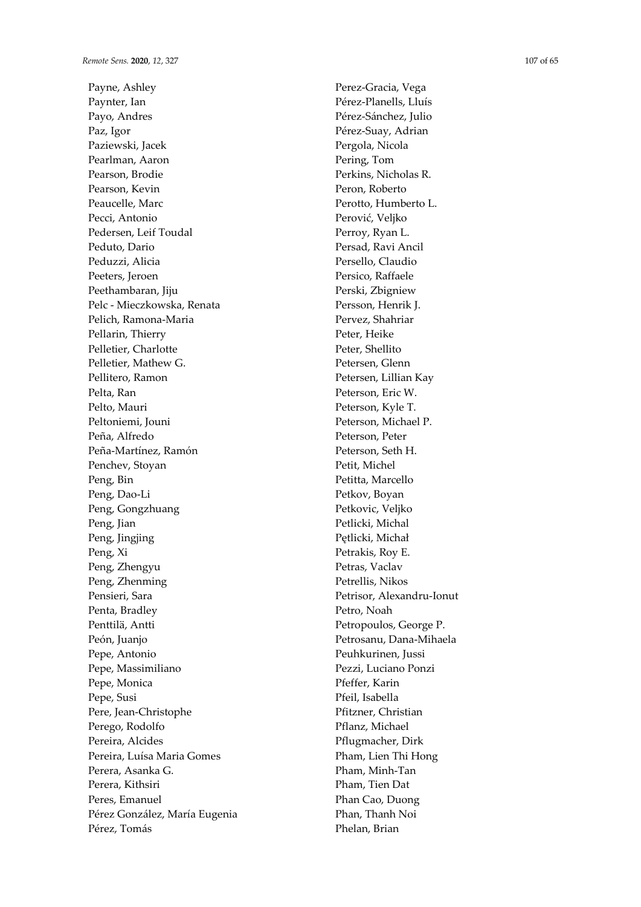Payne, Ashley
Paynter, Ian
Payo, Andres
Paz, Igor
Paziewski, Jacek
Pearlman, Aaron
Pearson, Brodie
Pearson, Kevin
Peaucelle, Marc
Pecci, Antonio
Pedersen, Leif Toudal
Peduto, Dario
Peduzzi, Alicia
Peeters, Jeroen
Peethambaran, Jiju
Pelc - Mieczkowska, Renata
Pelich, Ramona-Maria
Pellarin, Thierry
Pelletier, Charlotte
Pelletier, Mathew G.
Pellitero, Ramon
Pelta, Ran
Pelto, Mauri
Peltoniemi, Jouni
Peña, Alfredo
Peña-Martínez, Ramón
Penchev, Stoyan
Peng, Bin
Peng, Dao-Li
Peng, Gongzhuang
Peng, Jian
Peng, Jingjing
Peng, Xi
Peng, Zhengyu
Peng, Zhenming
Pensieri, Sara
Penta, Bradley
Penttilä, Antti
Peón, Juanjo
Pepe, Antonio
Pepe, Massimiliano
Pepe, Monica
Pepe, Susi
Pere, Jean-Christophe
Perego, Rodolfo
Pereira, Alcides
Pereira, Luísa Maria Gomes
Perera, Asanka G.
Perera, Kithsiri
Peres, Emanuel
Pérez González, María Eugenia
Pérez, Tomás
Perez-Gracia, Vega
Pérez-Planells, Lluís
Pérez-Sánchez, Julio
Pérez-Suay, Adrian
Pergola, Nicola
Pering, Tom
Perkins, Nicholas R.
Peron, Roberto
Perotto, Humberto L.
Perović, Veljko
Perroy, Ryan L.
Persad, Ravi Ancil
Persello, Claudio
Persico, Raffaele
Perski, Zbigniew
Persson, Henrik J.
Pervez, Shahriar
Peter, Heike
Peter, Shellito
Petersen, Glenn
Petersen, Lillian Kay
Peterson, Eric W.
Peterson, Kyle T.
Peterson, Michael P.
Peterson, Peter
Peterson, Seth H.
Petit, Michel
Petitta, Marcello
Petkov, Boyan
Petkovic, Veljko
Petlicki, Michal
Pętlicki, Michał
Petrakis, Roy E.
Petras, Vaclav
Petrellis, Nikos
Petrisor, Alexandru-Ionut
Petro, Noah
Petropoulos, George P.
Petrosanu, Dana-Mihaela
Peuhkurinen, Jussi
Pezzi, Luciano Ponzi
Pfeffer, Karin
Pfeil, Isabella
Pfitzner, Christian
Pflanz, Michael
Pflugmacher, Dirk
Pham, Lien Thi Hong
Pham, Minh-Tan
Pham, Tien Dat
Phan Cao, Duong
Phan, Thanh Noi
Phelan, Brian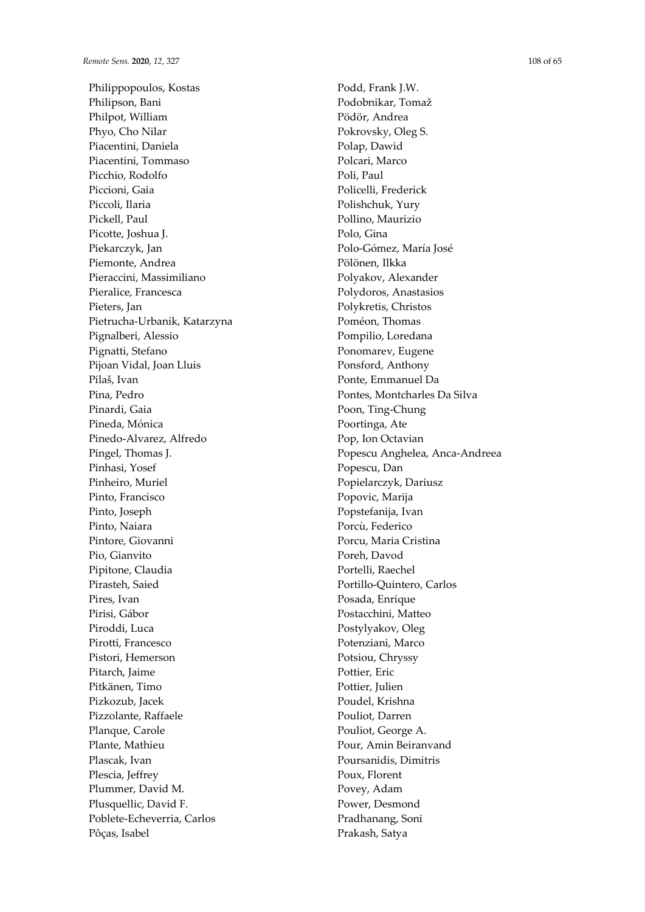Philippopoulos, Kostas
Philipson, Bani
Philpot, William
Phyo, Cho Nilar
Piacentini, Daniela
Piacentini, Tommaso
Picchio, Rodolfo
Piccioni, Gaia
Piccoli, Ilaria
Pickell, Paul
Picotte, Joshua J.
Piekarczyk, Jan
Piemonte, Andrea
Pieraccini, Massimiliano
Pieralice, Francesca
Pieters, Jan
Pietrucha-Urbanik, Katarzyna
Pignalberi, Alessio
Pignatti, Stefano
Pijoan Vidal, Joan Lluis
Pilaš, Ivan
Pina, Pedro
Pinardi, Gaia
Pineda, Mónica
Pinedo-Alvarez, Alfredo
Pingel, Thomas J.
Pinhasi, Yosef
Pinheiro, Muriel
Pinto, Francisco
Pinto, Joseph
Pinto, Naiara
Pintore, Giovanni
Pio, Gianvito
Pipitone, Claudia
Pirasteh, Saied
Pires, Ivan
Pirisi, Gábor
Piroddi, Luca
Pirotti, Francesco
Pistori, Hemerson
Pitarch, Jaime
Pitkänen, Timo
Pizkozub, Jacek
Pizzolante, Raffaele
Planque, Carole
Plante, Mathieu
Plascak, Ivan
Plescia, Jeffrey
Plummer, David M.
Plusquellic, David F.
Poblete-Echeverria, Carlos
Pôças, Isabel
Podd, Frank J.W.
Podobnikar, Tomaž
Pödör, Andrea
Pokrovsky, Oleg S.
Polap, Dawid
Polcari, Marco
Poli, Paul
Policelli, Frederick
Polishchuk, Yury
Pollino, Maurizio
Polo, Gina
Polo-Gómez, María José
Pölönen, Ilkka
Polyakov, Alexander
Polydoros, Anastasios
Polykretis, Christos
Poméon, Thomas
Pompilio, Loredana
Ponomarev, Eugene
Ponsford, Anthony
Ponte, Emmanuel Da
Pontes, Montcharles Da Silva
Poon, Ting-Chung
Poortinga, Ate
Pop, Ion Octavian
Popescu Anghelea, Anca-Andreea
Popescu, Dan
Popielarczyk, Dariusz
Popovic, Marija
Popstefanija, Ivan
Porcù, Federico
Porcu, Maria Cristina
Poreh, Davod
Portelli, Raechel
Portillo-Quintero, Carlos
Posada, Enrique
Postacchini, Matteo
Postylyakov, Oleg
Potenziani, Marco
Potsiou, Chryssy
Pottier, Eric
Pottier, Julien
Poudel, Krishna
Pouliot, Darren
Pouliot, George A.
Pour, Amin Beiranvand
Poursanidis, Dimitris
Poux, Florent
Povey, Adam
Power, Desmond
Pradhanang, Soni
Prakash, Satya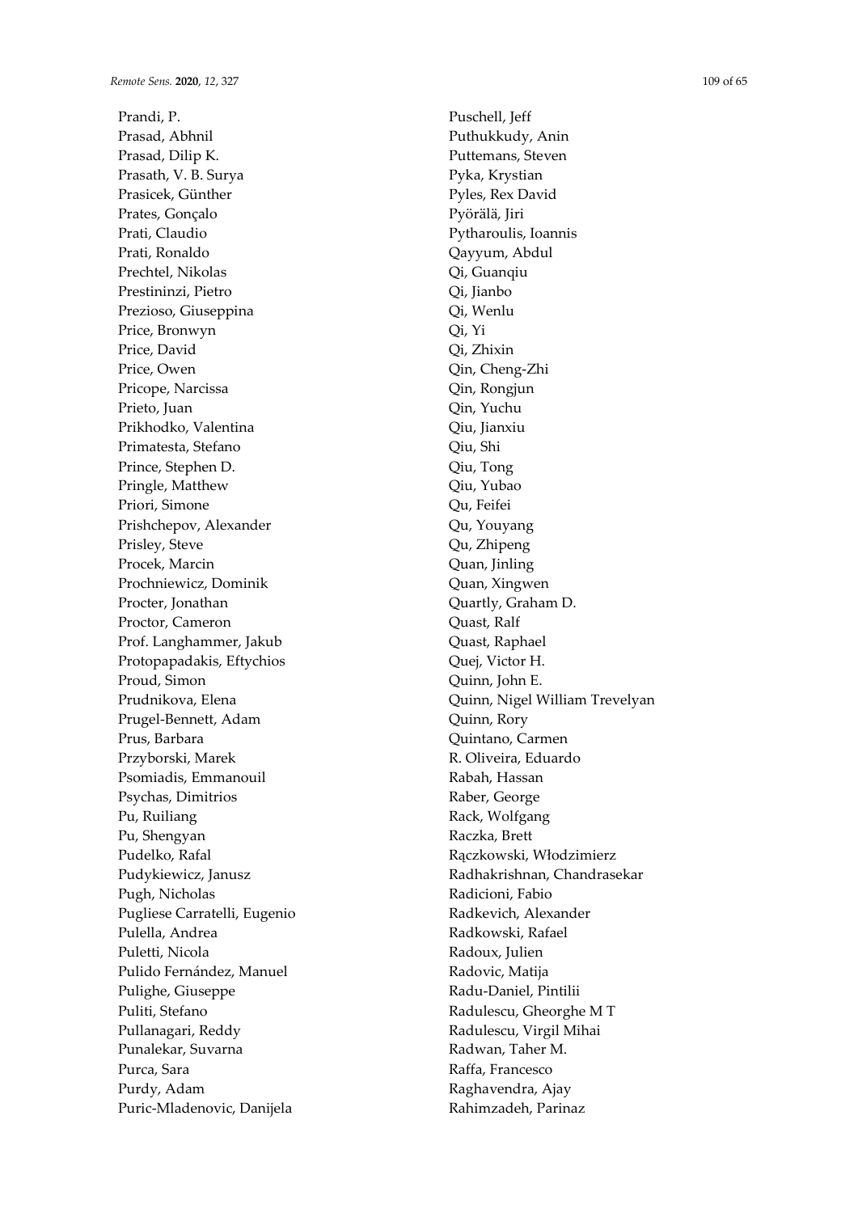Prandi, P.
Prasad, Abhnil
Prasad, Dilip K.
Prasath, V. B. Surya
Prasicek, Günther
Prates, Gonçalo
Prati, Claudio
Prati, Ronaldo
Prechtel, Nikolas
Prestininzi, Pietro
Prezioso, Giuseppina
Price, Bronwyn
Price, David
Price, Owen
Pricope, Narcissa
Prieto, Juan
Prikhodko, Valentina
Primatesta, Stefano
Prince, Stephen D.
Pringle, Matthew
Priori, Simone
Prishchepov, Alexander
Prisley, Steve
Procek, Marcin
Prochniewicz, Dominik
Procter, Jonathan
Proctor, Cameron
Prof. Langhammer, Jakub
Protopapadakis, Eftychios
Proud, Simon
Prudnikova, Elena
Prugel-Bennett, Adam
Prus, Barbara
Przyborski, Marek
Psomiadis, Emmanouil
Psychas, Dimitrios
Pu, Ruiliang
Pu, Shengyan
Pudelko, Rafal
Pudykiewicz, Janusz
Pugh, Nicholas
Pugliese Carratelli, Eugenio
Pulella, Andrea
Puletti, Nicola
Pulido Fernández, Manuel
Pulighe, Giuseppe
Puliti, Stefano
Pullanagari, Reddy
Punalekar, Suvarna
Purca, Sara
Purdy, Adam
Puric-Mladenovic, Danijela
Puschell, Jeff
Puthukkudy, Anin
Puttemans, Steven
Pyka, Krystian
Pyles, Rex David
Pyörälä, Jiri
Pytharoulis, Ioannis
Qayyum, Abdul
Qi, Guanqiu
Qi, Jianbo
Qi, Wenlu
Qi, Yi
Qi, Zhixin
Qin, Cheng-Zhi
Qin, Rongjun
Qin, Yuchu
Qiu, Jianxiu
Qiu, Shi
Qiu, Tong
Qiu, Yubao
Qu, Feifei
Qu, Youyang
Qu, Zhipeng
Quan, Jinling
Quan, Xingwen
Quartly, Graham D.
Quast, Ralf
Quast, Raphael
Quej, Victor H.
Quinn, John E.
Quinn, Nigel William Trevelyan
Quinn, Rory
Quintano, Carmen
R. Oliveira, Eduardo
Rabah, Hassan
Raber, George
Rack, Wolfgang
Raczka, Brett
Rączkowski, Włodzimierz
Radhakrishnan, Chandrasekar
Radicioni, Fabio
Radkevich, Alexander
Radkowski, Rafael
Radoux, Julien
Radovic, Matija
Radu-Daniel, Pintilii
Radulescu, Gheorghe M T
Radulescu, Virgil Mihai
Radwan, Taher M.
Raffa, Francesco
Raghavendra, Ajay
Rahimzadeh, Parinaz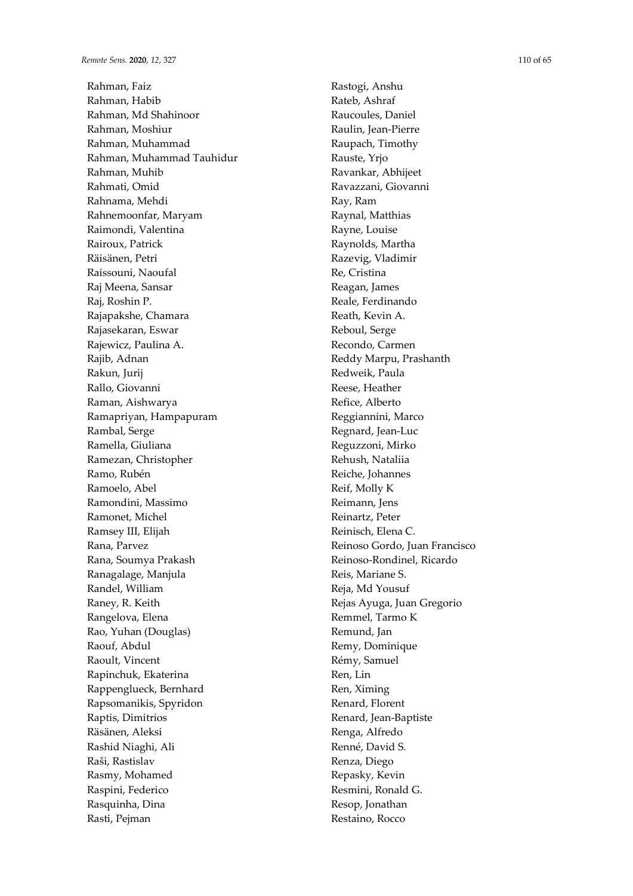Rahman, Faiz
Rahman, Habib
Rahman, Md Shahinoor
Rahman, Moshiur
Rahman, Muhammad
Rahman, Muhammad Tauhidur
Rahman, Muhib
Rahmati, Omid
Rahnama, Mehdi
Rahnemoonfar, Maryam
Raimondi, Valentina
Rairoux, Patrick
Räisänen, Petri
Raissouni, Naoufal
Raj Meena, Sansar
Raj, Roshin P.
Rajapakshe, Chamara
Rajasekaran, Eswar
Rajewicz, Paulina A.
Rajib, Adnan
Rakun, Jurij
Rallo, Giovanni
Raman, Aishwarya
Ramapriyan, Hampapuram
Rambal, Serge
Ramella, Giuliana
Ramezan, Christopher
Ramo, Rubén
Ramoelo, Abel
Ramondini, Massimo
Ramonet, Michel
Ramsey III, Elijah
Rana, Parvez
Rana, Soumya Prakash
Ranagalage, Manjula
Randel, William
Raney, R. Keith
Rangelova, Elena
Rao, Yuhan (Douglas)
Raouf, Abdul
Raoult, Vincent
Rapinchuk, Ekaterina
Rappenglueck, Bernhard
Rapsomanikis, Spyridon
Raptis, Dimitrios
Räsänen, Aleksi
Rashid Niaghi, Ali
Raši, Rastislav
Rasmy, Mohamed
Raspini, Federico
Rasquinha, Dina
Rasti, Pejman
Rastogi, Anshu
Rateb, Ashraf
Raucoules, Daniel
Raulin, Jean-Pierre
Raupach, Timothy
Rauste, Yrjo
Ravankar, Abhijeet
Ravazzani, Giovanni
Ray, Ram
Raynal, Matthias
Rayne, Louise
Raynolds, Martha
Razevig, Vladimir
Re, Cristina
Reagan, James
Reale, Ferdinando
Reath, Kevin A.
Reboul, Serge
Recondo, Carmen
Reddy Marpu, Prashanth
Redweik, Paula
Reese, Heather
Refice, Alberto
Reggiannini, Marco
Regnard, Jean-Luc
Reguzzoni, Mirko
Rehush, Nataliia
Reiche, Johannes
Reif, Molly K
Reimann, Jens
Reinartz, Peter
Reinisch, Elena C.
Reinoso Gordo, Juan Francisco
Reinoso-Rondinel, Ricardo
Reis, Mariane S.
Reja, Md Yousuf
Rejas Ayuga, Juan Gregorio
Remmel, Tarmo K
Remund, Jan
Remy, Dominique
Rémy, Samuel
Ren, Lin
Ren, Ximing
Renard, Florent
Renard, Jean-Baptiste
Renga, Alfredo
Renné, David S.
Renza, Diego
Repasky, Kevin
Resmini, Ronald G.
Resop, Jonathan
Restaino, Rocco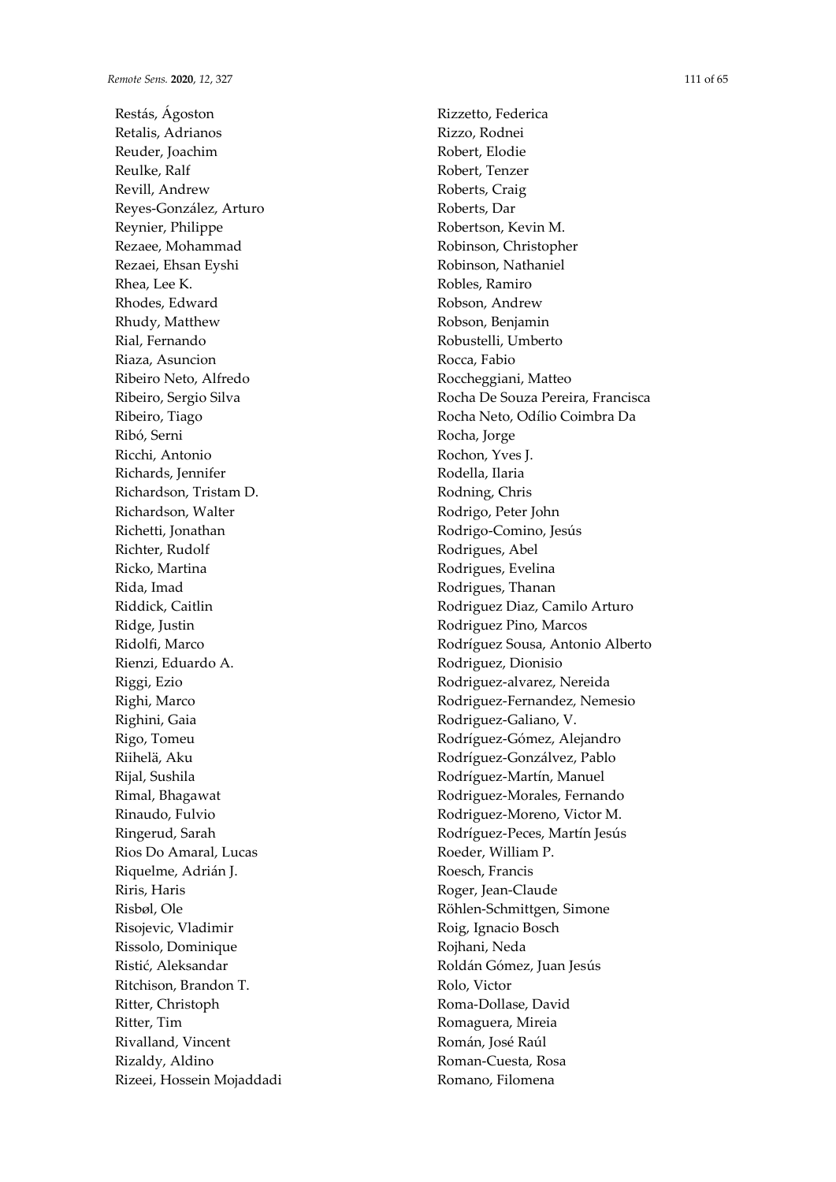Restás, Ágoston
Retalis, Adrianos
Reuder, Joachim
Reulke, Ralf
Revill, Andrew
Reyes-González, Arturo
Reynier, Philippe
Rezaee, Mohammad
Rezaei, Ehsan Eyshi
Rhea, Lee K.
Rhodes, Edward
Rhudy, Matthew
Rial, Fernando
Riaza, Asuncion
Ribeiro Neto, Alfredo
Ribeiro, Sergio Silva
Ribeiro, Tiago
Ribó, Serni
Ricchi, Antonio
Richards, Jennifer
Richardson, Tristam D.
Richardson, Walter
Richetti, Jonathan
Richter, Rudolf
Ricko, Martina
Rida, Imad
Riddick, Caitlin
Ridge, Justin
Ridolfi, Marco
Rienzi, Eduardo A.
Riggi, Ezio
Righi, Marco
Righini, Gaia
Rigo, Tomeu
Riihelä, Aku
Rijal, Sushila
Rimal, Bhagawat
Rinaudo, Fulvio
Ringerud, Sarah
Rios Do Amaral, Lucas
Riquelme, Adrián J.
Riris, Haris
Risbøl, Ole
Risojevic, Vladimir
Rissolo, Dominique
Ristić, Aleksandar
Ritchison, Brandon T.
Ritter, Christoph
Ritter, Tim
Rivalland, Vincent
Rizaldy, Aldino
Rizeei, Hossein Mojaddadi
Rizzetto, Federica
Rizzo, Rodnei
Robert, Elodie
Robert, Tenzer
Roberts, Craig
Roberts, Dar
Robertson, Kevin M.
Robinson, Christopher
Robinson, Nathaniel
Robles, Ramiro
Robson, Andrew
Robson, Benjamin
Robustelli, Umberto
Rocca, Fabio
Roccheggiani, Matteo
Rocha De Souza Pereira, Francisca
Rocha Neto, Odílio Coimbra Da
Rocha, Jorge
Rochon, Yves J.
Rodella, Ilaria
Rodning, Chris
Rodrigo, Peter John
Rodrigo-Comino, Jesús
Rodrigues, Abel
Rodrigues, Evelina
Rodrigues, Thanan
Rodriguez Diaz, Camilo Arturo
Rodriguez Pino, Marcos
Rodríguez Sousa, Antonio Alberto
Rodriguez, Dionisio
Rodriguez-alvarez, Nereida
Rodriguez-Fernandez, Nemesio
Rodriguez-Galiano, V.
Rodríguez-Gómez, Alejandro
Rodríguez-Gonzálvez, Pablo
Rodríguez-Martín, Manuel
Rodriguez-Morales, Fernando
Rodriguez-Moreno, Victor M.
Rodríguez-Peces, Martín Jesús
Roeder, William P.
Roesch, Francis
Roger, Jean-Claude
Röhlen-Schmittgen, Simone
Roig, Ignacio Bosch
Rojhani, Neda
Roldán Gómez, Juan Jesús
Rolo, Victor
Roma-Dollase, David
Romaguera, Mireia
Román, José Raúl
Roman-Cuesta, Rosa
Romano, Filomena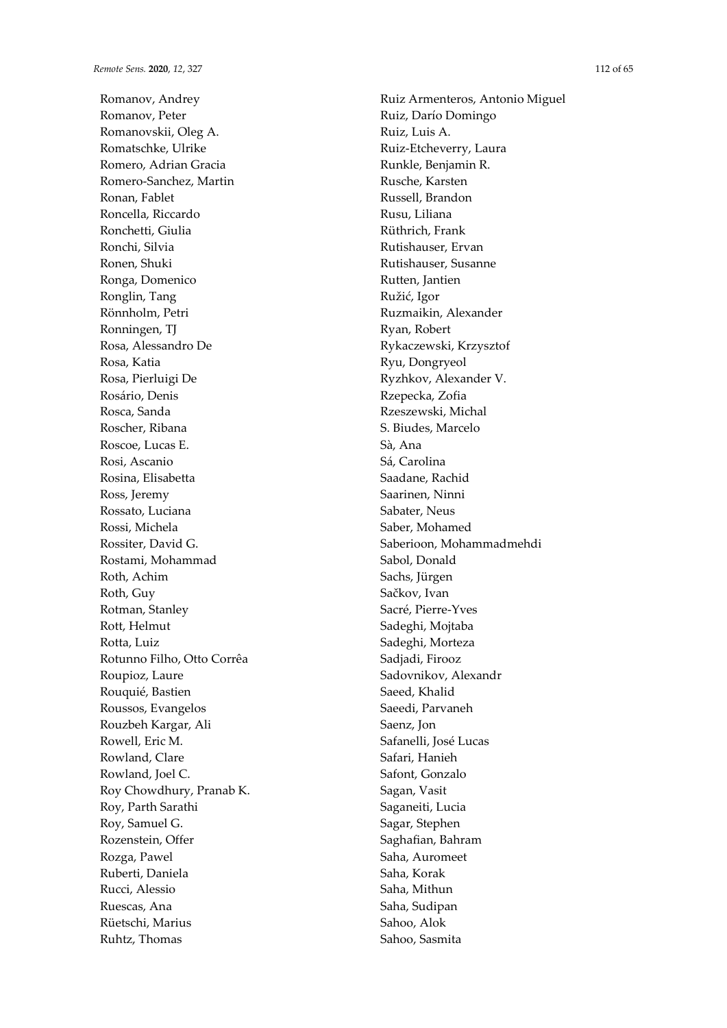Romanov, Andrey
Romanov, Peter
Romanovskii, Oleg A.
Romatschke, Ulrike
Romero, Adrian Gracia
Romero-Sanchez, Martin
Ronan, Fablet
Roncella, Riccardo
Ronchetti, Giulia
Ronchi, Silvia
Ronen, Shuki
Ronga, Domenico
Ronglin, Tang
Rönnholm, Petri
Ronningen, TJ
Rosa, Alessandro De
Rosa, Katia
Rosa, Pierluigi De
Rosário, Denis
Rosca, Sanda
Roscher, Ribana
Roscoe, Lucas E.
Rosi, Ascanio
Rosina, Elisabetta
Ross, Jeremy
Rossato, Luciana
Rossi, Michela
Rossiter, David G.
Rostami, Mohammad
Roth, Achim
Roth, Guy
Rotman, Stanley
Rott, Helmut
Rotta, Luiz
Rotunno Filho, Otto Corrêa
Roupioz, Laure
Rouquié, Bastien
Roussos, Evangelos
Rouzbeh Kargar, Ali
Rowell, Eric M.
Rowland, Clare
Rowland, Joel C.
Roy Chowdhury, Pranab K.
Roy, Parth Sarathi
Roy, Samuel G.
Rozenstein, Offer
Rozga, Pawel
Ruberti, Daniela
Rucci, Alessio
Ruescas, Ana
Rüetschi, Marius
Ruhtz, Thomas
Ruiz Armenteros, Antonio Miguel
Ruiz, Darío Domingo
Ruiz, Luis A.
Ruiz-Etcheverry, Laura
Runkle, Benjamin R.
Rusche, Karsten
Russell, Brandon
Rusu, Liliana
Rüthrich, Frank
Rutishauser, Ervan
Rutishauser, Susanne
Rutten, Jantien
Ružić, Igor
Ruzmaikin, Alexander
Ryan, Robert
Rykaczewski, Krzysztof
Ryu, Dongryeol
Ryzhkov, Alexander V.
Rzepecka, Zofia
Rzeszewski, Michal
S. Biudes, Marcelo
Sà, Ana
Sá, Carolina
Saadane, Rachid
Saarinen, Ninni
Sabater, Neus
Saber, Mohamed
Saberioon, Mohammadmehdi
Sabol, Donald
Sachs, Jürgen
Sačkov, Ivan
Sacré, Pierre-Yves
Sadeghi, Mojtaba
Sadeghi, Morteza
Sadjadi, Firooz
Sadovnikov, Alexandr
Saeed, Khalid
Saeedi, Parvaneh
Saenz, Jon
Safanelli, José Lucas
Safari, Hanieh
Safont, Gonzalo
Sagan, Vasit
Saganeiti, Lucia
Sagar, Stephen
Saghafian, Bahram
Saha, Auromeet
Saha, Korak
Saha, Mithun
Saha, Sudipan
Sahoo, Alok
Sahoo, Sasmita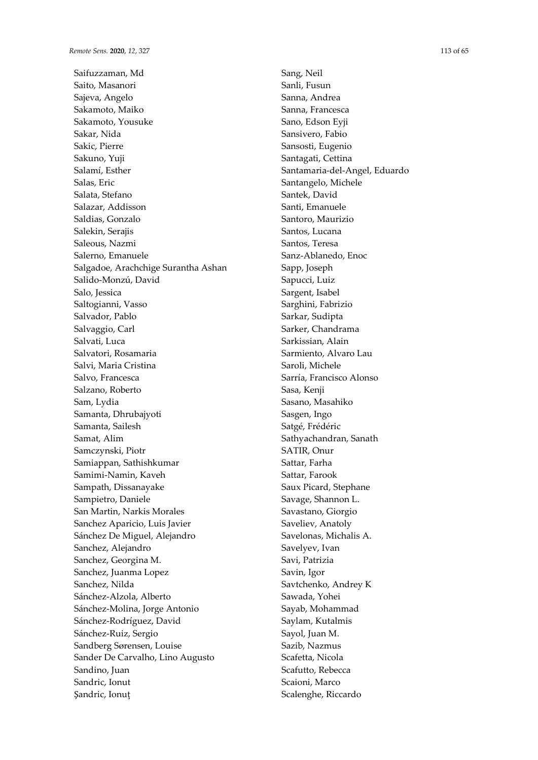Saifuzzaman, Md
Saito, Masanori
Sajeva, Angelo
Sakamoto, Maiko
Sakamoto, Yousuke
Sakar, Nida
Sakic, Pierre
Sakuno, Yuji
Salamí, Esther
Salas, Eric
Salata, Stefano
Salazar, Addisson
Saldias, Gonzalo
Salekin, Serajis
Saleous, Nazmi
Salerno, Emanuele
Salgadoe, Arachchige Surantha Ashan
Salido-Monzú, David
Salo, Jessica
Saltogianni, Vasso
Salvador, Pablo
Salvaggio, Carl
Salvati, Luca
Salvatori, Rosamaria
Salvi, Maria Cristina
Salvo, Francesca
Salzano, Roberto
Sam, Lydia
Samanta, Dhrubajyoti
Samanta, Sailesh
Samat, Alim
Samczynski, Piotr
Samiappan, Sathishkumar
Samimi-Namin, Kaveh
Sampath, Dissanayake
Sampietro, Daniele
San Martin, Narkis Morales
Sanchez Aparicio, Luis Javier
Sánchez De Miguel, Alejandro
Sanchez, Alejandro
Sanchez, Georgina M.
Sanchez, Juanma Lopez
Sanchez, Nilda
Sánchez-Alzola, Alberto
Sánchez-Molina, Jorge Antonio
Sánchez-Rodríguez, David
Sánchez-Ruiz, Sergio
Sandberg Sørensen, Louise
Sander De Carvalho, Lino Augusto
Sandino, Juan
Sandric, Ionut
Şandric, Ionuţ
Sang, Neil
Sanli, Fusun
Sanna, Andrea
Sanna, Francesca
Sano, Edson Eyji
Sansivero, Fabio
Sansosti, Eugenio
Santagati, Cettina
Santamaria-del-Angel, Eduardo
Santangelo, Michele
Santek, David
Santi, Emanuele
Santoro, Maurizio
Santos, Lucana
Santos, Teresa
Sanz-Ablanedo, Enoc
Sapp, Joseph
Sapucci, Luiz
Sargent, Isabel
Sarghini, Fabrizio
Sarkar, Sudipta
Sarker, Chandrama
Sarkissian, Alain
Sarmiento, Alvaro Lau
Saroli, Michele
Sarría, Francisco Alonso
Sasa, Kenji
Sasano, Masahiko
Sasgen, Ingo
Satgé, Frédéric
Sathyachandran, Sanath
SATIR, Onur
Sattar, Farha
Sattar, Farook
Saux Picard, Stephane
Savage, Shannon L.
Savastano, Giorgio
Saveliev, Anatoly
Savelonas, Michalis A.
Savelyev, Ivan
Savi, Patrizia
Savin, Igor
Savtchenko, Andrey K
Sawada, Yohei
Sayab, Mohammad
Saylam, Kutalmis
Sayol, Juan M.
Sazib, Nazmus
Scafetta, Nicola
Scafutto, Rebecca
Scaioni, Marco
Scalenghe, Riccardo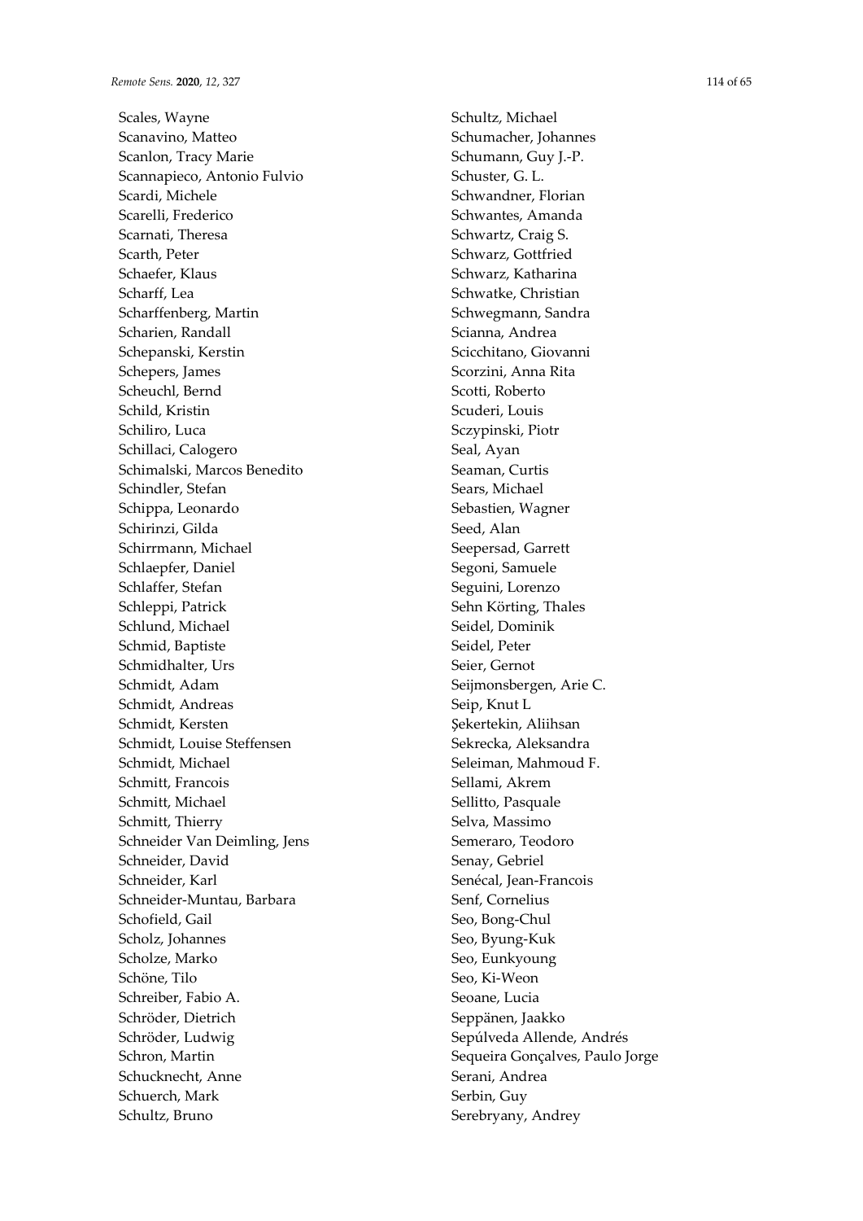Scales, Wayne
Scanavino, Matteo
Scanlon, Tracy Marie
Scannapieco, Antonio Fulvio
Scardi, Michele
Scarelli, Frederico
Scarnati, Theresa
Scarth, Peter
Schaefer, Klaus
Scharff, Lea
Scharffenberg, Martin
Scharien, Randall
Schepanski, Kerstin
Schepers, James
Scheuchl, Bernd
Schild, Kristin
Schiliro, Luca
Schillaci, Calogero
Schimalski, Marcos Benedito
Schindler, Stefan
Schippa, Leonardo
Schirinzi, Gilda
Schirrmann, Michael
Schlaepfer, Daniel
Schlaffer, Stefan
Schleppi, Patrick
Schlund, Michael
Schmid, Baptiste
Schmidhalter, Urs
Schmidt, Adam
Schmidt, Andreas
Schmidt, Kersten
Schmidt, Louise Steffensen
Schmidt, Michael
Schmitt, Francois
Schmitt, Michael
Schmitt, Thierry
Schneider Van Deimling, Jens
Schneider, David
Schneider, Karl
Schneider-Muntau, Barbara
Schofield, Gail
Scholz, Johannes
Scholze, Marko
Schöne, Tilo
Schreiber, Fabio A.
Schröder, Dietrich
Schröder, Ludwig
Schron, Martin
Schucknecht, Anne
Schuerch, Mark
Schultz, Bruno
Schultz, Michael
Schumacher, Johannes
Schumann, Guy J.-P.
Schuster, G. L.
Schwandner, Florian
Schwantes, Amanda
Schwartz, Craig S.
Schwarz, Gottfried
Schwarz, Katharina
Schwatke, Christian
Schwegmann, Sandra
Scianna, Andrea
Scicchitano, Giovanni
Scorzini, Anna Rita
Scotti, Roberto
Scuderi, Louis
Sczypinski, Piotr
Seal, Ayan
Seaman, Curtis
Sears, Michael
Sebastien, Wagner
Seed, Alan
Seepersad, Garrett
Segoni, Samuele
Seguini, Lorenzo
Sehn Körting, Thales
Seidel, Dominik
Seidel, Peter
Seier, Gernot
Seijmonsbergen, Arie C.
Seip, Knut L
Şekertekin, Aliihsan
Sekrecka, Aleksandra
Seleiman, Mahmoud F.
Sellami, Akrem
Sellitto, Pasquale
Selva, Massimo
Semeraro, Teodoro
Senay, Gebriel
Senécal, Jean-Francois
Senf, Cornelius
Seo, Bong-Chul
Seo, Byung-Kuk
Seo, Eunkyoung
Seo, Ki-Weon
Seoane, Lucia
Seppänen, Jaakko
Sepúlveda Allende, Andrés
Sequeira Gonçalves, Paulo Jorge
Serani, Andrea
Serbin, Guy
Serebryany, Andrey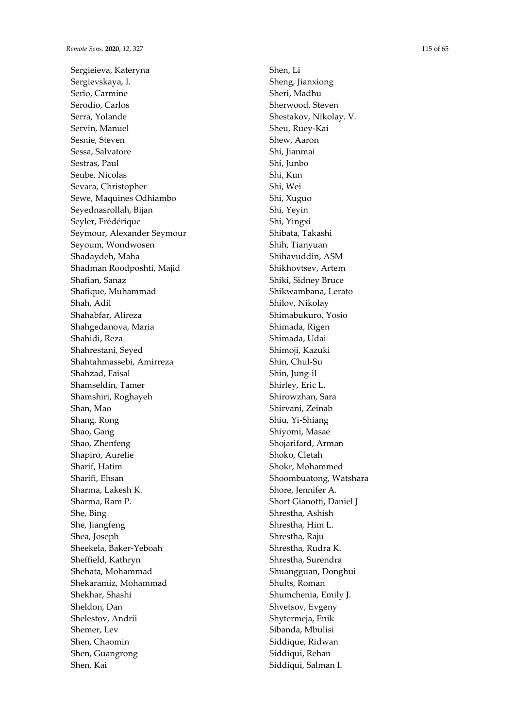Sergieieva, Kateryna
Sergievskaya, I.
Serio, Carmine
Serodio, Carlos
Serra, Yolande
Servin, Manuel
Sesnie, Steven
Sessa, Salvatore
Sestras, Paul
Seube, Nicolas
Sevara, Christopher
Sewe, Maquines Odhiambo
Seyednasrollah, Bijan
Seyler, Frédérique
Seymour, Alexander Seymour
Seyoum, Wondwosen
Shadaydeh, Maha
Shadman Roodposhti, Majid
Shafian, Sanaz
Shafique, Muhammad
Shah, Adil
Shahabfar, Alireza
Shahgedanova, Maria
Shahidi, Reza
Shahrestani, Seyed
Shahtahmassebi, Amirreza
Shahzad, Faisal
Shamseldin, Tamer
Shamshiri, Roghayeh
Shan, Mao
Shang, Rong
Shao, Gang
Shao, Zhenfeng
Shapiro, Aurelie
Sharif, Hatim
Sharifi, Ehsan
Sharma, Lakesh K.
Sharma, Ram P.
She, Bing
She, Jiangfeng
Shea, Joseph
Sheekela, Baker-Yeboah
Sheffield, Kathryn
Shehata, Mohammad
Shekaramiz, Mohammad
Shekhar, Shashi
Sheldon, Dan
Shelestov, Andrii
Shemer, Lev
Shen, Chaomin
Shen, Guangrong
Shen, Kai
Shen, Li
Sheng, Jianxiong
Sheri, Madhu
Sherwood, Steven
Shestakov, Nikolay. V.
Sheu, Ruey-Kai
Shew, Aaron
Shi, Jianmai
Shi, Junbo
Shi, Kun
Shi, Wei
Shi, Xuguo
Shi, Yeyin
Shi, Yingxi
Shibata, Takashi
Shih, Tianyuan
Shihavuddin, ASM
Shikhovtsev, Artem
Shiki, Sidney Bruce
Shikwambana, Lerato
Shilov, Nikolay
Shimabukuro, Yosio
Shimada, Rigen
Shimada, Udai
Shimoji, Kazuki
Shin, Chul-Su
Shin, Jung-il
Shirley, Eric L.
Shirowzhan, Sara
Shirvani, Zeinab
Shiu, Yi-Shiang
Shiyomi, Masae
Shojarifard, Arman
Shoko, Cletah
Shokr, Mohammed
Shoombuatong, Watshara
Shore, Jennifer A.
Short Gianotti, Daniel J
Shrestha, Ashish
Shrestha, Him L.
Shrestha, Raju
Shrestha, Rudra K.
Shrestha, Surendra
Shuangguan, Donghui
Shults, Roman
Shumchenia, Emily J.
Shvetsov, Evgeny
Shytermeja, Enik
Sibanda, Mbulisi
Siddique, Ridwan
Siddiqui, Rehan
Siddiqui, Salman I.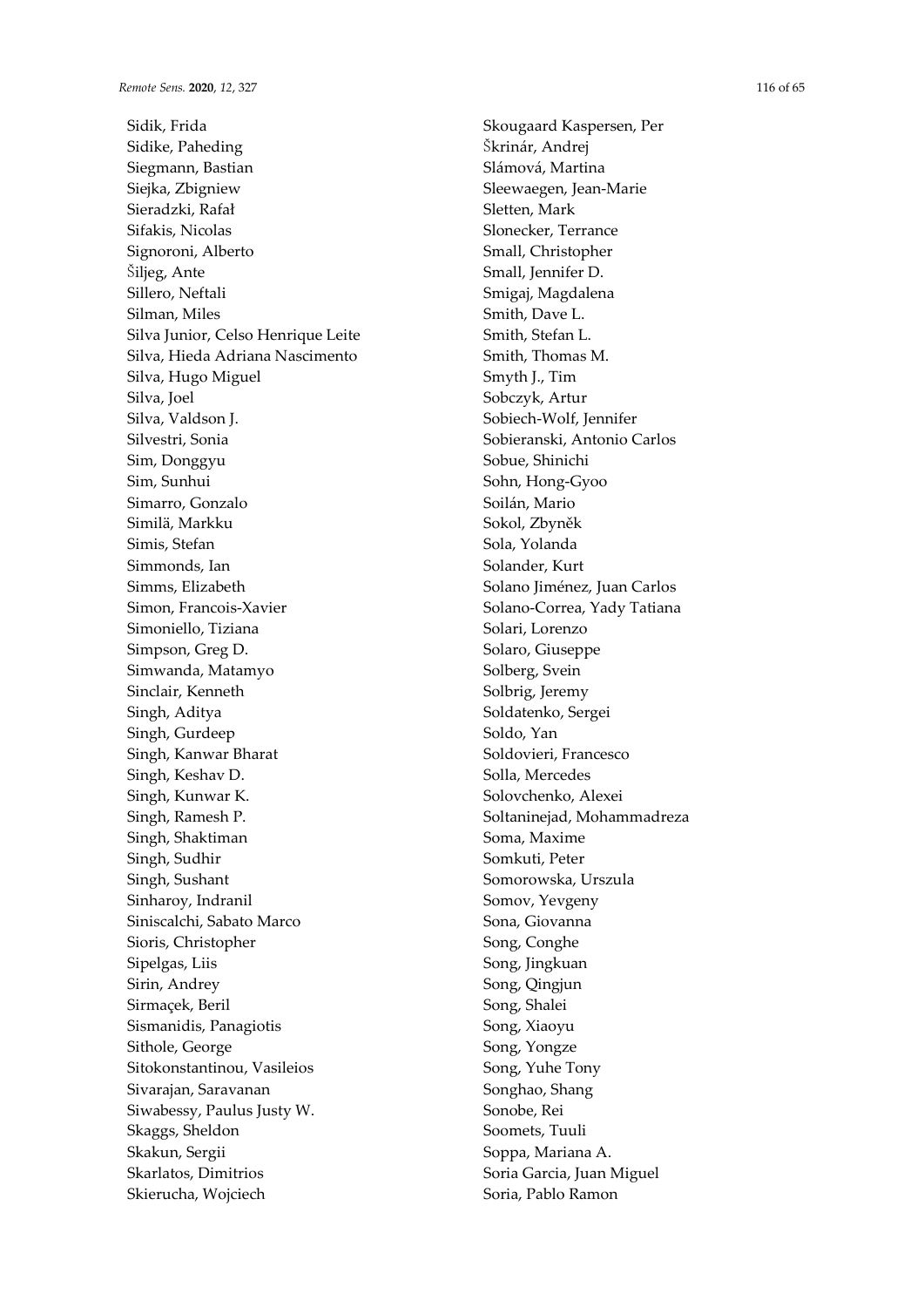Sidik, Frida
Sidike, Paheding
Siegmann, Bastian
Siejka, Zbigniew
Sieradzki, Rafał
Sifakis, Nicolas
Signoroni, Alberto
Šiljeg, Ante
Sillero, Neftali
Silman, Miles
Silva Junior, Celso Henrique Leite
Silva, Hieda Adriana Nascimento
Silva, Hugo Miguel
Silva, Joel
Silva, Valdson J.
Silvestri, Sonia
Sim, Donggyu
Sim, Sunhui
Simarro, Gonzalo
Similä, Markku
Simis, Stefan
Simmonds, Ian
Simms, Elizabeth
Simon, Francois-Xavier
Simoniello, Tiziana
Simpson, Greg D.
Simwanda, Matamyo
Sinclair, Kenneth
Singh, Aditya
Singh, Gurdeep
Singh, Kanwar Bharat
Singh, Keshav D.
Singh, Kunwar K.
Singh, Ramesh P.
Singh, Shaktiman
Singh, Sudhir
Singh, Sushant
Sinharoy, Indranil
Siniscalchi, Sabato Marco
Sioris, Christopher
Sipelgas, Liis
Sirin, Andrey
Sirmaçek, Beril
Sismanidis, Panagiotis
Sithole, George
Sitokonstantinou, Vasileios
Sivarajan, Saravanan
Siwabessy, Paulus Justy W.
Skaggs, Sheldon
Skakun, Sergii
Skarlatos, Dimitrios
Skierucha, Wojciech
Skougaard Kaspersen, Per
Škrinár, Andrej
Slámová, Martina
Sleewaegen, Jean-Marie
Sletten, Mark
Slonecker, Terrance
Small, Christopher
Small, Jennifer D.
Smigaj, Magdalena
Smith, Dave L.
Smith, Stefan L.
Smith, Thomas M.
Smyth J., Tim
Sobczyk, Artur
Sobiech-Wolf, Jennifer
Sobieranski, Antonio Carlos
Sobue, Shinichi
Sohn, Hong-Gyoo
Soilán, Mario
Sokol, Zbyněk
Sola, Yolanda
Solander, Kurt
Solano Jiménez, Juan Carlos
Solano-Correa, Yady Tatiana
Solari, Lorenzo
Solaro, Giuseppe
Solberg, Svein
Solbrig, Jeremy
Soldatenko, Sergei
Soldo, Yan
Soldovieri, Francesco
Solla, Mercedes
Solovchenko, Alexei
Soltaninejad, Mohammadreza
Soma, Maxime
Somkuti, Peter
Somorowska, Urszula
Somov, Yevgeny
Sona, Giovanna
Song, Conghe
Song, Jingkuan
Song, Qingjun
Song, Shalei
Song, Xiaoyu
Song, Yongze
Song, Yuhe Tony
Songhao, Shang
Sonobe, Rei
Soomets, Tuuli
Soppa, Mariana A.
Soria Garcia, Juan Miguel
Soria, Pablo Ramon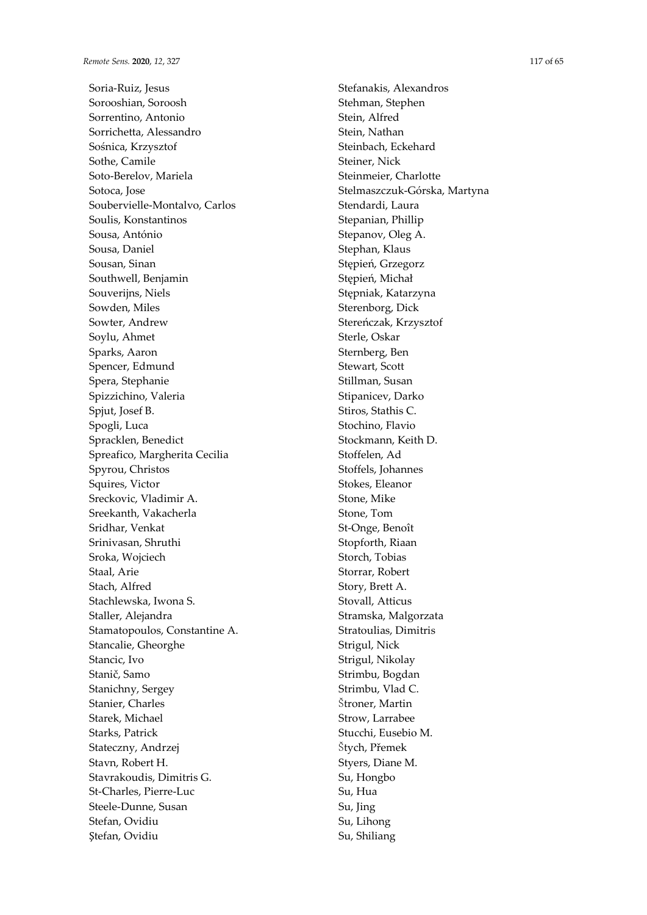Soria-Ruiz, Jesus
Sorooshian, Soroosh
Sorrentino, Antonio
Sorrichetta, Alessandro
Sośnica, Krzysztof
Sothe, Camile
Soto-Berelov, Mariela
Sotoca, Jose
Soubervielle-Montalvo, Carlos
Soulis, Konstantinos
Sousa, António
Sousa, Daniel
Sousan, Sinan
Southwell, Benjamin
Souverijns, Niels
Sowden, Miles
Sowter, Andrew
Soylu, Ahmet
Sparks, Aaron
Spencer, Edmund
Spera, Stephanie
Spizzichino, Valeria
Spjut, Josef B.
Spogli, Luca
Spracklen, Benedict
Spreafico, Margherita Cecilia
Spyrou, Christos
Squires, Victor
Sreckovic, Vladimir A.
Sreekanth, Vakacherla
Sridhar, Venkat
Srinivasan, Shruthi
Sroka, Wojciech
Staal, Arie
Stach, Alfred
Stachlewska, Iwona S.
Staller, Alejandra
Stamatopoulos, Constantine A.
Stancalie, Gheorghe
Stancic, Ivo
Stanič, Samo
Stanichny, Sergey
Stanier, Charles
Starek, Michael
Starks, Patrick
Stateczny, Andrzej
Stavn, Robert H.
Stavrakoudis, Dimitris G.
St-Charles, Pierre-Luc
Steele-Dunne, Susan
Stefan, Ovidiu
Ştefan, Ovidiu
Stefanakis, Alexandros
Stehman, Stephen
Stein, Alfred
Stein, Nathan
Steinbach, Eckehard
Steiner, Nick
Steinmeier, Charlotte
Stelmaszczuk-Górska, Martyna
Stendardi, Laura
Stepanian, Phillip
Stepanov, Oleg A.
Stephan, Klaus
Stępień, Grzegorz
Stępień, Michał
Stępniak, Katarzyna
Sterenborg, Dick
Stereńczak, Krzysztof
Sterle, Oskar
Sternberg, Ben
Stewart, Scott
Stillman, Susan
Stipanicev, Darko
Stiros, Stathis C.
Stochino, Flavio
Stockmann, Keith D.
Stoffelen, Ad
Stoffels, Johannes
Stokes, Eleanor
Stone, Mike
Stone, Tom
St-Onge, Benoît
Stopforth, Riaan
Storch, Tobias
Storrar, Robert
Story, Brett A.
Stovall, Atticus
Stramska, Malgorzata
Stratoulias, Dimitris
Strigul, Nick
Strigul, Nikolay
Strimbu, Bogdan
Strimbu, Vlad C.
Štroner, Martin
Strow, Larrabee
Stucchi, Eusebio M.
Štych, Přemek
Styers, Diane M.
Su, Hongbo
Su, Hua
Su, Jing
Su, Lihong
Su, Shiliang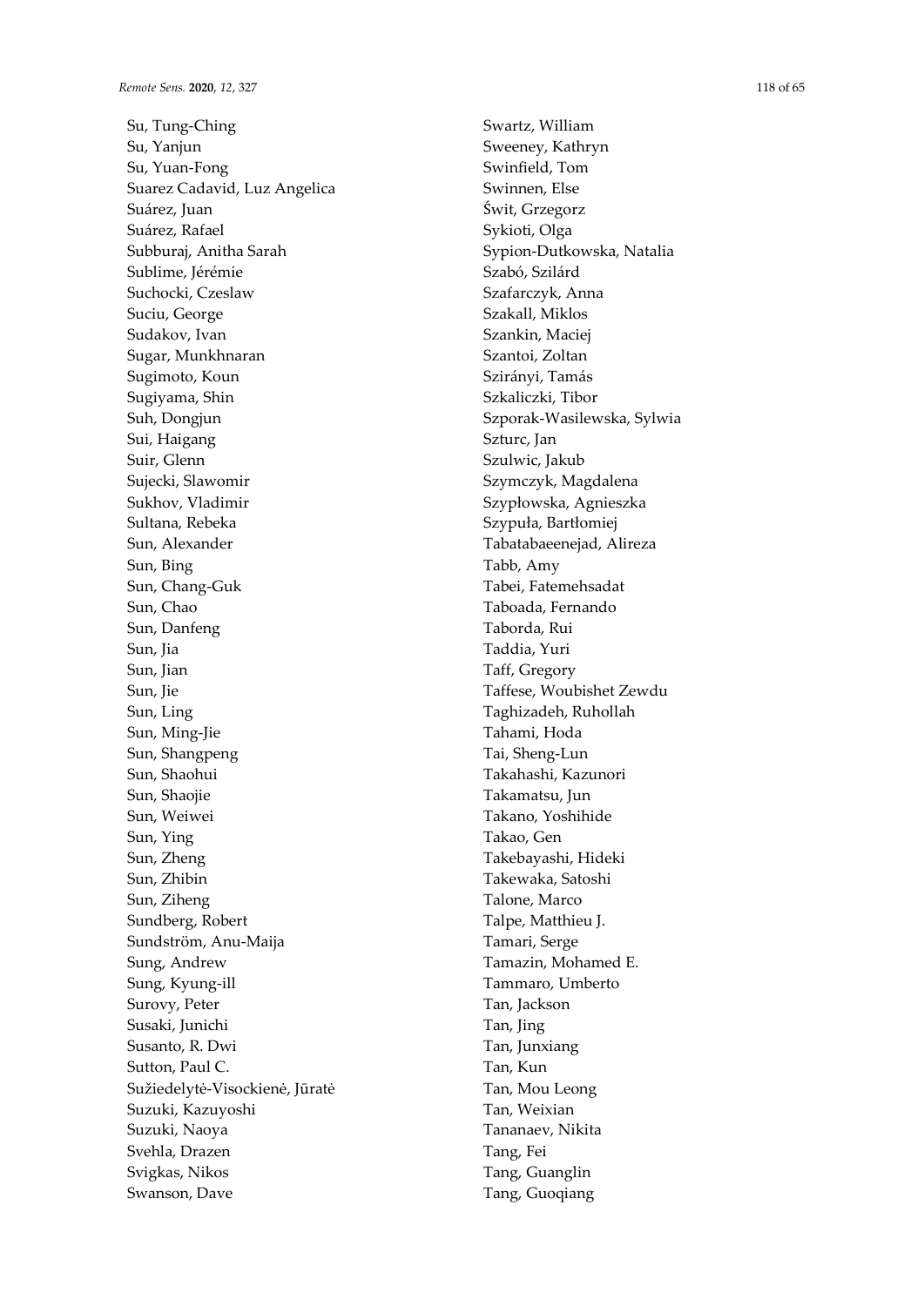Su, Tung-Ching
Su, Yanjun
Su, Yuan-Fong
Suarez Cadavid, Luz Angelica
Suárez, Juan
Suárez, Rafael
Subburaj, Anitha Sarah
Sublime, Jérémie
Suchocki, Czeslaw
Suciu, George
Sudakov, Ivan
Sugar, Munkhnaran
Sugimoto, Koun
Sugiyama, Shin
Suh, Dongjun
Sui, Haigang
Suir, Glenn
Sujecki, Slawomir
Sukhov, Vladimir
Sultana, Rebeka
Sun, Alexander
Sun, Bing
Sun, Chang-Guk
Sun, Chao
Sun, Danfeng
Sun, Jia
Sun, Jian
Sun, Jie
Sun, Ling
Sun, Ming-Jie
Sun, Shangpeng
Sun, Shaohui
Sun, Shaojie
Sun, Weiwei
Sun, Ying
Sun, Zheng
Sun, Zhibin
Sun, Ziheng
Sundberg, Robert
Sundström, Anu-Maija
Sung, Andrew
Sung, Kyung-ill
Surovy, Peter
Susaki, Junichi
Susanto, R. Dwi
Sutton, Paul C.
Sužiedelytė-Visockienė, Jūratė
Suzuki, Kazuyoshi
Suzuki, Naoya
Svehla, Drazen
Svigkas, Nikos
Swanson, Dave
Swartz, William
Sweeney, Kathryn
Swinfield, Tom
Swinnen, Else
Świt, Grzegorz
Sykioti, Olga
Sypion-Dutkowska, Natalia
Szabó, Szilárd
Szafarczyk, Anna
Szakall, Miklos
Szankin, Maciej
Szantoi, Zoltan
Szirányi, Tamás
Szkaliczki, Tibor
Szporak-Wasilewska, Sylwia
Szturc, Jan
Szulwic, Jakub
Szymczyk, Magdalena
Szypłowska, Agnieszka
Szypuła, Bartłomiej
Tabatabaeenejad, Alireza
Tabb, Amy
Tabei, Fatemehsadat
Taboada, Fernando
Taborda, Rui
Taddia, Yuri
Taff, Gregory
Taffese, Woubishet Zewdu
Taghizadeh, Ruhollah
Tahami, Hoda
Tai, Sheng-Lun
Takahashi, Kazunori
Takamatsu, Jun
Takano, Yoshihide
Takao, Gen
Takebayashi, Hideki
Takewaka, Satoshi
Talone, Marco
Talpe, Matthieu J.
Tamari, Serge
Tamazin, Mohamed E.
Tammaro, Umberto
Tan, Jackson
Tan, Jing
Tan, Junxiang
Tan, Kun
Tan, Mou Leong
Tan, Weixian
Tananaev, Nikita
Tang, Fei
Tang, Guanglin
Tang, Guoqiang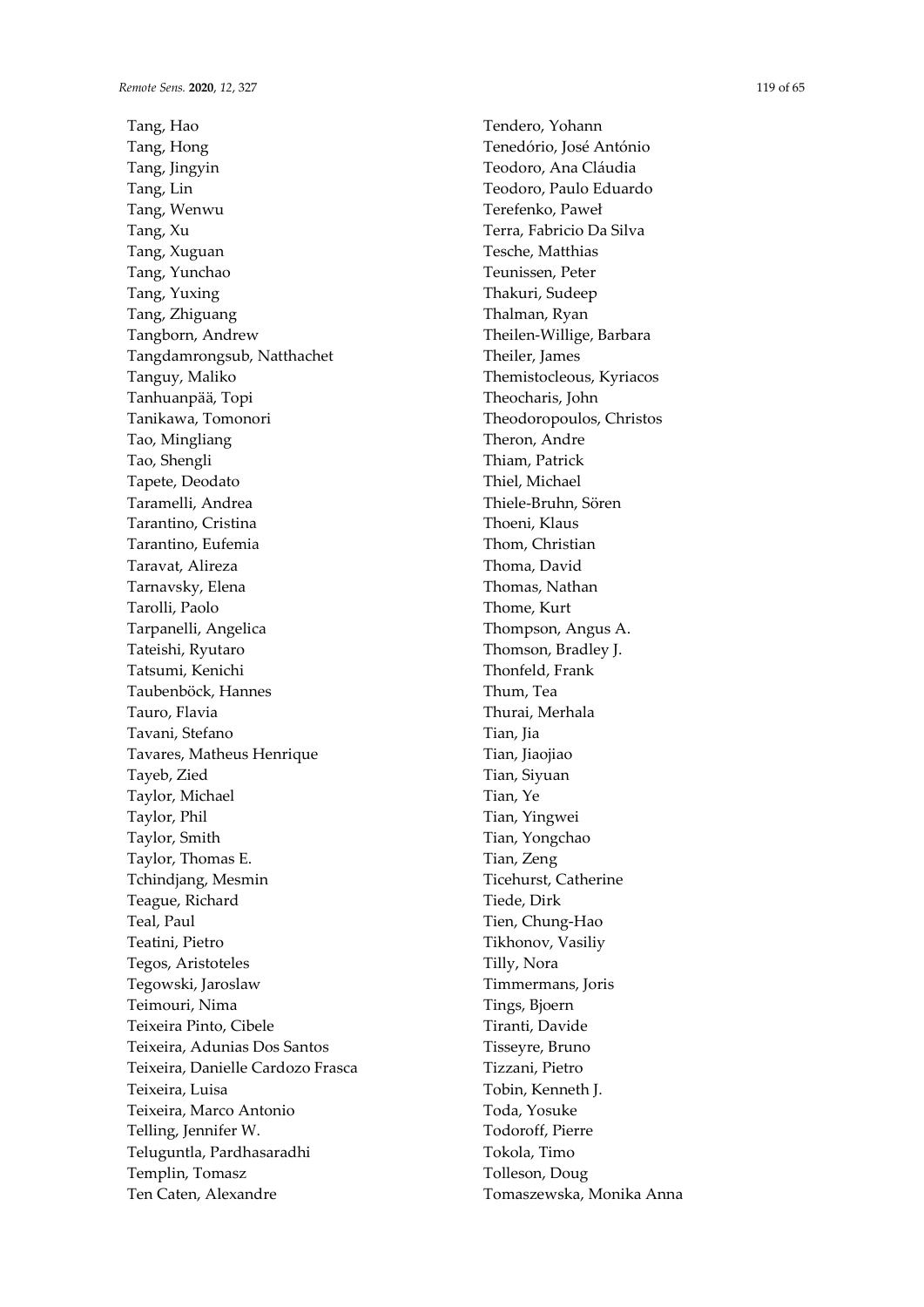Tang, Hao
Tang, Hong
Tang, Jingyin
Tang, Lin
Tang, Wenwu
Tang, Xu
Tang, Xuguan
Tang, Yunchao
Tang, Yuxing
Tang, Zhiguang
Tangborn, Andrew
Tangdamrongsub, Natthachet
Tanguy, Maliko
Tanhuanpää, Topi
Tanikawa, Tomonori
Tao, Mingliang
Tao, Shengli
Tapete, Deodato
Taramelli, Andrea
Tarantino, Cristina
Tarantino, Eufemia
Taravat, Alireza
Tarnavsky, Elena
Tarolli, Paolo
Tarpanelli, Angelica
Tateishi, Ryutaro
Tatsumi, Kenichi
Taubenböck, Hannes
Tauro, Flavia
Tavani, Stefano
Tavares, Matheus Henrique
Tayeb, Zied
Taylor, Michael
Taylor, Phil
Taylor, Smith
Taylor, Thomas E.
Tchindjang, Mesmin
Teague, Richard
Teal, Paul
Teatini, Pietro
Tegos, Aristoteles
Tegowski, Jaroslaw
Teimouri, Nima
Teixeira Pinto, Cibele
Teixeira, Adunias Dos Santos
Teixeira, Danielle Cardozo Frasca
Teixeira, Luisa
Teixeira, Marco Antonio
Telling, Jennifer W.
Teluguntla, Pardhasaradhi
Templin, Tomasz
Ten Caten, Alexandre
Tendero, Yohann
Tenedório, José António
Teodoro, Ana Cláudia
Teodoro, Paulo Eduardo
Terefenko, Paweł
Terra, Fabricio Da Silva
Tesche, Matthias
Teunissen, Peter
Thakuri, Sudeep
Thalman, Ryan
Theilen-Willige, Barbara
Theiler, James
Themistocleous, Kyriacos
Theocharis, John
Theodoropoulos, Christos
Theron, Andre
Thiam, Patrick
Thiel, Michael
Thiele-Bruhn, Sören
Thoeni, Klaus
Thom, Christian
Thoma, David
Thomas, Nathan
Thome, Kurt
Thompson, Angus A.
Thomson, Bradley J.
Thonfeld, Frank
Thum, Tea
Thurai, Merhala
Tian, Jia
Tian, Jiaojiao
Tian, Siyuan
Tian, Ye
Tian, Yingwei
Tian, Yongchao
Tian, Zeng
Ticehurst, Catherine
Tiede, Dirk
Tien, Chung-Hao
Tikhonov, Vasiliy
Tilly, Nora
Timmermans, Joris
Tings, Bjoern
Tiranti, Davide
Tisseyre, Bruno
Tizzani, Pietro
Tobin, Kenneth J.
Toda, Yosuke
Todoroff, Pierre
Tokola, Timo
Tolleson, Doug
Tomaszewska, Monika Anna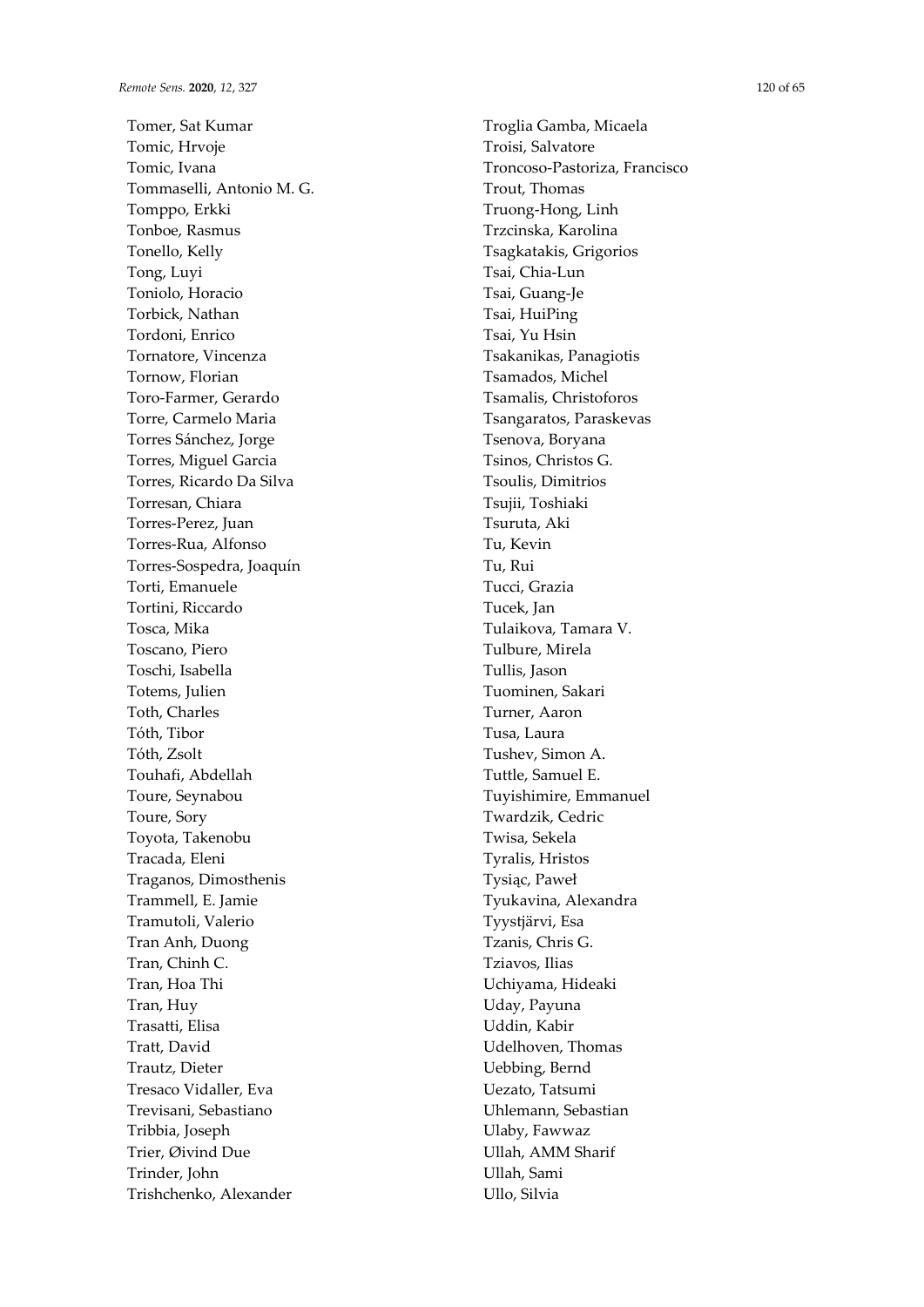Tomer, Sat Kumar
Tomic, Hrvoje
Tomic, Ivana
Tommaselli, Antonio M. G.
Tomppo, Erkki
Tonboe, Rasmus
Tonello, Kelly
Tong, Luyi
Toniolo, Horacio
Torbick, Nathan
Tordoni, Enrico
Tornatore, Vincenza
Tornow, Florian
Toro-Farmer, Gerardo
Torre, Carmelo Maria
Torres Sánchez, Jorge
Torres, Miguel Garcia
Torres, Ricardo Da Silva
Torresan, Chiara
Torres-Perez, Juan
Torres-Rua, Alfonso
Torres-Sospedra, Joaquín
Torti, Emanuele
Tortini, Riccardo
Tosca, Mika
Toscano, Piero
Toschi, Isabella
Totems, Julien
Toth, Charles
Tóth, Tibor
Tóth, Zsolt
Touhafi, Abdellah
Toure, Seynabou
Toure, Sory
Toyota, Takenobu
Tracada, Eleni
Traganos, Dimosthenis
Trammell, E. Jamie
Tramutoli, Valerio
Tran Anh, Duong
Tran, Chinh C.
Tran, Hoa Thi
Tran, Huy
Trasatti, Elisa
Tratt, David
Trautz, Dieter
Tresaco Vidaller, Eva
Trevisani, Sebastiano
Tribbia, Joseph
Trier, Øivind Due
Trinder, John
Trishchenko, Alexander
Troglia Gamba, Micaela
Troisi, Salvatore
Troncoso-Pastoriza, Francisco
Trout, Thomas
Truong-Hong, Linh
Trzcinska, Karolina
Tsagkatakis, Grigorios
Tsai, Chia-Lun
Tsai, Guang-Je
Tsai, HuiPing
Tsai, Yu Hsin
Tsakanikas, Panagiotis
Tsamados, Michel
Tsamalis, Christoforos
Tsangaratos, Paraskevas
Tsenova, Boryana
Tsinos, Christos G.
Tsoulis, Dimitrios
Tsujii, Toshiaki
Tsuruta, Aki
Tu, Kevin
Tu, Rui
Tucci, Grazia
Tucek, Jan
Tulaikova, Tamara V.
Tulbure, Mirela
Tullis, Jason
Tuominen, Sakari
Turner, Aaron
Tusa, Laura
Tushev, Simon A.
Tuttle, Samuel E.
Tuyishimire, Emmanuel
Twardzik, Cedric
Twisa, Sekela
Tyralis, Hristos
Tysiąc, Paweł
Tyukavina, Alexandra
Tyystjärvi, Esa
Tzanis, Chris G.
Tziavos, Ilias
Uchiyama, Hideaki
Uday, Payuna
Uddin, Kabir
Udelhoven, Thomas
Uebbing, Bernd
Uezato, Tatsumi
Uhlemann, Sebastian
Ulaby, Fawwaz
Ullah, AMM Sharif
Ullah, Sami
Ullo, Silvia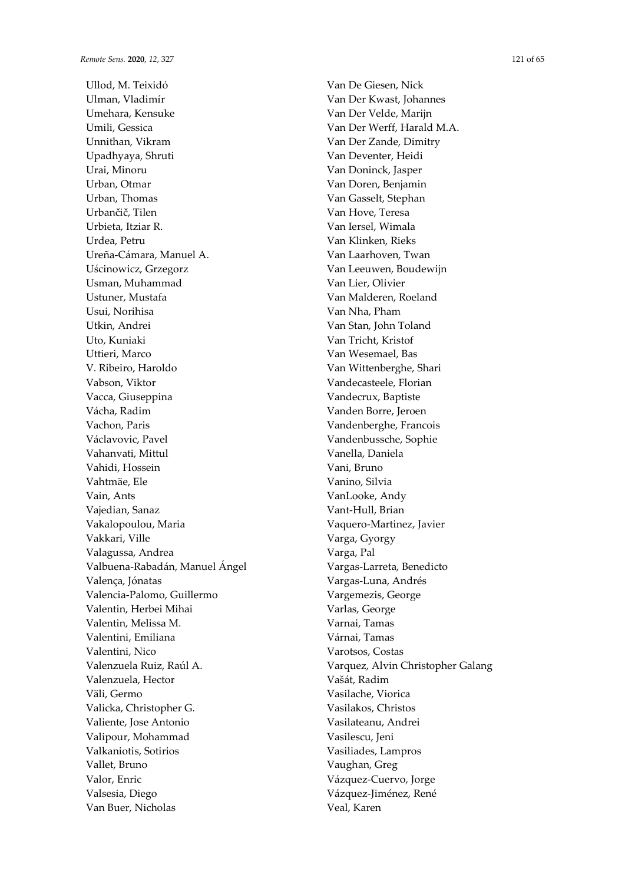Ullod, M. Teixidó
Ulman, Vladimír
Umehara, Kensuke
Umili, Gessica
Unnithan, Vikram
Upadhyaya, Shruti
Urai, Minoru
Urban, Otmar
Urban, Thomas
Urbančič, Tilen
Urbieta, Itziar R.
Urdea, Petru
Ureña-Cámara, Manuel A.
Uścinowicz, Grzegorz
Usman, Muhammad
Ustuner, Mustafa
Usui, Norihisa
Utkin, Andrei
Uto, Kuniaki
Uttieri, Marco
V. Ribeiro, Haroldo
Vabson, Viktor
Vacca, Giuseppina
Vácha, Radim
Vachon, Paris
Václavovic, Pavel
Vahanvati, Mittul
Vahidi, Hossein
Vahtmäe, Ele
Vain, Ants
Vajedian, Sanaz
Vakalopoulou, Maria
Vakkari, Ville
Valagussa, Andrea
Valbuena-Rabadán, Manuel Ángel
Valença, Jónatas
Valencia-Palomo, Guillermo
Valentin, Herbei Mihai
Valentin, Melissa M.
Valentini, Emiliana
Valentini, Nico
Valenzuela Ruiz, Raúl A.
Valenzuela, Hector
Väli, Germo
Valicka, Christopher G.
Valiente, Jose Antonio
Valipour, Mohammad
Valkaniotis, Sotirios
Vallet, Bruno
Valor, Enric
Valsesia, Diego
Van Buer, Nicholas
Van De Giesen, Nick
Van Der Kwast, Johannes
Van Der Velde, Marijn
Van Der Werff, Harald M.A.
Van Der Zande, Dimitry
Van Deventer, Heidi
Van Doninck, Jasper
Van Doren, Benjamin
Van Gasselt, Stephan
Van Hove, Teresa
Van Iersel, Wimala
Van Klinken, Rieks
Van Laarhoven, Twan
Van Leeuwen, Boudewijn
Van Lier, Olivier
Van Malderen, Roeland
Van Nha, Pham
Van Stan, John Toland
Van Tricht, Kristof
Van Wesemael, Bas
Van Wittenberghe, Shari
Vandecasteele, Florian
Vandecrux, Baptiste
Vanden Borre, Jeroen
Vandenberghe, Francois
Vandenbussche, Sophie
Vanella, Daniela
Vani, Bruno
Vanino, Silvia
VanLooke, Andy
Vant-Hull, Brian
Vaquero-Martinez, Javier
Varga, Gyorgy
Varga, Pal
Vargas-Larreta, Benedicto
Vargas-Luna, Andrés
Vargemezis, George
Varlas, George
Varnai, Tamas
Várnai, Tamas
Varotsos, Costas
Varquez, Alvin Christopher Galang
Vašát, Radim
Vasilache, Viorica
Vasilakos, Christos
Vasilateanu, Andrei
Vasilescu, Jeni
Vasiliades, Lampros
Vaughan, Greg
Vázquez-Cuervo, Jorge
Vázquez-Jiménez, René
Veal, Karen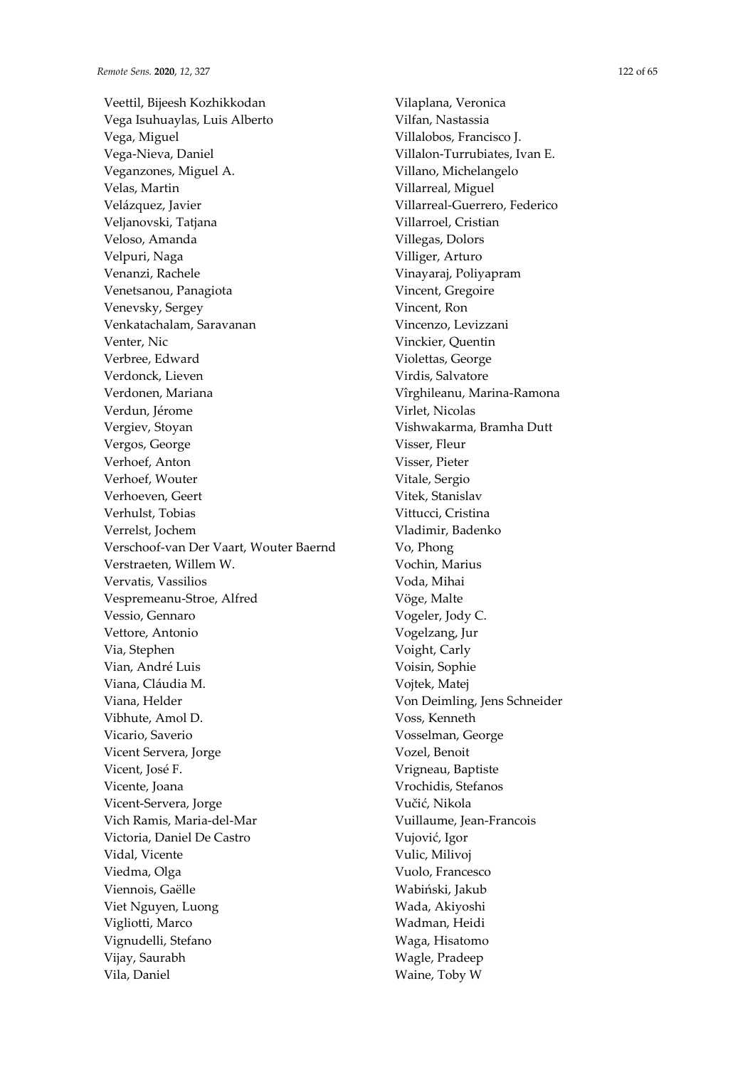Veettil, Bijeesh Kozhikkodan
Vega Isuhuaylas, Luis Alberto
Vega, Miguel
Vega-Nieva, Daniel
Veganzones, Miguel A.
Velas, Martin
Velázquez, Javier
Veljanovski, Tatjana
Veloso, Amanda
Velpuri, Naga
Venanzi, Rachele
Venetsanou, Panagiota
Venevsky, Sergey
Venkatachalam, Saravanan
Venter, Nic
Verbree, Edward
Verdonck, Lieven
Verdonen, Mariana
Verdun, Jérome
Vergiev, Stoyan
Vergos, George
Verhoef, Anton
Verhoef, Wouter
Verhoeven, Geert
Verhulst, Tobias
Verrelst, Jochem
Verschoof-van Der Vaart, Wouter Baernd
Verstraeten, Willem W.
Vervatis, Vassilios
Vespremeanu-Stroe, Alfred
Vessio, Gennaro
Vettore, Antonio
Via, Stephen
Vian, André Luis
Viana, Cláudia M.
Viana, Helder
Vibhute, Amol D.
Vicario, Saverio
Vicent Servera, Jorge
Vicent, José F.
Vicente, Joana
Vicent-Servera, Jorge
Vich Ramis, Maria-del-Mar
Victoria, Daniel De Castro
Vidal, Vicente
Viedma, Olga
Viennois, Gaëlle
Viet Nguyen, Luong
Vigliotti, Marco
Vignudelli, Stefano
Vijay, Saurabh
Vila, Daniel
Vilaplana, Veronica
Vilfan, Nastassia
Villalobos, Francisco J.
Villalon-Turrubiates, Ivan E.
Villano, Michelangelo
Villarreal, Miguel
Villarreal-Guerrero, Federico
Villarroel, Cristian
Villegas, Dolors
Villiger, Arturo
Vinayaraj, Poliyapram
Vincent, Gregoire
Vincent, Ron
Vincenzo, Levizzani
Vinckier, Quentin
Violettas, George
Virdis, Salvatore
Vîrghileanu, Marina-Ramona
Virlet, Nicolas
Vishwakarma, Bramha Dutt
Visser, Fleur
Visser, Pieter
Vitale, Sergio
Vitek, Stanislav
Vittucci, Cristina
Vladimir, Badenko
Vo, Phong
Vochin, Marius
Voda, Mihai
Vöge, Malte
Vogeler, Jody C.
Vogelzang, Jur
Voight, Carly
Voisin, Sophie
Vojtek, Matej
Von Deimling, Jens Schneider
Voss, Kenneth
Vosselman, George
Vozel, Benoit
Vrigneau, Baptiste
Vrochidis, Stefanos
Vučić, Nikola
Vuillaume, Jean-Francois
Vujović, Igor
Vulic, Milivoj
Vuolo, Francesco
Wabiński, Jakub
Wada, Akiyoshi
Wadman, Heidi
Waga, Hisatomo
Wagle, Pradeep
Waine, Toby W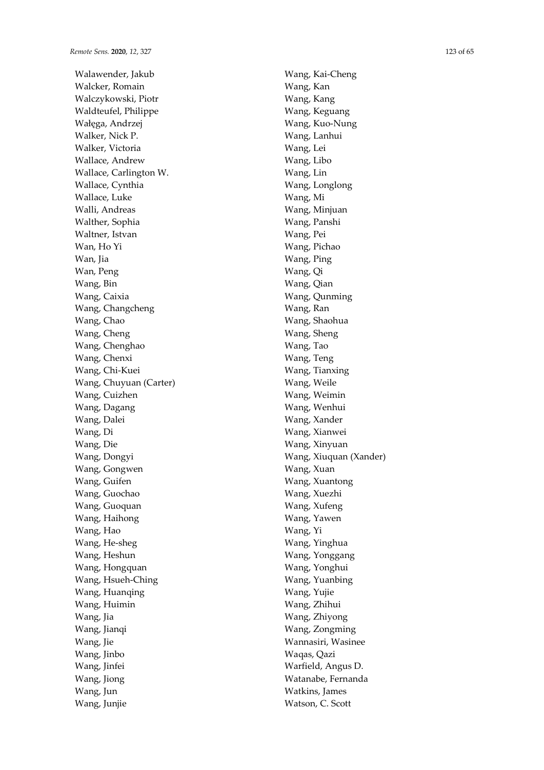Walawender, Jakub
Walcker, Romain
Walczykowski, Piotr
Waldteufel, Philippe
Wałęga, Andrzej
Walker, Nick P.
Walker, Victoria
Wallace, Andrew
Wallace, Carlington W.
Wallace, Cynthia
Wallace, Luke
Walli, Andreas
Walther, Sophia
Waltner, Istvan
Wan, Ho Yi
Wan, Jia
Wan, Peng
Wang, Bin
Wang, Caixia
Wang, Changcheng
Wang, Chao
Wang, Cheng
Wang, Chenghao
Wang, Chenxi
Wang, Chi-Kuei
Wang, Chuyuan (Carter)
Wang, Cuizhen
Wang, Dagang
Wang, Dalei
Wang, Di
Wang, Die
Wang, Dongyi
Wang, Gongwen
Wang, Guifen
Wang, Guochao
Wang, Guoquan
Wang, Haihong
Wang, Hao
Wang, He-sheg
Wang, Heshun
Wang, Hongquan
Wang, Hsueh-Ching
Wang, Huanqing
Wang, Huimin
Wang, Jia
Wang, Jianqi
Wang, Jie
Wang, Jinbo
Wang, Jinfei
Wang, Jiong
Wang, Jun
Wang, Junjie
Wang, Kai-Cheng
Wang, Kan
Wang, Kang
Wang, Keguang
Wang, Kuo-Nung
Wang, Lanhui
Wang, Lei
Wang, Libo
Wang, Lin
Wang, Longlong
Wang, Mi
Wang, Minjuan
Wang, Panshi
Wang, Pei
Wang, Pichao
Wang, Ping
Wang, Qi
Wang, Qian
Wang, Qunming
Wang, Ran
Wang, Shaohua
Wang, Sheng
Wang, Tao
Wang, Teng
Wang, Tianxing
Wang, Weile
Wang, Weimin
Wang, Wenhui
Wang, Xander
Wang, Xianwei
Wang, Xinyuan
Wang, Xiuquan (Xander)
Wang, Xuan
Wang, Xuantong
Wang, Xuezhi
Wang, Xufeng
Wang, Yawen
Wang, Yi
Wang, Yinghua
Wang, Yonggang
Wang, Yonghui
Wang, Yuanbing
Wang, Yujie
Wang, Zhihui
Wang, Zhiyong
Wang, Zongming
Wannasiri, Wasinee
Waqas, Qazi
Warfield, Angus D.
Watanabe, Fernanda
Watkins, James
Watson, C. Scott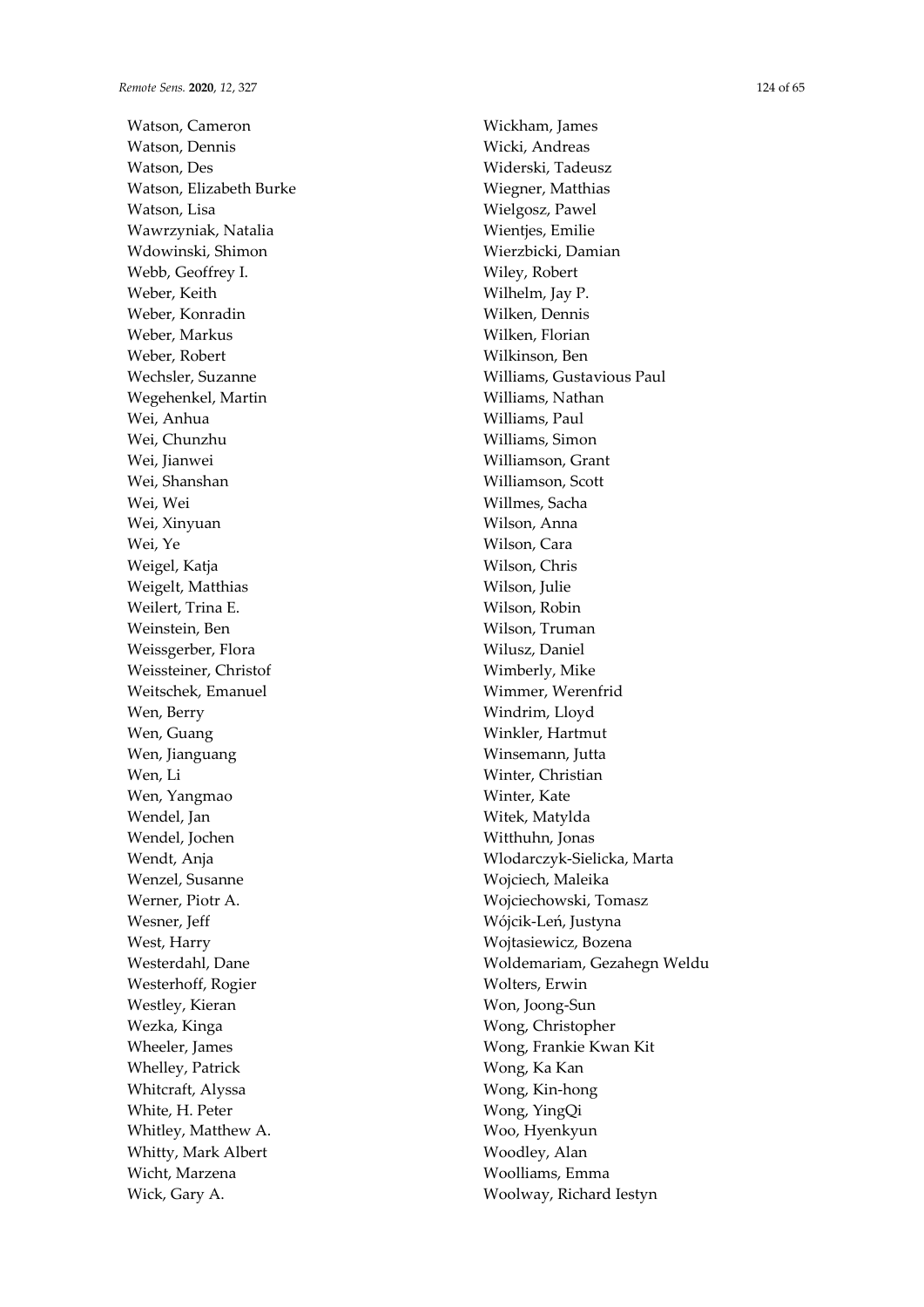Watson, Cameron
Watson, Dennis
Watson, Des
Watson, Elizabeth Burke
Watson, Lisa
Wawrzyniak, Natalia
Wdowinski, Shimon
Webb, Geoffrey I.
Weber, Keith
Weber, Konradin
Weber, Markus
Weber, Robert
Wechsler, Suzanne
Wegehenkel, Martin
Wei, Anhua
Wei, Chunzhu
Wei, Jianwei
Wei, Shanshan
Wei, Wei
Wei, Xinyuan
Wei, Ye
Weigel, Katja
Weigelt, Matthias
Weilert, Trina E.
Weinstein, Ben
Weissgerber, Flora
Weissteiner, Christof
Weitschek, Emanuel
Wen, Berry
Wen, Guang
Wen, Jianguang
Wen, Li
Wen, Yangmao
Wendel, Jan
Wendel, Jochen
Wendt, Anja
Wenzel, Susanne
Werner, Piotr A.
Wesner, Jeff
West, Harry
Westerdahl, Dane
Westerhoff, Rogier
Westley, Kieran
Wezka, Kinga
Wheeler, James
Whelley, Patrick
Whitcraft, Alyssa
White, H. Peter
Whitley, Matthew A.
Whitty, Mark Albert
Wicht, Marzena
Wick, Gary A.
Wickham, James
Wicki, Andreas
Widerski, Tadeusz
Wiegner, Matthias
Wielgosz, Pawel
Wientjes, Emilie
Wierzbicki, Damian
Wiley, Robert
Wilhelm, Jay P.
Wilken, Dennis
Wilken, Florian
Wilkinson, Ben
Williams, Gustavious Paul
Williams, Nathan
Williams, Paul
Williams, Simon
Williamson, Grant
Williamson, Scott
Willmes, Sacha
Wilson, Anna
Wilson, Cara
Wilson, Chris
Wilson, Julie
Wilson, Robin
Wilson, Truman
Wilusz, Daniel
Wimberly, Mike
Wimmer, Werenfrid
Windrim, Lloyd
Winkler, Hartmut
Winsemann, Jutta
Winter, Christian
Winter, Kate
Witek, Matylda
Witthuhn, Jonas
Wlodarczyk-Sielicka, Marta
Wojciech, Maleika
Wojciechowski, Tomasz
Wójcik-Leń, Justyna
Wojtasiewicz, Bozena
Woldemariam, Gezahegn Weldu
Wolters, Erwin
Won, Joong-Sun
Wong, Christopher
Wong, Frankie Kwan Kit
Wong, Ka Kan
Wong, Kin-hong
Wong, YingQi
Woo, Hyenkyun
Woodley, Alan
Woolliams, Emma
Woolway, Richard Iestyn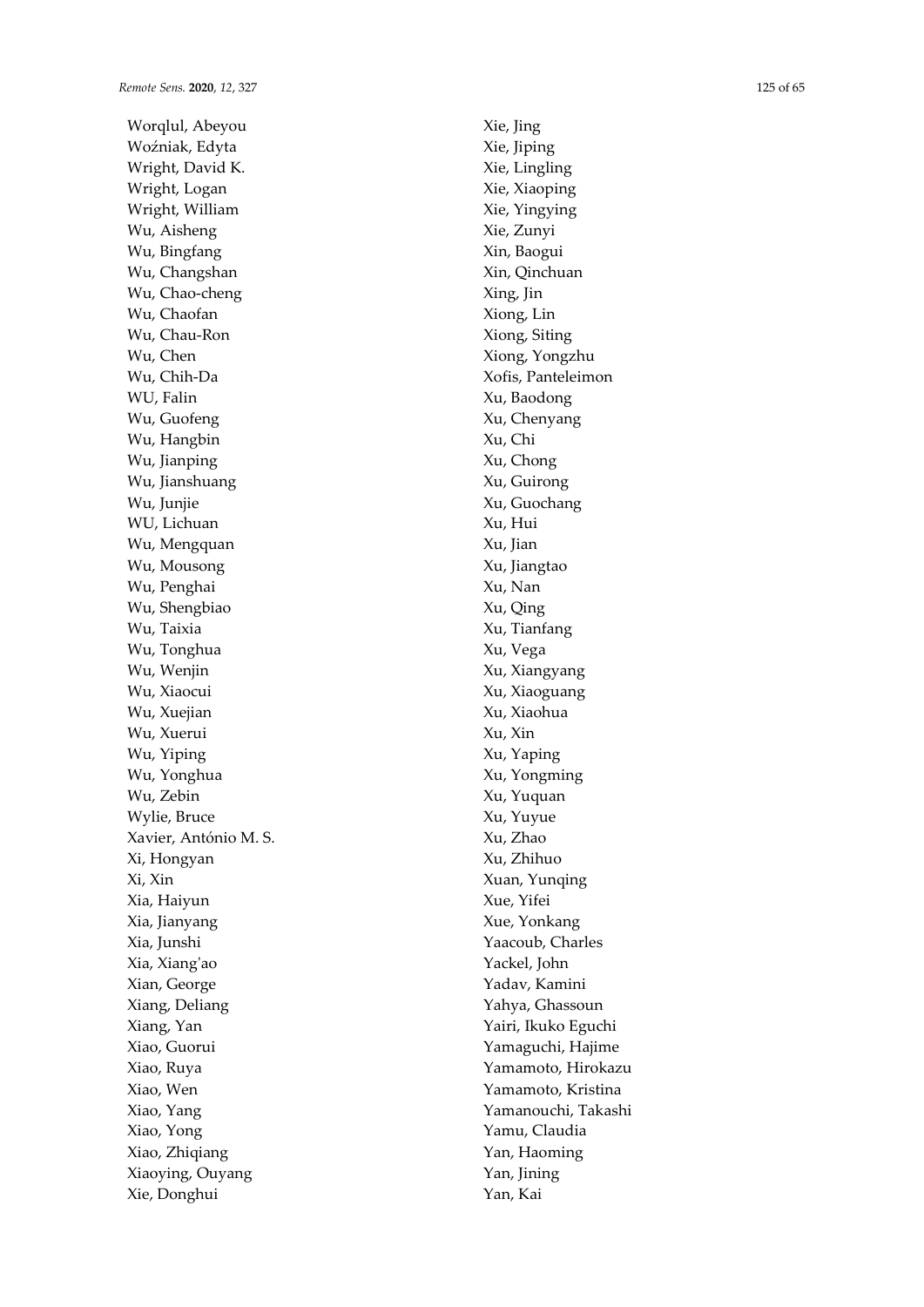Worqlul, Abeyou
Woźniak, Edyta
Wright, David K.
Wright, Logan
Wright, William
Wu, Aisheng
Wu, Bingfang
Wu, Changshan
Wu, Chao-cheng
Wu, Chaofan
Wu, Chau-Ron
Wu, Chen
Wu, Chih-Da
WU, Falin
Wu, Guofeng
Wu, Hangbin
Wu, Jianping
Wu, Jianshuang
Wu, Junjie
WU, Lichuan
Wu, Mengquan
Wu, Mousong
Wu, Penghai
Wu, Shengbiao
Wu, Taixia
Wu, Tonghua
Wu, Wenjin
Wu, Xiaocui
Wu, Xuejian
Wu, Xuerui
Wu, Yiping
Wu, Yonghua
Wu, Zebin
Wylie, Bruce
Xavier, António M. S.
Xi, Hongyan
Xi, Xin
Xia, Haiyun
Xia, Jianyang
Xia, Junshi
Xia, Xiang'ao
Xian, George
Xiang, Deliang
Xiang, Yan
Xiao, Guorui
Xiao, Ruya
Xiao, Wen
Xiao, Yang
Xiao, Yong
Xiao, Zhiqiang
Xiaoying, Ouyang
Xie, Donghui
Xie, Jing
Xie, Jiping
Xie, Lingling
Xie, Xiaoping
Xie, Yingying
Xie, Zunyi
Xin, Baogui
Xin, Qinchuan
Xing, Jin
Xiong, Lin
Xiong, Siting
Xiong, Yongzhu
Xofis, Panteleimon
Xu, Baodong
Xu, Chenyang
Xu, Chi
Xu, Chong
Xu, Guirong
Xu, Guochang
Xu, Hui
Xu, Jian
Xu, Jiangtao
Xu, Nan
Xu, Qing
Xu, Tianfang
Xu, Vega
Xu, Xiangyang
Xu, Xiaoguang
Xu, Xiaohua
Xu, Xin
Xu, Yaping
Xu, Yongming
Xu, Yuquan
Xu, Yuyue
Xu, Zhao
Xu, Zhihuo
Xuan, Yunqing
Xue, Yifei
Xue, Yonkang
Yaacoub, Charles
Yackel, John
Yadav, Kamini
Yahya, Ghassoun
Yairi, Ikuko Eguchi
Yamaguchi, Hajime
Yamamoto, Hirokazu
Yamamoto, Kristina
Yamanouchi, Takashi
Yamu, Claudia
Yan, Haoming
Yan, Jining
Yan, Kai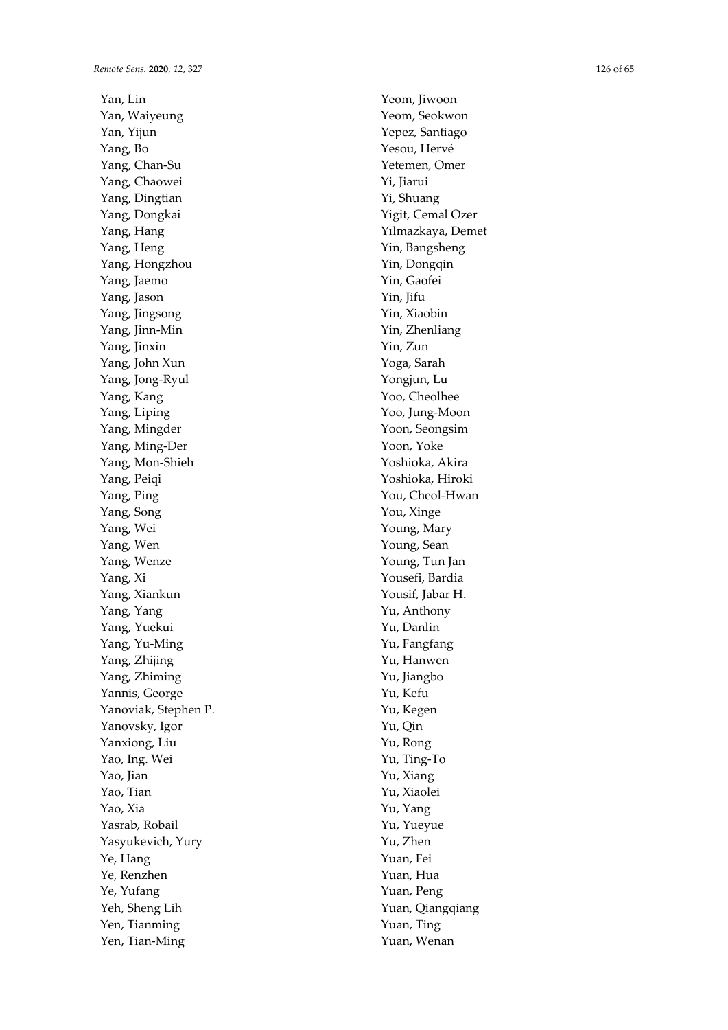Yan, Lin
Yan, Waiyeung
Yan, Yijun
Yang, Bo
Yang, Chan-Su
Yang, Chaowei
Yang, Dingtian
Yang, Dongkai
Yang, Hang
Yang, Heng
Yang, Hongzhou
Yang, Jaemo
Yang, Jason
Yang, Jingsong
Yang, Jinn-Min
Yang, Jinxin
Yang, John Xun
Yang, Jong-Ryul
Yang, Kang
Yang, Liping
Yang, Mingder
Yang, Ming-Der
Yang, Mon-Shieh
Yang, Peiqi
Yang, Ping
Yang, Song
Yang, Wei
Yang, Wen
Yang, Wenze
Yang, Xi
Yang, Xiankun
Yang, Yang
Yang, Yuekui
Yang, Yu-Ming
Yang, Zhijing
Yang, Zhiming
Yannis, George
Yanoviak, Stephen P.
Yanovsky, Igor
Yanxiong, Liu
Yao, Ing. Wei
Yao, Jian
Yao, Tian
Yao, Xia
Yasrab, Robail
Yasyukevich, Yury
Ye, Hang
Ye, Renzhen
Ye, Yufang
Yeh, Sheng Lih
Yen, Tianming
Yen, Tian-Ming
Yeom, Jiwoon
Yeom, Seokwon
Yepez, Santiago
Yesou, Hervé
Yetemen, Omer
Yi, Jiarui
Yi, Shuang
Yigit, Cemal Ozer
Yılmazkaya, Demet
Yin, Bangsheng
Yin, Dongqin
Yin, Gaofei
Yin, Jifu
Yin, Xiaobin
Yin, Zhenliang
Yin, Zun
Yoga, Sarah
Yongjun, Lu
Yoo, Cheolhee
Yoo, Jung-Moon
Yoon, Seongsim
Yoon, Yoke
Yoshioka, Akira
Yoshioka, Hiroki
You, Cheol-Hwan
You, Xinge
Young, Mary
Young, Sean
Young, Tun Jan
Yousefi, Bardia
Yousif, Jabar H.
Yu, Anthony
Yu, Danlin
Yu, Fangfang
Yu, Hanwen
Yu, Jiangbo
Yu, Kefu
Yu, Kegen
Yu, Qin
Yu, Rong
Yu, Ting-To
Yu, Xiang
Yu, Xiaolei
Yu, Yang
Yu, Yueyue
Yu, Zhen
Yuan, Fei
Yuan, Hua
Yuan, Peng
Yuan, Qiangqiang
Yuan, Ting
Yuan, Wenan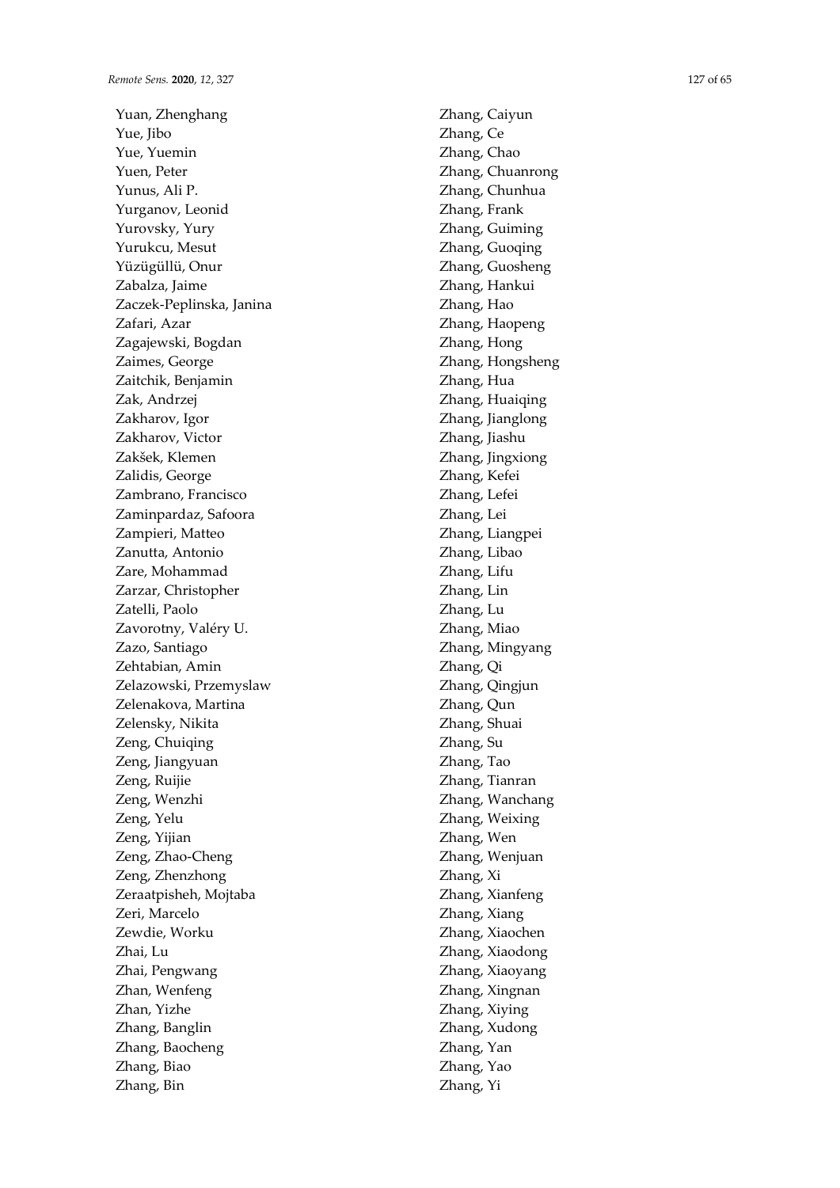Yuan, Zhenghang
Yue, Jibo
Yue, Yuemin
Yuen, Peter
Yunus, Ali P.
Yurganov, Leonid
Yurovsky, Yury
Yurukcu, Mesut
Yüzügüllü, Onur
Zabalza, Jaime
Zaczek-Peplinska, Janina
Zafari, Azar
Zagajewski, Bogdan
Zaimes, George
Zaitchik, Benjamin
Zak, Andrzej
Zakharov, Igor
Zakharov, Victor
Zakšek, Klemen
Zalidis, George
Zambrano, Francisco
Zaminpardaz, Safoora
Zampieri, Matteo
Zanutta, Antonio
Zare, Mohammad
Zarzar, Christopher
Zatelli, Paolo
Zavorotny, Valéry U.
Zazo, Santiago
Zehtabian, Amin
Zelazowski, Przemyslaw
Zelenakova, Martina
Zelensky, Nikita
Zeng, Chuiqing
Zeng, Jiangyuan
Zeng, Ruijie
Zeng, Wenzhi
Zeng, Yelu
Zeng, Yijian
Zeng, Zhao-Cheng
Zeng, Zhenzhong
Zeraatpisheh, Mojtaba
Zeri, Marcelo
Zewdie, Worku
Zhai, Lu
Zhai, Pengwang
Zhan, Wenfeng
Zhan, Yizhe
Zhang, Banglin
Zhang, Baocheng
Zhang, Biao
Zhang, Bin
Zhang, Caiyun
Zhang, Ce
Zhang, Chao
Zhang, Chuanrong
Zhang, Chunhua
Zhang, Frank
Zhang, Guiming
Zhang, Guoqing
Zhang, Guosheng
Zhang, Hankui
Zhang, Hao
Zhang, Haopeng
Zhang, Hong
Zhang, Hongsheng
Zhang, Hua
Zhang, Huaiqing
Zhang, Jianglong
Zhang, Jiashu
Zhang, Jingxiong
Zhang, Kefei
Zhang, Lefei
Zhang, Lei
Zhang, Liangpei
Zhang, Libao
Zhang, Lifu
Zhang, Lin
Zhang, Lu
Zhang, Miao
Zhang, Mingyang
Zhang, Qi
Zhang, Qingjun
Zhang, Qun
Zhang, Shuai
Zhang, Su
Zhang, Tao
Zhang, Tianran
Zhang, Wanchang
Zhang, Weixing
Zhang, Wen
Zhang, Wenjuan
Zhang, Xi
Zhang, Xianfeng
Zhang, Xiang
Zhang, Xiaochen
Zhang, Xiaodong
Zhang, Xiaoyang
Zhang, Xingnan
Zhang, Xiying
Zhang, Xudong
Zhang, Yan
Zhang, Yao
Zhang, Yi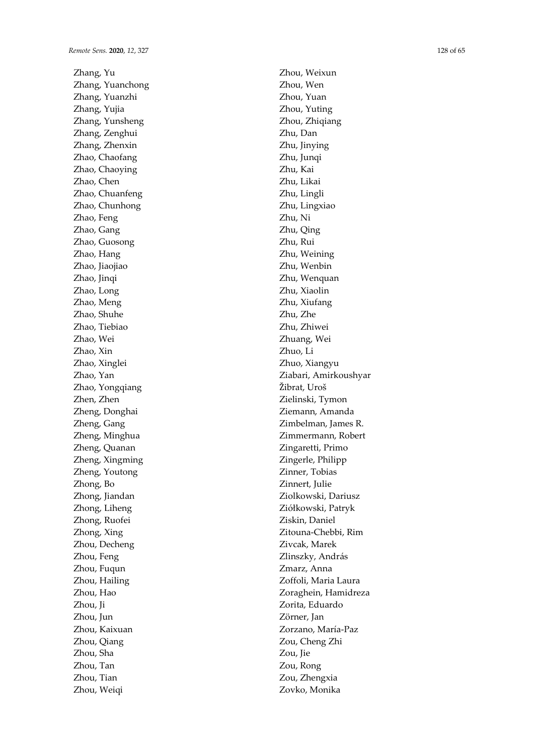Zhang, Yu
Zhang, Yuanchong
Zhang, Yuanzhi
Zhang, Yujia
Zhang, Yunsheng
Zhang, Zenghui
Zhang, Zhenxin
Zhao, Chaofang
Zhao, Chaoying
Zhao, Chen
Zhao, Chuanfeng
Zhao, Chunhong
Zhao, Feng
Zhao, Gang
Zhao, Guosong
Zhao, Hang
Zhao, Jiaojiao
Zhao, Jinqi
Zhao, Long
Zhao, Meng
Zhao, Shuhe
Zhao, Tiebiao
Zhao, Wei
Zhao, Xin
Zhao, Xinglei
Zhao, Yan
Zhao, Yongqiang
Zhen, Zhen
Zheng, Donghai
Zheng, Gang
Zheng, Minghua
Zheng, Quanan
Zheng, Xingming
Zheng, Youtong
Zhong, Bo
Zhong, Jiandan
Zhong, Liheng
Zhong, Ruofei
Zhong, Xing
Zhou, Decheng
Zhou, Feng
Zhou, Fuqun
Zhou, Hailing
Zhou, Hao
Zhou, Ji
Zhou, Jun
Zhou, Kaixuan
Zhou, Qiang
Zhou, Sha
Zhou, Tan
Zhou, Tian
Zhou, Weiqi
Zhou, Weixun
Zhou, Wen
Zhou, Yuan
Zhou, Yuting
Zhou, Zhiqiang
Zhu, Dan
Zhu, Jinying
Zhu, Junqi
Zhu, Kai
Zhu, Likai
Zhu, Lingli
Zhu, Lingxiao
Zhu, Ni
Zhu, Qing
Zhu, Rui
Zhu, Weining
Zhu, Wenbin
Zhu, Wenquan
Zhu, Xiaolin
Zhu, Xiufang
Zhu, Zhe
Zhu, Zhiwei
Zhuang, Wei
Zhuo, Li
Zhuo, Xiangyu
Ziabari, Amirkoushyar
Žibrat, Uroš
Zielinski, Tymon
Ziemann, Amanda
Zimbelman, James R.
Zimmermann, Robert
Zingaretti, Primo
Zingerle, Philipp
Zinner, Tobias
Zinnert, Julie
Ziolkowski, Dariusz
Ziółkowski, Patryk
Ziskin, Daniel
Zitouna-Chebbi, Rim
Zivcak, Marek
Zlinszky, András
Zmarz, Anna
Zoffoli, Maria Laura
Zoraghein, Hamidreza
Zorita, Eduardo
Zörner, Jan
Zorzano, María-Paz
Zou, Cheng Zhi
Zou, Jie
Zou, Rong
Zou, Zhengxia
Zovko, Monika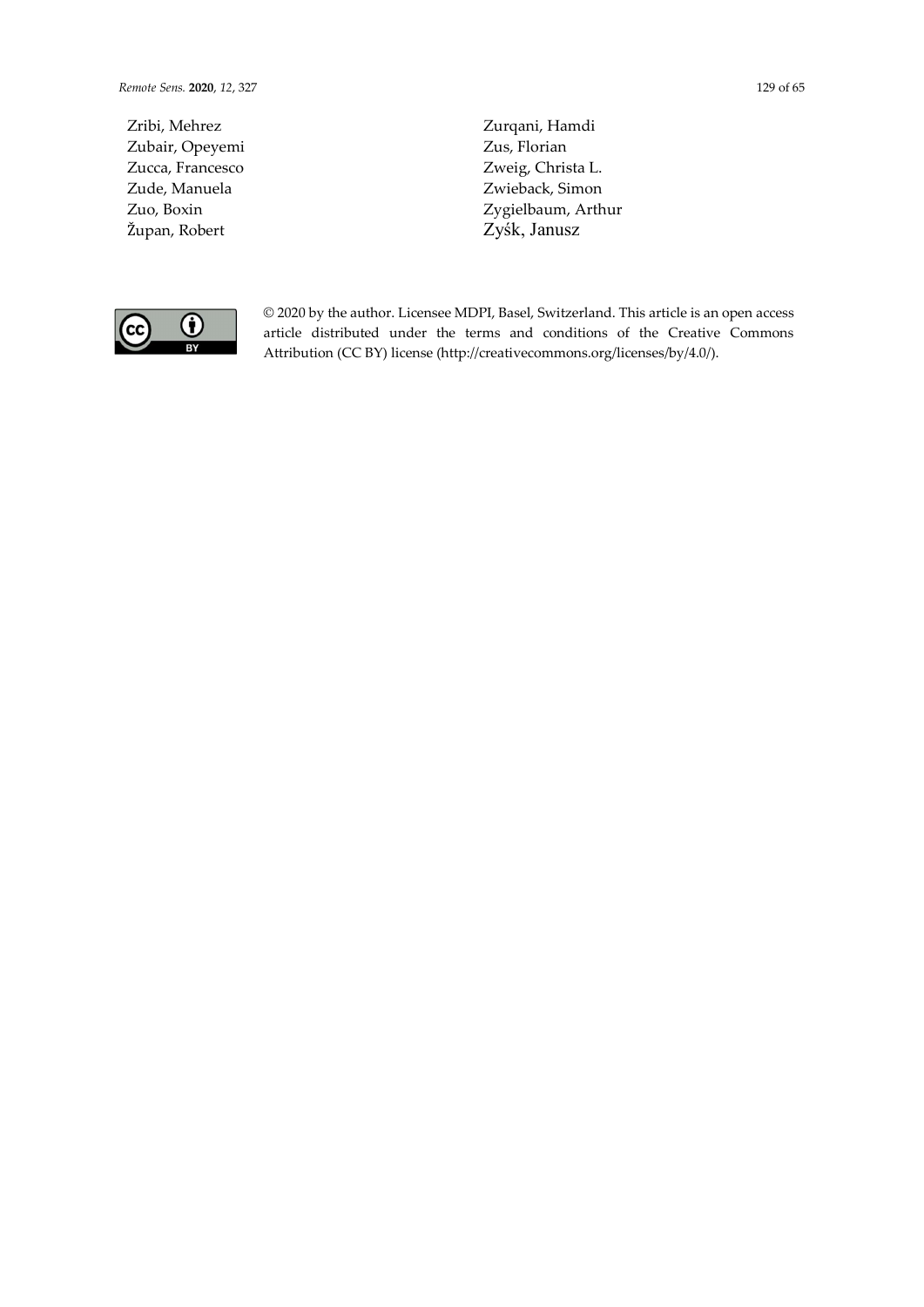Zribi, Mehrez
Zubair, Opeyemi
Zucca, Francesco
Zude, Manuela
Zuo, Boxin
Župan, Robert
Zurqani, Hamdi
Zus, Florian
Zweig, Christa L.
Zwieback, Simon
Zygielbaum, Arthur
Zyśk, Janusz

© 2020 by the author. Licensee MDPI, Basel, Switzerland. This article is an open access article distributed under the terms and conditions of the Creative Commons Attribution (CC BY) license (http://creativecommons.org/licenses/by/4.0/).